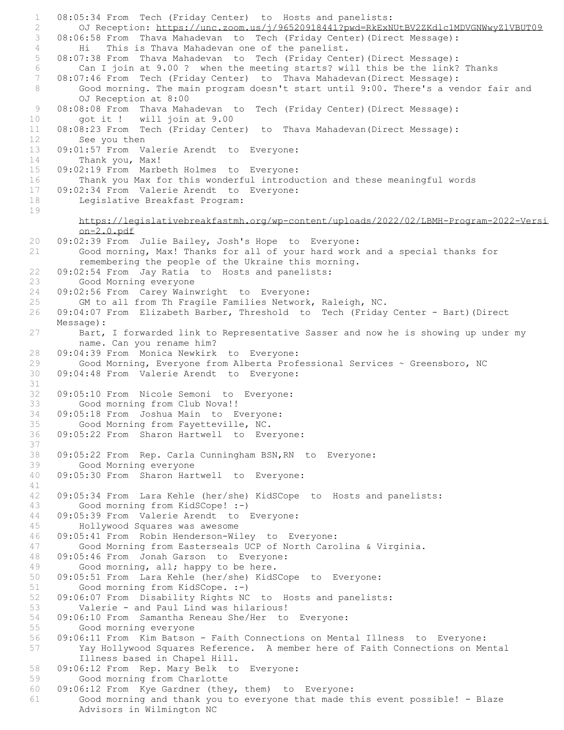```
1   08:05:34 From  Tech (Friday Center)  to  Hosts and panelists:
2       OJ Reception: https://unc.zoom.us/j/96520918441?pwd=RkExNUtBV2ZKdlc1MDVGNWwyZlVBUT09
3   08:06:58 From  Thava Mahadevan  to  Tech (Friday Center)(Direct Message):
4       Hi   This is Thava Mahadevan one of the panelist.
5   08:07:38 From  Thava Mahadevan  to  Tech (Friday Center)(Direct Message):
6       Can I join at 9.00 ?  when the meeting starts? will this be the link? Thanks
7   08:07:46 From  Tech (Friday Center)  to  Thava Mahadevan(Direct Message):
8       Good morning. The main program doesn't start until 9:00. There's a vendor fair and
        OJ Reception at 8:00
9   08:08:08 From  Thava Mahadevan  to  Tech (Friday Center)(Direct Message):
10      got it !   will join at 9.00
11  08:08:23 From  Tech (Friday Center)  to  Thava Mahadevan(Direct Message):
12      See you then
13  09:01:57 From  Valerie Arendt  to  Everyone:
14      Thank you, Max!
15  09:02:19 From  Marbeth Holmes  to  Everyone:
16      Thank you Max for this wonderful introduction and these meaningful words
17  09:02:34 From  Valerie Arendt  to  Everyone:
18      Legislative Breakfast Program:
19
        https://legislativebreakfastmh.org/wp-content/uploads/2022/02/LBMH-Program-2022-Version-2.0.pdf
20  09:02:39 From  Julie Bailey, Josh's Hope  to  Everyone:
21      Good morning, Max! Thanks for all of your hard work and a special thanks for
        remembering the people of the Ukraine this morning.
22  09:02:54 From  Jay Ratia  to  Hosts and panelists:
23      Good Morning everyone
24  09:02:56 From  Carey Wainwright  to  Everyone:
25      GM to all from Th Fragile Families Network, Raleigh, NC.
26  09:04:07 From  Elizabeth Barber, Threshold  to  Tech (Friday Center - Bart)(Direct
    Message):
27      Bart, I forwarded link to Representative Sasser and now he is showing up under my
        name. Can you rename him?
28  09:04:39 From  Monica Newkirk  to  Everyone:
29      Good Morning, Everyone from Alberta Professional Services ~ Greensboro, NC
30  09:04:48 From  Valerie Arendt  to  Everyone:
31
32  09:05:10 From  Nicole Semoni  to  Everyone:
33      Good morning from Club Nova!!
34  09:05:18 From  Joshua Main  to  Everyone:
35      Good Morning from Fayetteville, NC.
36  09:05:22 From  Sharon Hartwell  to  Everyone:
37
38  09:05:22 From  Rep. Carla Cunningham BSN,RN  to  Everyone:
39      Good Morning everyone
40  09:05:30 From  Sharon Hartwell  to  Everyone:
41
42  09:05:34 From  Lara Kehle (her/she) KidSCope  to  Hosts and panelists:
43      Good morning from KidSCope! :-)
44  09:05:39 From  Valerie Arendt  to  Everyone:
45      Hollywood Squares was awesome
46  09:05:41 From  Robin Henderson-Wiley  to  Everyone:
47      Good Morning from Easterseals UCP of North Carolina & Virginia.
48  09:05:46 From  Jonah Garson  to  Everyone:
49      Good morning, all; happy to be here.
50  09:05:51 From  Lara Kehle (her/she) KidSCope  to  Everyone:
51      Good morning from KidSCope. :-)
52  09:06:07 From  Disability Rights NC  to  Hosts and panelists:
53      Valerie - and Paul Lind was hilarious!
54  09:06:10 From  Samantha Reneau She/Her  to  Everyone:
55      Good morning everyone
56  09:06:11 From  Kim Batson - Faith Connections on Mental Illness  to  Everyone:
57      Yay Hollywood Squares Reference.  A member here of Faith Connections on Mental
        Illness based in Chapel Hill.
58  09:06:12 From  Rep. Mary Belk  to  Everyone:
59      Good morning from Charlotte
60  09:06:12 From  Kye Gardner (they, them)  to  Everyone:
61      Good morning and thank you to everyone that made this event possible! - Blaze
        Advisors in Wilmington NC
```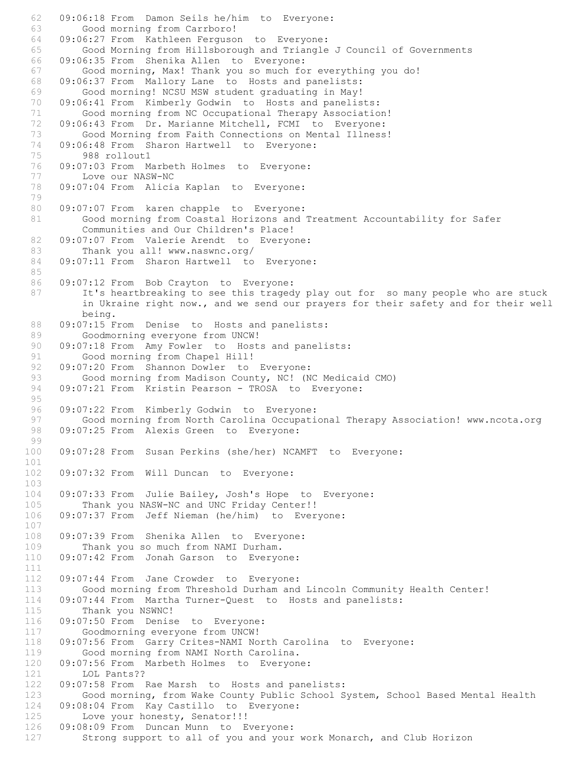```
62   09:06:18 From  Damon Seils he/him  to  Everyone:
63       Good morning from Carrboro!
64   09:06:27 From  Kathleen Ferguson  to  Everyone:
65       Good Morning from Hillsborough and Triangle J Council of Governments
66   09:06:35 From  Shenika Allen  to  Everyone:
67       Good morning, Max! Thank you so much for everything you do!
68   09:06:37 From  Mallory Lane  to  Hosts and panelists:
69       Good morning! NCSU MSW student graduating in May!
70   09:06:41 From  Kimberly Godwin  to  Hosts and panelists:
71       Good morning from NC Occupational Therapy Association!
72   09:06:43 From  Dr. Marianne Mitchell, FCMI  to  Everyone:
73       Good Morning from Faith Connections on Mental Illness!
74   09:06:48 From  Sharon Hartwell  to  Everyone:
75       988 rollout1
76   09:07:03 From  Marbeth Holmes  to  Everyone:
77       Love our NASW-NC
78   09:07:04 From  Alicia Kaplan  to  Everyone:
79
80   09:07:07 From  karen chapple  to  Everyone:
81       Good morning from Coastal Horizons and Treatment Accountability for Safer
         Communities and Our Children's Place!
82   09:07:07 From  Valerie Arendt  to  Everyone:
83       Thank you all! www.naswnc.org/
84   09:07:11 From  Sharon Hartwell  to  Everyone:
85
86   09:07:12 From  Bob Crayton  to  Everyone:
87       It's heartbreaking to see this tragedy play out for  so many people who are stuck
         in Ukraine right now., and we send our prayers for their safety and for their well
         being.
88   09:07:15 From  Denise  to  Hosts and panelists:
89       Goodmorning everyone from UNCW!
90   09:07:18 From  Amy Fowler  to  Hosts and panelists:
91       Good morning from Chapel Hill!
92   09:07:20 From  Shannon Dowler  to  Everyone:
93       Good morning from Madison County, NC! (NC Medicaid CMO)
94   09:07:21 From  Kristin Pearson - TROSA  to  Everyone:
95
96   09:07:22 From  Kimberly Godwin  to  Everyone:
97       Good morning from North Carolina Occupational Therapy Association! www.ncota.org
98   09:07:25 From  Alexis Green  to  Everyone:
99
100  09:07:28 From  Susan Perkins (she/her) NCAMFT  to  Everyone:
101
102  09:07:32 From  Will Duncan  to  Everyone:
103
104  09:07:33 From  Julie Bailey, Josh's Hope  to  Everyone:
105      Thank you NASW-NC and UNC Friday Center!!
106  09:07:37 From  Jeff Nieman (he/him)  to  Everyone:
107
108  09:07:39 From  Shenika Allen  to  Everyone:
109      Thank you so much from NAMI Durham.
110  09:07:42 From  Jonah Garson  to  Everyone:
111
112  09:07:44 From  Jane Crowder  to  Everyone:
113      Good morning from Threshold Durham and Lincoln Community Health Center!
114  09:07:44 From  Martha Turner-Quest  to  Hosts and panelists:
115      Thank you NSWNC!
116  09:07:50 From  Denise  to  Everyone:
117      Goodmorning everyone from UNCW!
118  09:07:56 From  Garry Crites-NAMI North Carolina  to  Everyone:
119      Good morning from NAMI North Carolina.
120  09:07:56 From  Marbeth Holmes  to  Everyone:
121      LOL Pants??
122  09:07:58 From  Rae Marsh  to  Hosts and panelists:
123      Good morning, from Wake County Public School System, School Based Mental Health
124  09:08:04 From  Kay Castillo  to  Everyone:
125      Love your honesty, Senator!!!
126  09:08:09 From  Duncan Munn  to  Everyone:
127      Strong support to all of you and your work Monarch, and Club Horizon
```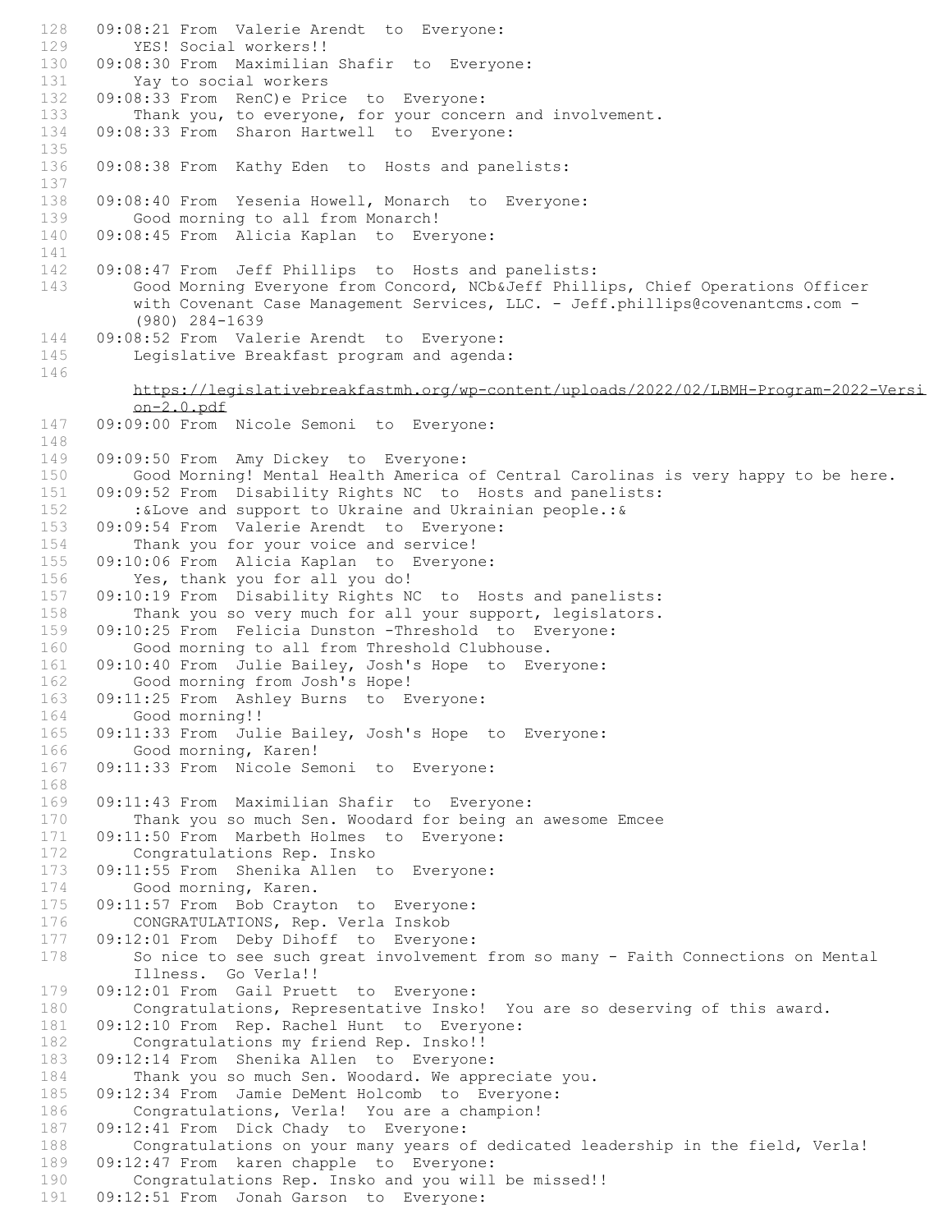128 09:08:21 From Valerie Arendt to Everyone:
129 YES! Social workers!!
130 09:08:30 From Maximilian Shafir to Everyone:
131 Yay to social workers
132 09:08:33 From RenC)e Price to Everyone:
133 Thank you, to everyone, for your concern and involvement.
134 09:08:33 From Sharon Hartwell to Everyone:
135
136 09:08:38 From Kathy Eden to Hosts and panelists:
137
138 09:08:40 From Yesenia Howell, Monarch to Everyone:
139 Good morning to all from Monarch!
140 09:08:45 From Alicia Kaplan to Everyone:
141
142 09:08:47 From Jeff Phillips to Hosts and panelists:
143 Good Morning Everyone from Concord, NCb&Jeff Phillips, Chief Operations Officer with Covenant Case Management Services, LLC. - Jeff.phillips@covenantcms.com - (980) 284-1639
144 09:08:52 From Valerie Arendt to Everyone:
145 Legislative Breakfast program and agenda:
146 https://legislativebreakfastmh.org/wp-content/uploads/2022/02/LBMH-Program-2022-Version-2.0.pdf
147 09:09:00 From Nicole Semoni to Everyone:
148
149 09:09:50 From Amy Dickey to Everyone:
150 Good Morning! Mental Health America of Central Carolinas is very happy to be here.
151 09:09:52 From Disability Rights NC to Hosts and panelists:
152 :&Love and support to Ukraine and Ukrainian people.:&
153 09:09:54 From Valerie Arendt to Everyone:
154 Thank you for your voice and service!
155 09:10:06 From Alicia Kaplan to Everyone:
156 Yes, thank you for all you do!
157 09:10:19 From Disability Rights NC to Hosts and panelists:
158 Thank you so very much for all your support, legislators.
159 09:10:25 From Felicia Dunston -Threshold to Everyone:
160 Good morning to all from Threshold Clubhouse.
161 09:10:40 From Julie Bailey, Josh's Hope to Everyone:
162 Good morning from Josh's Hope!
163 09:11:25 From Ashley Burns to Everyone:
164 Good morning!!
165 09:11:33 From Julie Bailey, Josh's Hope to Everyone:
166 Good morning, Karen!
167 09:11:33 From Nicole Semoni to Everyone:
168
169 09:11:43 From Maximilian Shafir to Everyone:
170 Thank you so much Sen. Woodard for being an awesome Emcee
171 09:11:50 From Marbeth Holmes to Everyone:
172 Congratulations Rep. Insko
173 09:11:55 From Shenika Allen to Everyone:
174 Good morning, Karen.
175 09:11:57 From Bob Crayton to Everyone:
176 CONGRATULATIONS, Rep. Verla Inskob
177 09:12:01 From Deby Dihoff to Everyone:
178 So nice to see such great involvement from so many - Faith Connections on Mental Illness. Go Verla!!
179 09:12:01 From Gail Pruett to Everyone:
180 Congratulations, Representative Insko! You are so deserving of this award.
181 09:12:10 From Rep. Rachel Hunt to Everyone:
182 Congratulations my friend Rep. Insko!!
183 09:12:14 From Shenika Allen to Everyone:
184 Thank you so much Sen. Woodard. We appreciate you.
185 09:12:34 From Jamie DeMent Holcomb to Everyone:
186 Congratulations, Verla! You are a champion!
187 09:12:41 From Dick Chady to Everyone:
188 Congratulations on your many years of dedicated leadership in the field, Verla!
189 09:12:47 From karen chapple to Everyone:
190 Congratulations Rep. Insko and you will be missed!!
191 09:12:51 From Jonah Garson to Everyone: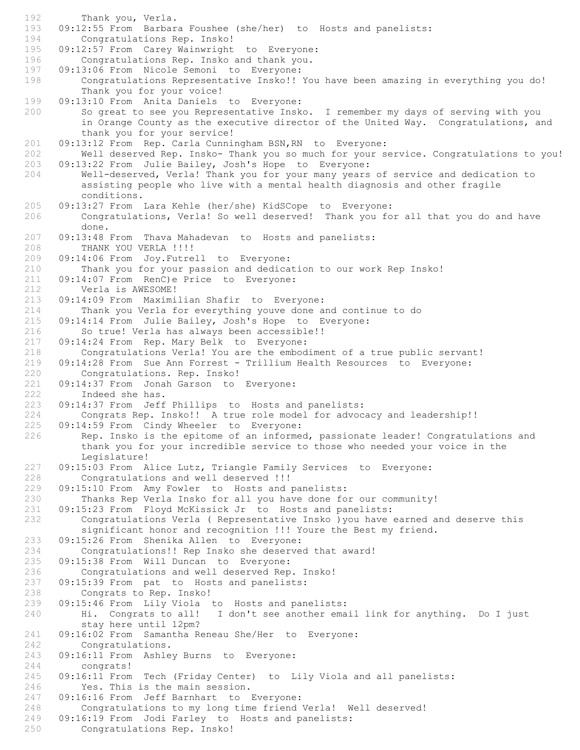```
192        Thank you, Verla.
193    09:12:55 From  Barbara Foushee (she/her)  to  Hosts and panelists:
194        Congratulations Rep. Insko!
195    09:12:57 From  Carey Wainwright  to  Everyone:
196        Congratulations Rep. Insko and thank you.
197    09:13:06 From  Nicole Semoni  to  Everyone:
198        Congratulations Representative Insko!! You have been amazing in everything you do!
           Thank you for your voice!
199    09:13:10 From  Anita Daniels  to  Everyone:
200        So great to see you Representative Insko.  I remember my days of serving with you
           in Orange County as the executive director of the United Way.  Congratulations, and
           thank you for your service!
201    09:13:12 From  Rep. Carla Cunningham BSN,RN  to  Everyone:
202        Well deserved Rep. Insko- Thank you so much for your service. Congratulations to you!
203    09:13:22 From  Julie Bailey, Josh's Hope  to  Everyone:
204        Well-deserved, Verla! Thank you for your many years of service and dedication to
           assisting people who live with a mental health diagnosis and other fragile
           conditions.
205    09:13:27 From  Lara Kehle (her/she) KidSCope  to  Everyone:
206        Congratulations, Verla! So well deserved!  Thank you for all that you do and have
           done.
207    09:13:48 From  Thava Mahadevan  to  Hosts and panelists:
208        THANK YOU VERLA !!!!
209    09:14:06 From  Joy.Futrell  to  Everyone:
210        Thank you for your passion and dedication to our work Rep Insko!
211    09:14:07 From  RenC)e Price  to  Everyone:
212        Verla is AWESOME!
213    09:14:09 From  Maximilian Shafir  to  Everyone:
214        Thank you Verla for everything youve done and continue to do
215    09:14:14 From  Julie Bailey, Josh's Hope  to  Everyone:
216        So true! Verla has always been accessible!!
217    09:14:24 From  Rep. Mary Belk  to  Everyone:
218        Congratulations Verla! You are the embodiment of a true public servant!
219    09:14:28 From  Sue Ann Forrest - Trillium Health Resources  to  Everyone:
220        Congratulations. Rep. Insko!
221    09:14:37 From  Jonah Garson  to  Everyone:
222        Indeed she has.
223    09:14:37 From  Jeff Phillips  to  Hosts and panelists:
224        Congrats Rep. Insko!!  A true role model for advocacy and leadership!!
225    09:14:59 From  Cindy Wheeler  to  Everyone:
226        Rep. Insko is the epitome of an informed, passionate leader! Congratulations and
           thank you for your incredible service to those who needed your voice in the
           Legislature!
227    09:15:03 From  Alice Lutz, Triangle Family Services  to  Everyone:
228        Congratulations and well deserved !!!
229    09:15:10 From  Amy Fowler  to  Hosts and panelists:
230        Thanks Rep Verla Insko for all you have done for our community!
231    09:15:23 From  Floyd McKissick Jr  to  Hosts and panelists:
232        Congratulations Verla ( Representative Insko )you have earned and deserve this
           significant honor and recognition !!! Youre the Best my friend.
233    09:15:26 From  Shenika Allen  to  Everyone:
234        Congratulations!! Rep Insko she deserved that award!
235    09:15:38 From  Will Duncan  to  Everyone:
236        Congratulations and well deserved Rep. Insko!
237    09:15:39 From  pat  to  Hosts and panelists:
238        Congrats to Rep. Insko!
239    09:15:46 From  Lily Viola  to  Hosts and panelists:
240        Hi.  Congrats to all!   I don't see another email link for anything.  Do I just
           stay here until 12pm?
241    09:16:02 From  Samantha Reneau She/Her  to  Everyone:
242        Congratulations.
243    09:16:11 From  Ashley Burns  to  Everyone:
244        congrats!
245    09:16:11 From  Tech (Friday Center)  to  Lily Viola and all panelists:
246        Yes. This is the main session.
247    09:16:16 From  Jeff Barnhart  to  Everyone:
248        Congratulations to my long time friend Verla!  Well deserved!
249    09:16:19 From  Jodi Farley  to  Hosts and panelists:
250        Congratulations Rep. Insko!
```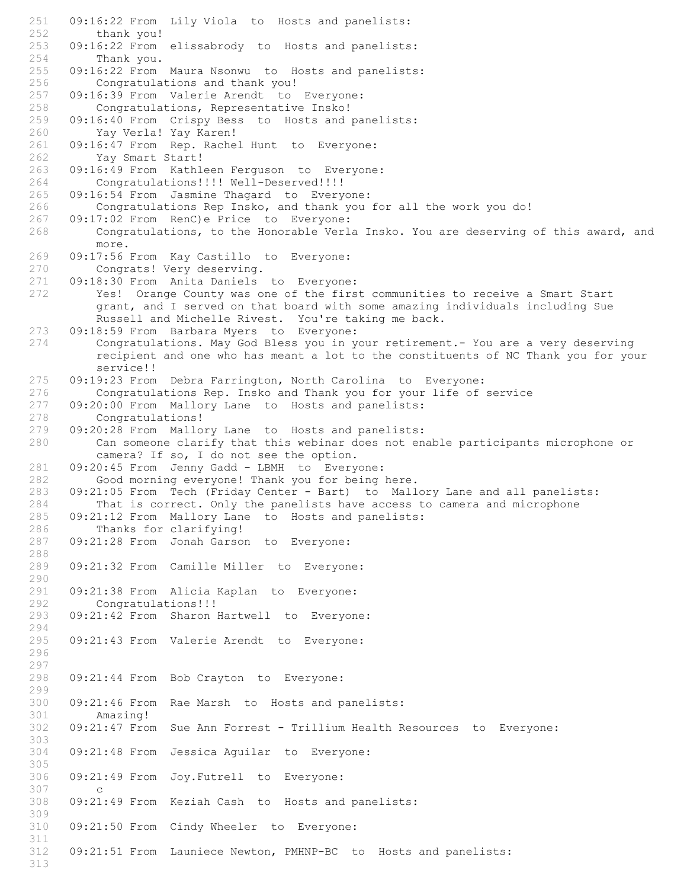```
251   09:16:22 From  Lily Viola  to  Hosts and panelists:
252       thank you!
253   09:16:22 From  elissabrody  to  Hosts and panelists:
254       Thank you.
255   09:16:22 From  Maura Nsonwu  to  Hosts and panelists:
256       Congratulations and thank you!
257   09:16:39 From  Valerie Arendt  to  Everyone:
258       Congratulations, Representative Insko!
259   09:16:40 From  Crispy Bess  to  Hosts and panelists:
260       Yay Verla! Yay Karen!
261   09:16:47 From  Rep. Rachel Hunt  to  Everyone:
262       Yay Smart Start!
263   09:16:49 From  Kathleen Ferguson  to  Everyone:
264       Congratulations!!!! Well-Deserved!!!!
265   09:16:54 From  Jasmine Thagard  to  Everyone:
266       Congratulations Rep Insko, and thank you for all the work you do!
267   09:17:02 From  RenC)e Price  to  Everyone:
268       Congratulations, to the Honorable Verla Insko. You are deserving of this award, and
          more.
269   09:17:56 From  Kay Castillo  to  Everyone:
270       Congrats! Very deserving.
271   09:18:30 From  Anita Daniels  to  Everyone:
272       Yes!  Orange County was one of the first communities to receive a Smart Start
          grant, and I served on that board with some amazing individuals including Sue
          Russell and Michelle Rivest.  You're taking me back.
273   09:18:59 From  Barbara Myers  to  Everyone:
274       Congratulations. May God Bless you in your retirement.- You are a very deserving
          recipient and one who has meant a lot to the constituents of NC Thank you for your
          service!!
275   09:19:23 From  Debra Farrington, North Carolina  to  Everyone:
276       Congratulations Rep. Insko and Thank you for your life of service
277   09:20:00 From  Mallory Lane  to  Hosts and panelists:
278       Congratulations!
279   09:20:28 From  Mallory Lane  to  Hosts and panelists:
280       Can someone clarify that this webinar does not enable participants microphone or
          camera? If so, I do not see the option.
281   09:20:45 From  Jenny Gadd - LBMH  to  Everyone:
282       Good morning everyone! Thank you for being here.
283   09:21:05 From  Tech (Friday Center - Bart)  to  Mallory Lane and all panelists:
284       That is correct. Only the panelists have access to camera and microphone
285   09:21:12 From  Mallory Lane  to  Hosts and panelists:
286       Thanks for clarifying!
287   09:21:28 From  Jonah Garson  to  Everyone:
288
289   09:21:32 From  Camille Miller  to  Everyone:
290
291   09:21:38 From  Alicia Kaplan  to  Everyone:
292       Congratulations!!!
293   09:21:42 From  Sharon Hartwell  to  Everyone:
294
295   09:21:43 From  Valerie Arendt  to  Everyone:
296
297
298   09:21:44 From  Bob Crayton  to  Everyone:
299
300   09:21:46 From  Rae Marsh  to  Hosts and panelists:
301       Amazing!
302   09:21:47 From  Sue Ann Forrest - Trillium Health Resources  to  Everyone:
303
304   09:21:48 From  Jessica Aguilar  to  Everyone:
305
306   09:21:49 From  Joy.Futrell  to  Everyone:
307       c
308   09:21:49 From  Keziah Cash  to  Hosts and panelists:
309
310   09:21:50 From  Cindy Wheeler  to  Everyone:
311
312   09:21:51 From  Launiece Newton, PMHNP-BC  to  Hosts and panelists:
313
```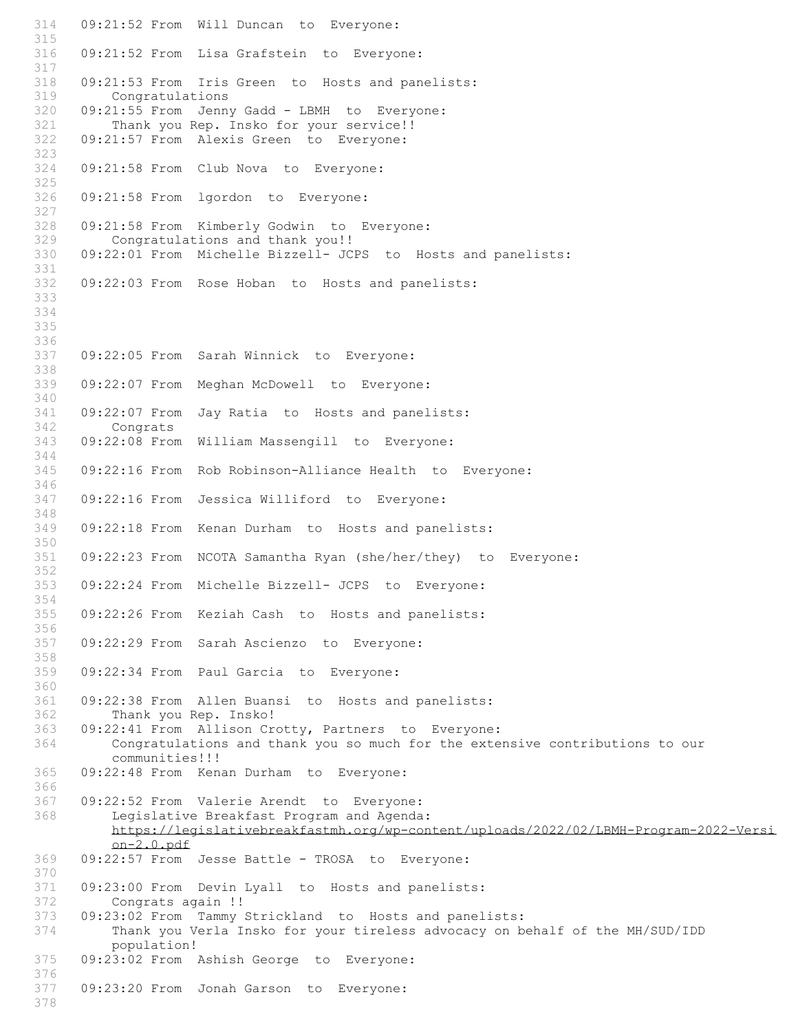```
314   09:21:52 From  Will Duncan  to  Everyone:
315   
316   09:21:52 From  Lisa Grafstein  to  Everyone:
317   
318   09:21:53 From  Iris Green  to  Hosts and panelists:
319       Congratulations
320   09:21:55 From  Jenny Gadd - LBMH  to  Everyone:
321       Thank you Rep. Insko for your service!!
322   09:21:57 From  Alexis Green  to  Everyone:
323   
324   09:21:58 From  Club Nova  to  Everyone:
325   
326   09:21:58 From  lgordon  to  Everyone:
327   
328   09:21:58 From  Kimberly Godwin  to  Everyone:
329       Congratulations and thank you!!
330   09:22:01 From  Michelle Bizzell- JCPS  to  Hosts and panelists:
331   
332   09:22:03 From  Rose Hoban  to  Hosts and panelists:
333   
334   
335   
336   
337   09:22:05 From  Sarah Winnick  to  Everyone:
338   
339   09:22:07 From  Meghan McDowell  to  Everyone:
340   
341   09:22:07 From  Jay Ratia  to  Hosts and panelists:
342       Congrats
343   09:22:08 From  William Massengill  to  Everyone:
344   
345   09:22:16 From  Rob Robinson-Alliance Health  to  Everyone:
346   
347   09:22:16 From  Jessica Williford  to  Everyone:
348   
349   09:22:18 From  Kenan Durham  to  Hosts and panelists:
350   
351   09:22:23 From  NCOTA Samantha Ryan (she/her/they)  to  Everyone:
352   
353   09:22:24 From  Michelle Bizzell- JCPS  to  Everyone:
354   
355   09:22:26 From  Keziah Cash  to  Hosts and panelists:
356   
357   09:22:29 From  Sarah Ascienzo  to  Everyone:
358   
359   09:22:34 From  Paul Garcia  to  Everyone:
360   
361   09:22:38 From  Allen Buansi  to  Hosts and panelists:
362       Thank you Rep. Insko!
363   09:22:41 From  Allison Crotty, Partners  to  Everyone:
364       Congratulations and thank you so much for the extensive contributions to our
          communities!!!
365   09:22:48 From  Kenan Durham  to  Everyone:
366   
367   09:22:52 From  Valerie Arendt  to  Everyone:
368       Legislative Breakfast Program and Agenda:
          https://legislativebreakfastmh.org/wp-content/uploads/2022/02/LBMH-Program-2022-Version-2.0.pdf
369   09:22:57 From  Jesse Battle - TROSA  to  Everyone:
370   
371   09:23:00 From  Devin Lyall  to  Hosts and panelists:
372       Congrats again !!
373   09:23:02 From  Tammy Strickland  to  Hosts and panelists:
374       Thank you Verla Insko for your tireless advocacy on behalf of the MH/SUD/IDD
          population!
375   09:23:02 From  Ashish George  to  Everyone:
376   
377   09:23:20 From  Jonah Garson  to  Everyone:
378   
```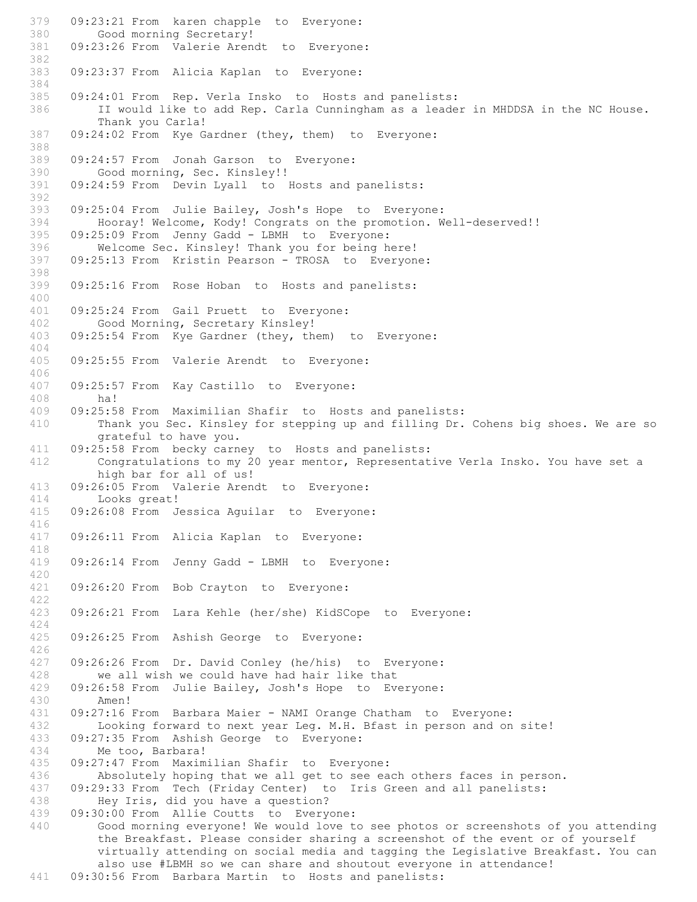```
379   09:23:21 From  karen chapple  to  Everyone:
380       Good morning Secretary!
381   09:23:26 From  Valerie Arendt  to  Everyone:
382   
383   09:23:37 From  Alicia Kaplan  to  Everyone:
384   
385   09:24:01 From  Rep. Verla Insko  to  Hosts and panelists:
386       II would like to add Rep. Carla Cunningham as a leader in MHDDSA in the NC House.
          Thank you Carla!
387   09:24:02 From  Kye Gardner (they, them)  to  Everyone:
388   
389   09:24:57 From  Jonah Garson  to  Everyone:
390       Good morning, Sec. Kinsley!!
391   09:24:59 From  Devin Lyall  to  Hosts and panelists:
392   
393   09:25:04 From  Julie Bailey, Josh's Hope  to  Everyone:
394       Hooray! Welcome, Kody! Congrats on the promotion. Well-deserved!!
395   09:25:09 From  Jenny Gadd - LBMH  to  Everyone:
396       Welcome Sec. Kinsley! Thank you for being here!
397   09:25:13 From  Kristin Pearson - TROSA  to  Everyone:
398   
399   09:25:16 From  Rose Hoban  to  Hosts and panelists:
400   
401   09:25:24 From  Gail Pruett  to  Everyone:
402       Good Morning, Secretary Kinsley!
403   09:25:54 From  Kye Gardner (they, them)  to  Everyone:
404   
405   09:25:55 From  Valerie Arendt  to  Everyone:
406   
407   09:25:57 From  Kay Castillo  to  Everyone:
408       ha!
409   09:25:58 From  Maximilian Shafir  to  Hosts and panelists:
410       Thank you Sec. Kinsley for stepping up and filling Dr. Cohens big shoes. We are so
          grateful to have you.
411   09:25:58 From  becky carney  to  Hosts and panelists:
412       Congratulations to my 20 year mentor, Representative Verla Insko. You have set a
          high bar for all of us!
413   09:26:05 From  Valerie Arendt  to  Everyone:
414       Looks great!
415   09:26:08 From  Jessica Aguilar  to  Everyone:
416   
417   09:26:11 From  Alicia Kaplan  to  Everyone:
418   
419   09:26:14 From  Jenny Gadd - LBMH  to  Everyone:
420   
421   09:26:20 From  Bob Crayton  to  Everyone:
422   
423   09:26:21 From  Lara Kehle (her/she) KidSCope  to  Everyone:
424   
425   09:26:25 From  Ashish George  to  Everyone:
426   
427   09:26:26 From  Dr. David Conley (he/his)  to  Everyone:
428       we all wish we could have had hair like that
429   09:26:58 From  Julie Bailey, Josh's Hope  to  Everyone:
430       Amen!
431   09:27:16 From  Barbara Maier - NAMI Orange Chatham  to  Everyone:
432       Looking forward to next year Leg. M.H. Bfast in person and on site!
433   09:27:35 From  Ashish George  to  Everyone:
434       Me too, Barbara!
435   09:27:47 From  Maximilian Shafir  to  Everyone:
436       Absolutely hoping that we all get to see each others faces in person.
437   09:29:33 From  Tech (Friday Center)  to  Iris Green and all panelists:
438       Hey Iris, did you have a question?
439   09:30:00 From  Allie Coutts  to  Everyone:
440       Good morning everyone! We would love to see photos or screenshots of you attending
          the Breakfast. Please consider sharing a screenshot of the event or of yourself
          virtually attending on social media and tagging the Legislative Breakfast. You can
          also use #LBMH so we can share and shoutout everyone in attendance!
441   09:30:56 From  Barbara Martin  to  Hosts and panelists:
```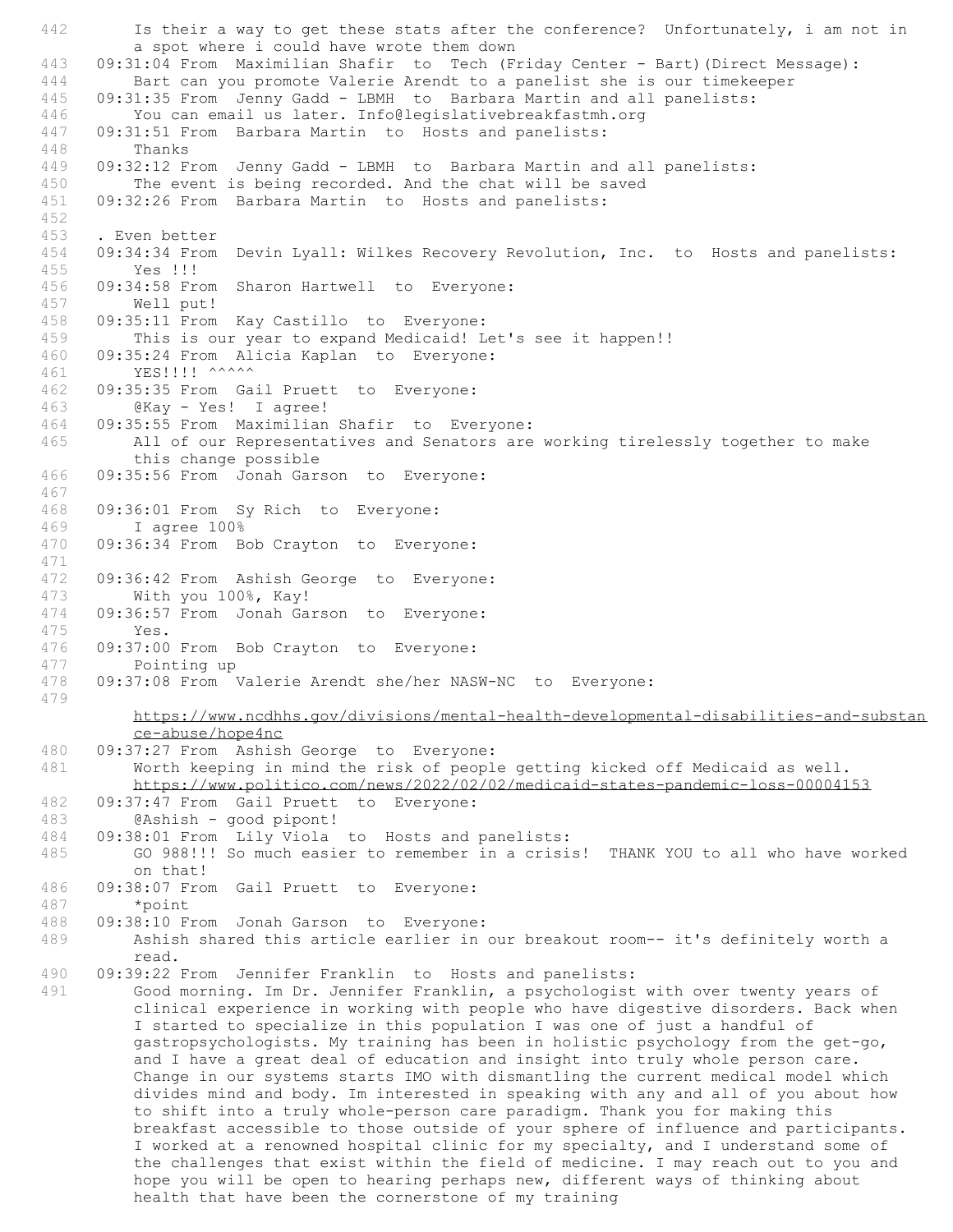442 Is their a way to get these stats after the conference? Unfortunately, i am not in a spot where i could have wrote them down
443 09:31:04 From Maximilian Shafir to Tech (Friday Center - Bart)(Direct Message):
444 Bart can you promote Valerie Arendt to a panelist she is our timekeeper
445 09:31:35 From Jenny Gadd - LBMH to Barbara Martin and all panelists:
446 You can email us later. Info@legislativebreakfastmh.org
447 09:31:51 From Barbara Martin to Hosts and panelists:
448 Thanks
449 09:32:12 From Jenny Gadd - LBMH to Barbara Martin and all panelists:
450 The event is being recorded. And the chat will be saved
451 09:32:26 From Barbara Martin to Hosts and panelists:
452
453 . Even better
454 09:34:34 From Devin Lyall: Wilkes Recovery Revolution, Inc. to Hosts and panelists:
455 Yes !!!
456 09:34:58 From Sharon Hartwell to Everyone:
457 Well put!
458 09:35:11 From Kay Castillo to Everyone:
459 This is our year to expand Medicaid! Let's see it happen!!
460 09:35:24 From Alicia Kaplan to Everyone:
461 YES!!!! ^^^^^
462 09:35:35 From Gail Pruett to Everyone:
463 @Kay - Yes! I agree!
464 09:35:55 From Maximilian Shafir to Everyone:
465 All of our Representatives and Senators are working tirelessly together to make this change possible
466 09:35:56 From Jonah Garson to Everyone:
467
468 09:36:01 From Sy Rich to Everyone:
469 I agree 100%
470 09:36:34 From Bob Crayton to Everyone:
471
472 09:36:42 From Ashish George to Everyone:
473 With you 100%, Kay!
474 09:36:57 From Jonah Garson to Everyone:
475 Yes.
476 09:37:00 From Bob Crayton to Everyone:
477 Pointing up
478 09:37:08 From Valerie Arendt she/her NASW-NC to Everyone:
479 https://www.ncdhhs.gov/divisions/mental-health-developmental-disabilities-and-substance-abuse/hope4nc
480 09:37:27 From Ashish George to Everyone:
481 Worth keeping in mind the risk of people getting kicked off Medicaid as well. https://www.politico.com/news/2022/02/02/medicaid-states-pandemic-loss-00004153
482 09:37:47 From Gail Pruett to Everyone:
483 @Ashish - good pipont!
484 09:38:01 From Lily Viola to Hosts and panelists:
485 GO 988!!! So much easier to remember in a crisis! THANK YOU to all who have worked on that!
486 09:38:07 From Gail Pruett to Everyone:
487 *point
488 09:38:10 From Jonah Garson to Everyone:
489 Ashish shared this article earlier in our breakout room-- it's definitely worth a read.
490 09:39:22 From Jennifer Franklin to Hosts and panelists:
491 Good morning. Im Dr. Jennifer Franklin, a psychologist with over twenty years of clinical experience in working with people who have digestive disorders. Back when I started to specialize in this population I was one of just a handful of gastropsychologists. My training has been in holistic psychology from the get-go, and I have a great deal of education and insight into truly whole person care. Change in our systems starts IMO with dismantling the current medical model which divides mind and body. Im interested in speaking with any and all of you about how to shift into a truly whole-person care paradigm. Thank you for making this breakfast accessible to those outside of your sphere of influence and participants. I worked at a renowned hospital clinic for my specialty, and I understand some of the challenges that exist within the field of medicine. I may reach out to you and hope you will be open to hearing perhaps new, different ways of thinking about health that have been the cornerstone of my training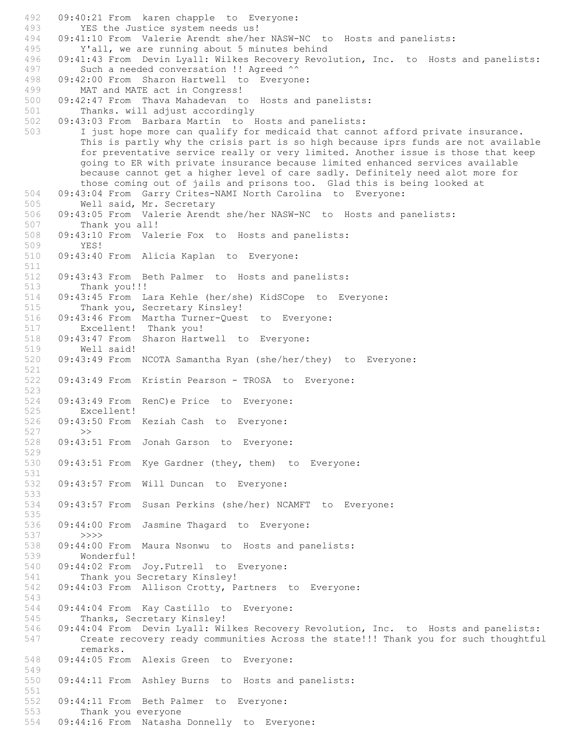```
492	09:40:21 From  karen chapple  to  Everyone:
493	    YES the Justice system needs us!
494	09:41:10 From  Valerie Arendt she/her NASW-NC  to  Hosts and panelists:
495	    Y'all, we are running about 5 minutes behind
496	09:41:43 From  Devin Lyall: Wilkes Recovery Revolution, Inc.  to  Hosts and panelists:
497	    Such a needed conversation !! Agreed ^^
498	09:42:00 From  Sharon Hartwell  to  Everyone:
499	    MAT and MATE act in Congress!
500	09:42:47 From  Thava Mahadevan  to  Hosts and panelists:
501	    Thanks. will adjust accordingly
502	09:43:03 From  Barbara Martin  to  Hosts and panelists:
503	    I just hope more can qualify for medicaid that cannot afford private insurance.
	    This is partly why the crisis part is so high because iprs funds are not available
	    for preventative service really or very limited. Another issue is those that keep
	    going to ER with private insurance because limited enhanced services available
	    because cannot get a higher level of care sadly. Definitely need alot more for
	    those coming out of jails and prisons too.  Glad this is being looked at
504	09:43:04 From  Garry Crites-NAMI North Carolina  to  Everyone:
505	    Well said, Mr. Secretary
506	09:43:05 From  Valerie Arendt she/her NASW-NC  to  Hosts and panelists:
507	    Thank you all!
508	09:43:10 From  Valerie Fox  to  Hosts and panelists:
509	    YES!
510	09:43:40 From  Alicia Kaplan  to  Everyone:
511	
512	09:43:43 From  Beth Palmer  to  Hosts and panelists:
513	    Thank you!!!
514	09:43:45 From  Lara Kehle (her/she) KidSCope  to  Everyone:
515	    Thank you, Secretary Kinsley!
516	09:43:46 From  Martha Turner-Quest  to  Everyone:
517	    Excellent!  Thank you!
518	09:43:47 From  Sharon Hartwell  to  Everyone:
519	    Well said!
520	09:43:49 From  NCOTA Samantha Ryan (she/her/they)  to  Everyone:
521	
522	09:43:49 From  Kristin Pearson - TROSA  to  Everyone:
523	
524	09:43:49 From  RenC)e Price  to  Everyone:
525	    Excellent!
526	09:43:50 From  Keziah Cash  to  Everyone:
527	    >>
528	09:43:51 From  Jonah Garson  to  Everyone:
529	
530	09:43:51 From  Kye Gardner (they, them)  to  Everyone:
531	
532	09:43:57 From  Will Duncan  to  Everyone:
533	
534	09:43:57 From  Susan Perkins (she/her) NCAMFT  to  Everyone:
535	
536	09:44:00 From  Jasmine Thagard  to  Everyone:
537	    >>>>
538	09:44:00 From  Maura Nsonwu  to  Hosts and panelists:
539	    Wonderful!
540	09:44:02 From  Joy.Futrell  to  Everyone:
541	    Thank you Secretary Kinsley!
542	09:44:03 From  Allison Crotty, Partners  to  Everyone:
543	
544	09:44:04 From  Kay Castillo  to  Everyone:
545	    Thanks, Secretary Kinsley!
546	09:44:04 From  Devin Lyall: Wilkes Recovery Revolution, Inc.  to  Hosts and panelists:
547	    Create recovery ready communities Across the state!!! Thank you for such thoughtful
	    remarks.
548	09:44:05 From  Alexis Green  to  Everyone:
549	
550	09:44:11 From  Ashley Burns  to  Hosts and panelists:
551	
552	09:44:11 From  Beth Palmer  to  Everyone:
553	    Thank you everyone
554	09:44:16 From  Natasha Donnelly  to  Everyone:
```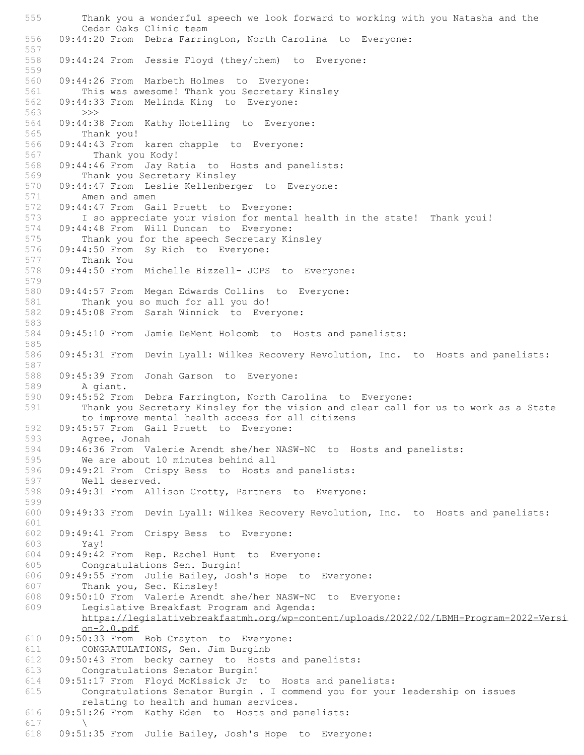```
555        Thank you a wonderful speech we look forward to working with you Natasha and the
           Cedar Oaks Clinic team
556    09:44:20 From  Debra Farrington, North Carolina  to  Everyone:
557
558    09:44:24 From  Jessie Floyd (they/them)  to  Everyone:
559
560    09:44:26 From  Marbeth Holmes  to  Everyone:
561        This was awesome! Thank you Secretary Kinsley
562    09:44:33 From  Melinda King  to  Everyone:
563        >>>
564    09:44:38 From  Kathy Hotelling  to  Everyone:
565        Thank you!
566    09:44:43 From  karen chapple  to  Everyone:
567          Thank you Kody!
568    09:44:46 From  Jay Ratia  to  Hosts and panelists:
569        Thank you Secretary Kinsley
570    09:44:47 From  Leslie Kellenberger  to  Everyone:
571        Amen and amen
572    09:44:47 From  Gail Pruett  to  Everyone:
573        I so appreciate your vision for mental health in the state!  Thank youi!
574    09:44:48 From  Will Duncan  to  Everyone:
575        Thank you for the speech Secretary Kinsley
576    09:44:50 From  Sy Rich  to  Everyone:
577        Thank You
578    09:44:50 From  Michelle Bizzell- JCPS  to  Everyone:
579
580    09:44:57 From  Megan Edwards Collins  to  Everyone:
581        Thank you so much for all you do!
582    09:45:08 From  Sarah Winnick  to  Everyone:
583
584    09:45:10 From  Jamie DeMent Holcomb  to  Hosts and panelists:
585
586    09:45:31 From  Devin Lyall: Wilkes Recovery Revolution, Inc.  to  Hosts and panelists:
587
588    09:45:39 From  Jonah Garson  to  Everyone:
589        A giant.
590    09:45:52 From  Debra Farrington, North Carolina  to  Everyone:
591        Thank you Secretary Kinsley for the vision and clear call for us to work as a State
           to improve mental health access for all citizens
592    09:45:57 From  Gail Pruett  to  Everyone:
593        Agree, Jonah
594    09:46:36 From  Valerie Arendt she/her NASW-NC  to  Hosts and panelists:
595        We are about 10 minutes behind all
596    09:49:21 From  Crispy Bess  to  Hosts and panelists:
597        Well deserved.
598    09:49:31 From  Allison Crotty, Partners  to  Everyone:
599
600    09:49:33 From  Devin Lyall: Wilkes Recovery Revolution, Inc.  to  Hosts and panelists:
601
602    09:49:41 From  Crispy Bess  to  Everyone:
603        Yay!
604    09:49:42 From  Rep. Rachel Hunt  to  Everyone:
605        Congratulations Sen. Burgin!
606    09:49:55 From  Julie Bailey, Josh's Hope  to  Everyone:
607        Thank you, Sec. Kinsley!
608    09:50:10 From  Valerie Arendt she/her NASW-NC  to  Everyone:
609        Legislative Breakfast Program and Agenda:
           https://legislativebreakfastmh.org/wp-content/uploads/2022/02/LBMH-Program-2022-Versi
           on-2.0.pdf
610    09:50:33 From  Bob Crayton  to  Everyone:
611        CONGRATULATIONS, Sen. Jim Burginb
612    09:50:43 From  becky carney  to  Hosts and panelists:
613        Congratulations Senator Burgin!
614    09:51:17 From  Floyd McKissick Jr  to  Hosts and panelists:
615        Congratulations Senator Burgin . I commend you for your leadership on issues
           relating to health and human services.
616    09:51:26 From  Kathy Eden  to  Hosts and panelists:
617        \
618    09:51:35 From  Julie Bailey, Josh's Hope  to  Everyone:
```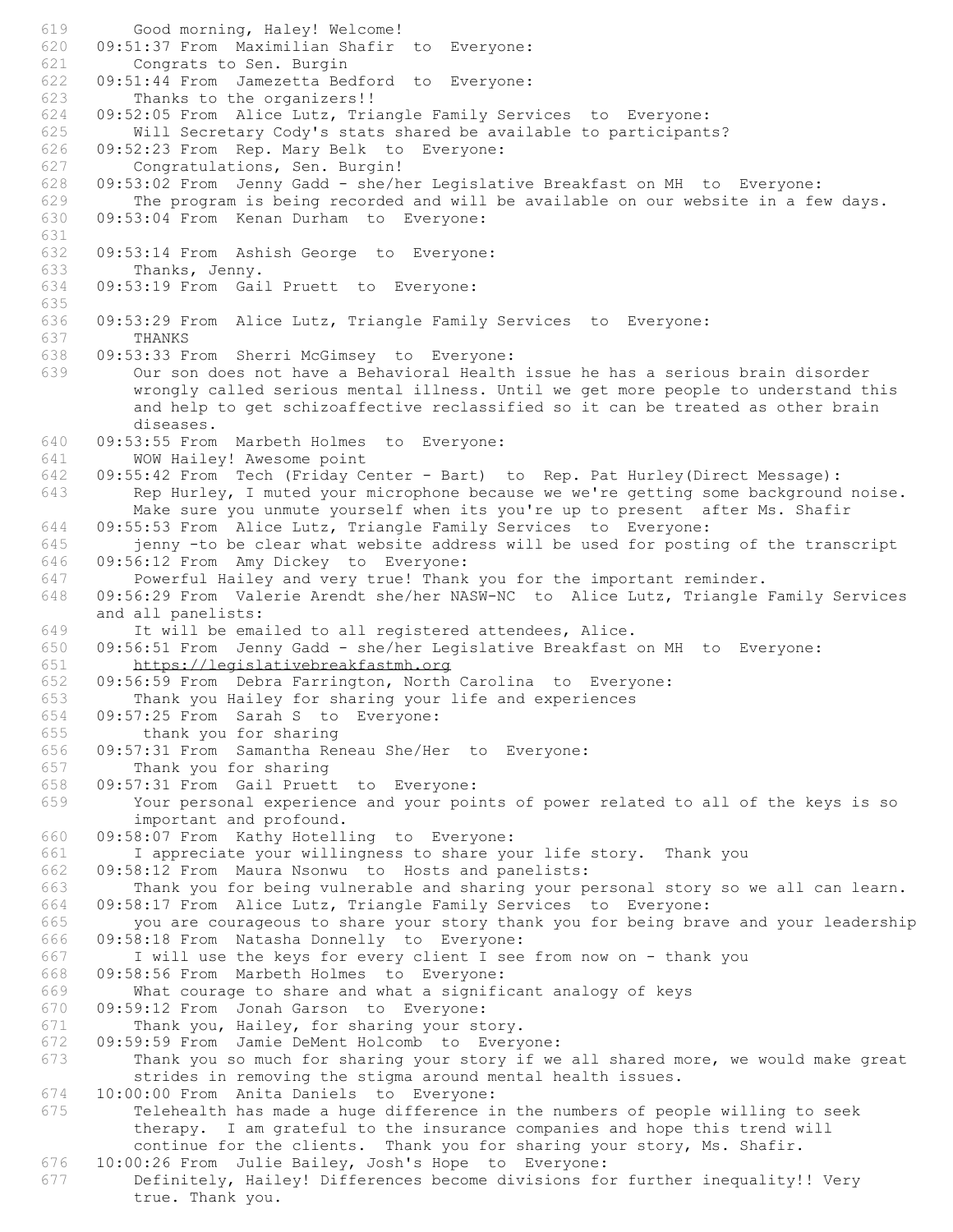```
619        Good morning, Haley! Welcome!
620    09:51:37 From  Maximilian Shafir  to  Everyone:
621        Congrats to Sen. Burgin
622    09:51:44 From  Jamezetta Bedford  to  Everyone:
623        Thanks to the organizers!!
624    09:52:05 From  Alice Lutz, Triangle Family Services  to  Everyone:
625        Will Secretary Cody's stats shared be available to participants?
626    09:52:23 From  Rep. Mary Belk  to  Everyone:
627        Congratulations, Sen. Burgin!
628    09:53:02 From  Jenny Gadd - she/her Legislative Breakfast on MH  to  Everyone:
629        The program is being recorded and will be available on our website in a few days.
630    09:53:04 From  Kenan Durham  to  Everyone:
631        
632    09:53:14 From  Ashish George  to  Everyone:
633        Thanks, Jenny.
634    09:53:19 From  Gail Pruett  to  Everyone:
635        
636    09:53:29 From  Alice Lutz, Triangle Family Services  to  Everyone:
637        THANKS
638    09:53:33 From  Sherri McGimsey  to  Everyone:
639        Our son does not have a Behavioral Health issue he has a serious brain disorder
           wrongly called serious mental illness. Until we get more people to understand this
           and help to get schizoaffective reclassified so it can be treated as other brain
           diseases.
640    09:53:55 From  Marbeth Holmes  to  Everyone:
641        WOW Hailey! Awesome point
642    09:55:42 From  Tech (Friday Center - Bart)  to  Rep. Pat Hurley(Direct Message):
643        Rep Hurley, I muted your microphone because we we're getting some background noise.
           Make sure you unmute yourself when its you're up to present  after Ms. Shafir
644    09:55:53 From  Alice Lutz, Triangle Family Services  to  Everyone:
645        jenny -to be clear what website address will be used for posting of the transcript
646    09:56:12 From  Amy Dickey  to  Everyone:
647        Powerful Hailey and very true! Thank you for the important reminder.
648    09:56:29 From  Valerie Arendt she/her NASW-NC  to  Alice Lutz, Triangle Family Services
       and all panelists:
649        It will be emailed to all registered attendees, Alice.
650    09:56:51 From  Jenny Gadd - she/her Legislative Breakfast on MH  to  Everyone:
651        https://legislativebreakfastmh.org
652    09:56:59 From  Debra Farrington, North Carolina  to  Everyone:
653        Thank you Hailey for sharing your life and experiences
654    09:57:25 From  Sarah S  to  Everyone:
655         thank you for sharing
656    09:57:31 From  Samantha Reneau She/Her  to  Everyone:
657        Thank you for sharing
658    09:57:31 From  Gail Pruett  to  Everyone:
659        Your personal experience and your points of power related to all of the keys is so
           important and profound.
660    09:58:07 From  Kathy Hotelling  to  Everyone:
661        I appreciate your willingness to share your life story.  Thank you
662    09:58:12 From  Maura Nsonwu  to  Hosts and panelists:
663        Thank you for being vulnerable and sharing your personal story so we all can learn.
664    09:58:17 From  Alice Lutz, Triangle Family Services  to  Everyone:
665        you are courageous to share your story thank you for being brave and your leadership
666    09:58:18 From  Natasha Donnelly  to  Everyone:
667        I will use the keys for every client I see from now on - thank you
668    09:58:56 From  Marbeth Holmes  to  Everyone:
669        What courage to share and what a significant analogy of keys
670    09:59:12 From  Jonah Garson  to  Everyone:
671        Thank you, Hailey, for sharing your story.
672    09:59:59 From  Jamie DeMent Holcomb  to  Everyone:
673        Thank you so much for sharing your story if we all shared more, we would make great
           strides in removing the stigma around mental health issues.
674    10:00:00 From  Anita Daniels  to  Everyone:
675        Telehealth has made a huge difference in the numbers of people willing to seek
           therapy.  I am grateful to the insurance companies and hope this trend will
           continue for the clients.  Thank you for sharing your story, Ms. Shafir.
676    10:00:26 From  Julie Bailey, Josh's Hope  to  Everyone:
677        Definitely, Hailey! Differences become divisions for further inequality!! Very
           true. Thank you.
```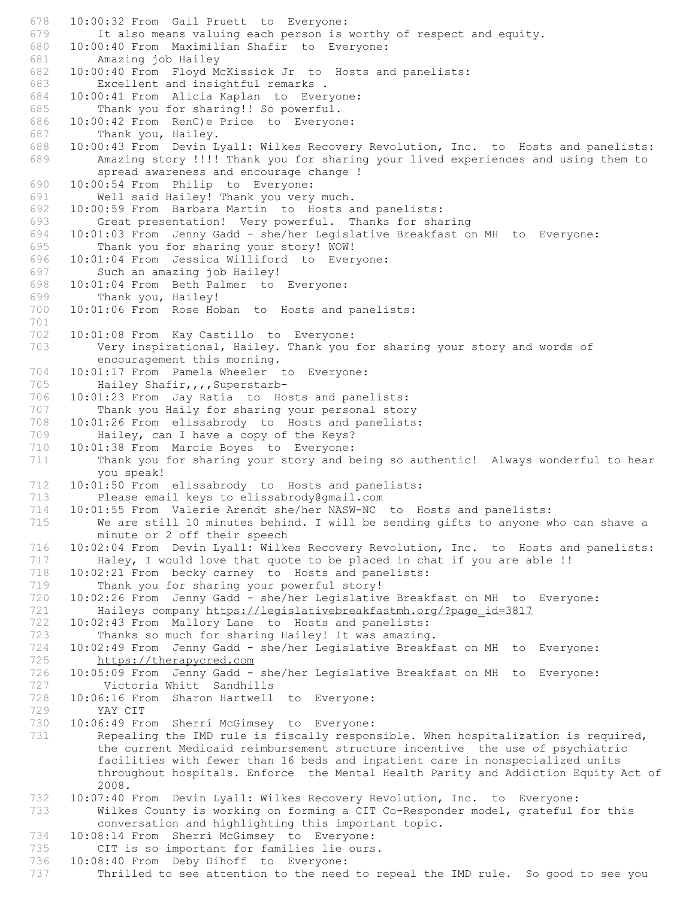678 10:00:32 From Gail Pruett to Everyone:
679 It also means valuing each person is worthy of respect and equity.
680 10:00:40 From Maximilian Shafir to Everyone:
681 Amazing job Hailey
682 10:00:40 From Floyd McKissick Jr to Hosts and panelists:
683 Excellent and insightful remarks .
684 10:00:41 From Alicia Kaplan to Everyone:
685 Thank you for sharing!! So powerful.
686 10:00:42 From RenC)e Price to Everyone:
687 Thank you, Hailey.
688 10:00:43 From Devin Lyall: Wilkes Recovery Revolution, Inc. to Hosts and panelists:
689 Amazing story !!!! Thank you for sharing your lived experiences and using them to spread awareness and encourage change !
690 10:00:54 From Philip to Everyone:
691 Well said Hailey! Thank you very much.
692 10:00:59 From Barbara Martin to Hosts and panelists:
693 Great presentation! Very powerful. Thanks for sharing
694 10:01:03 From Jenny Gadd - she/her Legislative Breakfast on MH to Everyone:
695 Thank you for sharing your story! WOW!
696 10:01:04 From Jessica Williford to Everyone:
697 Such an amazing job Hailey!
698 10:01:04 From Beth Palmer to Everyone:
699 Thank you, Hailey!
700 10:01:06 From Rose Hoban to Hosts and panelists:
701 
702 10:01:08 From Kay Castillo to Everyone:
703 Very inspirational, Hailey. Thank you for sharing your story and words of encouragement this morning.
704 10:01:17 From Pamela Wheeler to Everyone:
705 Hailey Shafir,,,,Superstarb-
706 10:01:23 From Jay Ratia to Hosts and panelists:
707 Thank you Haily for sharing your personal story
708 10:01:26 From elissabrody to Hosts and panelists:
709 Hailey, can I have a copy of the Keys?
710 10:01:38 From Marcie Boyes to Everyone:
711 Thank you for sharing your story and being so authentic! Always wonderful to hear you speak!
712 10:01:50 From elissabrody to Hosts and panelists:
713 Please email keys to elissabrody@gmail.com
714 10:01:55 From Valerie Arendt she/her NASW-NC to Hosts and panelists:
715 We are still 10 minutes behind. I will be sending gifts to anyone who can shave a minute or 2 off their speech
716 10:02:04 From Devin Lyall: Wilkes Recovery Revolution, Inc. to Hosts and panelists:
717 Haley, I would love that quote to be placed in chat if you are able !!
718 10:02:21 From becky carney to Hosts and panelists:
719 Thank you for sharing your powerful story!
720 10:02:26 From Jenny Gadd - she/her Legislative Breakfast on MH to Everyone:
721 Haileys company https://legislativebreakfastmh.org/?page_id=3817
722 10:02:43 From Mallory Lane to Hosts and panelists:
723 Thanks so much for sharing Hailey! It was amazing.
724 10:02:49 From Jenny Gadd - she/her Legislative Breakfast on MH to Everyone:
725 https://therapycred.com
726 10:05:09 From Jenny Gadd - she/her Legislative Breakfast on MH to Everyone:
727 Victoria Whitt Sandhills
728 10:06:16 From Sharon Hartwell to Everyone:
729 YAY CIT
730 10:06:49 From Sherri McGimsey to Everyone:
731 Repealing the IMD rule is fiscally responsible. When hospitalization is required, the current Medicaid reimbursement structure incentive the use of psychiatric facilities with fewer than 16 beds and inpatient care in nonspecialized units throughout hospitals. Enforce the Mental Health Parity and Addiction Equity Act of 2008.
732 10:07:40 From Devin Lyall: Wilkes Recovery Revolution, Inc. to Everyone:
733 Wilkes County is working on forming a CIT Co-Responder model, grateful for this conversation and highlighting this important topic.
734 10:08:14 From Sherri McGimsey to Everyone:
735 CIT is so important for families lie ours.
736 10:08:40 From Deby Dihoff to Everyone:
737 Thrilled to see attention to the need to repeal the IMD rule. So good to see you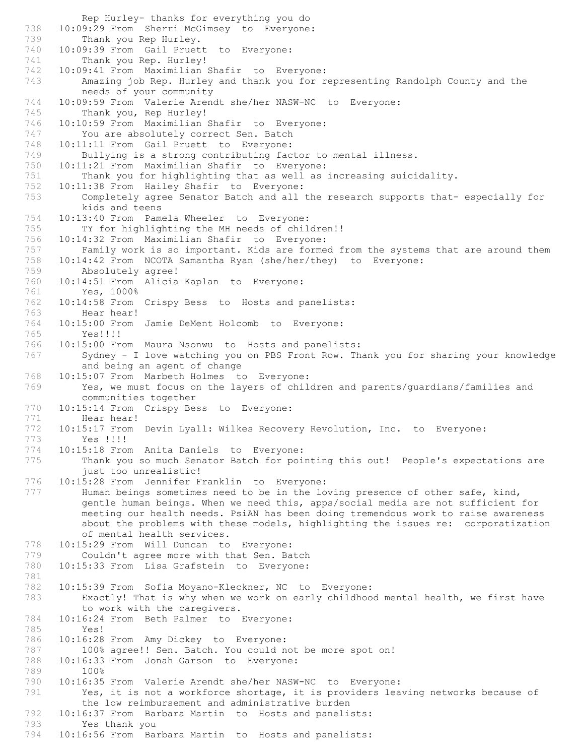Rep Hurley- thanks for everything you do
738 10:09:29 From Sherri McGimsey to Everyone:
739 Thank you Rep Hurley.
740 10:09:39 From Gail Pruett to Everyone:
741 Thank you Rep. Hurley!
742 10:09:41 From Maximilian Shafir to Everyone:
743 Amazing job Rep. Hurley and thank you for representing Randolph County and the needs of your community
744 10:09:59 From Valerie Arendt she/her NASW-NC to Everyone:
745 Thank you, Rep Hurley!
746 10:10:59 From Maximilian Shafir to Everyone:
747 You are absolutely correct Sen. Batch
748 10:11:11 From Gail Pruett to Everyone:
749 Bullying is a strong contributing factor to mental illness.
750 10:11:21 From Maximilian Shafir to Everyone:
751 Thank you for highlighting that as well as increasing suicidality.
752 10:11:38 From Hailey Shafir to Everyone:
753 Completely agree Senator Batch and all the research supports that- especially for kids and teens
754 10:13:40 From Pamela Wheeler to Everyone:
755 TY for highlighting the MH needs of children!!
756 10:14:32 From Maximilian Shafir to Everyone:
757 Family work is so important. Kids are formed from the systems that are around them
758 10:14:42 From NCOTA Samantha Ryan (she/her/they) to Everyone:
759 Absolutely agree!
760 10:14:51 From Alicia Kaplan to Everyone:
761 Yes, 1000%
762 10:14:58 From Crispy Bess to Hosts and panelists:
763 Hear hear!
764 10:15:00 From Jamie DeMent Holcomb to Everyone:
765 Yes!!!!
766 10:15:00 From Maura Nsonwu to Hosts and panelists:
767 Sydney - I love watching you on PBS Front Row. Thank you for sharing your knowledge and being an agent of change
768 10:15:07 From Marbeth Holmes to Everyone:
769 Yes, we must focus on the layers of children and parents/guardians/families and communities together
770 10:15:14 From Crispy Bess to Everyone:
771 Hear hear!
772 10:15:17 From Devin Lyall: Wilkes Recovery Revolution, Inc. to Everyone:
773 Yes !!!!
774 10:15:18 From Anita Daniels to Everyone:
775 Thank you so much Senator Batch for pointing this out! People's expectations are just too unrealistic!
776 10:15:28 From Jennifer Franklin to Everyone:
777 Human beings sometimes need to be in the loving presence of other safe, kind, gentle human beings. When we need this, apps/social media are not sufficient for meeting our health needs. PsiAN has been doing tremendous work to raise awareness about the problems with these models, highlighting the issues re: corporatization of mental health services.
778 10:15:29 From Will Duncan to Everyone:
779 Couldn't agree more with that Sen. Batch
780 10:15:33 From Lisa Grafstein to Everyone:
781
782 10:15:39 From Sofia Moyano-Kleckner, NC to Everyone:
783 Exactly! That is why when we work on early childhood mental health, we first have to work with the caregivers.
784 10:16:24 From Beth Palmer to Everyone:
785 Yes!
786 10:16:28 From Amy Dickey to Everyone:
787 100% agree!! Sen. Batch. You could not be more spot on!
788 10:16:33 From Jonah Garson to Everyone:
789 100%
790 10:16:35 From Valerie Arendt she/her NASW-NC to Everyone:
791 Yes, it is not a workforce shortage, it is providers leaving networks because of the low reimbursement and administrative burden
792 10:16:37 From Barbara Martin to Hosts and panelists:
793 Yes thank you
794 10:16:56 From Barbara Martin to Hosts and panelists: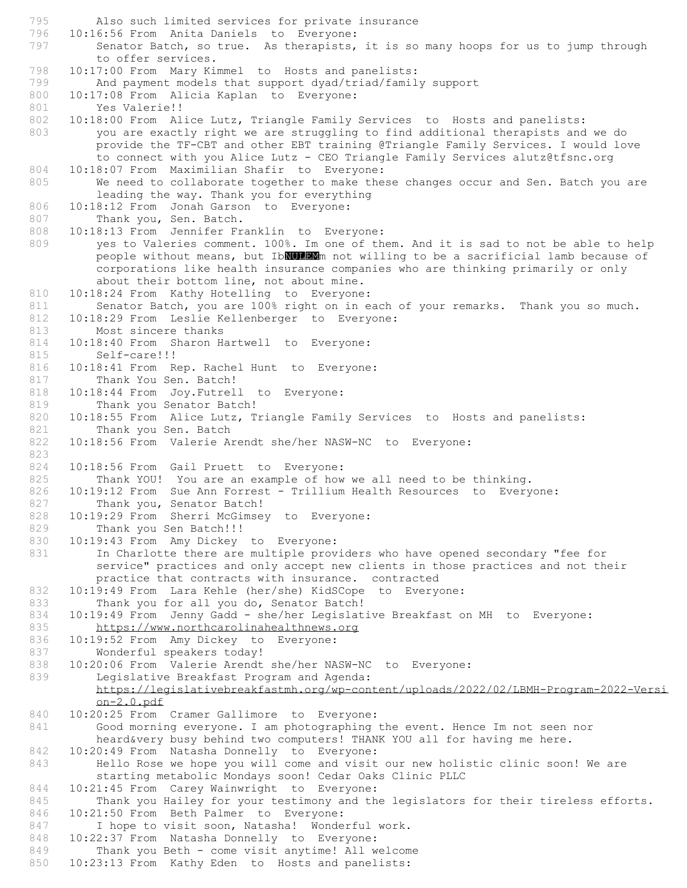795 Also such limited services for private insurance
796 10:16:56 From Anita Daniels to Everyone:
797 Senator Batch, so true. As therapists, it is so many hoops for us to jump through to offer services.
798 10:17:00 From Mary Kimmel to Hosts and panelists:
799 And payment models that support dyad/triad/family support
800 10:17:08 From Alicia Kaplan to Everyone:
801 Yes Valerie!!
802 10:18:00 From Alice Lutz, Triangle Family Services to Hosts and panelists:
803 you are exactly right we are struggling to find additional therapists and we do provide the TF-CBT and other EBT training @Triangle Family Services. I would love to connect with you Alice Lutz - CEO Triangle Family Services alutz@tfsnc.org
804 10:18:07 From Maximilian Shafir to Everyone:
805 We need to collaborate together to make these changes occur and Sen. Batch you are leading the way. Thank you for everything
806 10:18:12 From Jonah Garson to Everyone:
807 Thank you, Sen. Batch.
808 10:18:13 From Jennifer Franklin to Everyone:
809 yes to Valeries comment. 100%. Im one of them. And it is sad to not be able to help people without means, but IbNULEMm not willing to be a sacrificial lamb because of corporations like health insurance companies who are thinking primarily or only about their bottom line, not about mine.
810 10:18:24 From Kathy Hotelling to Everyone:
811 Senator Batch, you are 100% right on in each of your remarks. Thank you so much.
812 10:18:29 From Leslie Kellenberger to Everyone:
813 Most sincere thanks
814 10:18:40 From Sharon Hartwell to Everyone:
815 Self-care!!!
816 10:18:41 From Rep. Rachel Hunt to Everyone:
817 Thank You Sen. Batch!
818 10:18:44 From Joy.Futrell to Everyone:
819 Thank you Senator Batch!
820 10:18:55 From Alice Lutz, Triangle Family Services to Hosts and panelists:
821 Thank you Sen. Batch
822 10:18:56 From Valerie Arendt she/her NASW-NC to Everyone:
823
824 10:18:56 From Gail Pruett to Everyone:
825 Thank YOU! You are an example of how we all need to be thinking.
826 10:19:12 From Sue Ann Forrest - Trillium Health Resources to Everyone:
827 Thank you, Senator Batch!
828 10:19:29 From Sherri McGimsey to Everyone:
829 Thank you Sen Batch!!!
830 10:19:43 From Amy Dickey to Everyone:
831 In Charlotte there are multiple providers who have opened secondary "fee for service" practices and only accept new clients in those practices and not their practice that contracts with insurance. contracted
832 10:19:49 From Lara Kehle (her/she) KidSCope to Everyone:
833 Thank you for all you do, Senator Batch!
834 10:19:49 From Jenny Gadd - she/her Legislative Breakfast on MH to Everyone:
835 https://www.northcarolinahealthnews.org
836 10:19:52 From Amy Dickey to Everyone:
837 Wonderful speakers today!
838 10:20:06 From Valerie Arendt she/her NASW-NC to Everyone:
839 Legislative Breakfast Program and Agenda: https://legislativebreakfastmh.org/wp-content/uploads/2022/02/LBMH-Program-2022-Version-2.0.pdf
840 10:20:25 From Cramer Gallimore to Everyone:
841 Good morning everyone. I am photographing the event. Hence Im not seen nor heard&very busy behind two computers! THANK YOU all for having me here.
842 10:20:49 From Natasha Donnelly to Everyone:
843 Hello Rose we hope you will come and visit our new holistic clinic soon! We are starting metabolic Mondays soon! Cedar Oaks Clinic PLLC
844 10:21:45 From Carey Wainwright to Everyone:
845 Thank you Hailey for your testimony and the legislators for their tireless efforts.
846 10:21:50 From Beth Palmer to Everyone:
847 I hope to visit soon, Natasha! Wonderful work.
848 10:22:37 From Natasha Donnelly to Everyone:
849 Thank you Beth - come visit anytime! All welcome
850 10:23:13 From Kathy Eden to Hosts and panelists: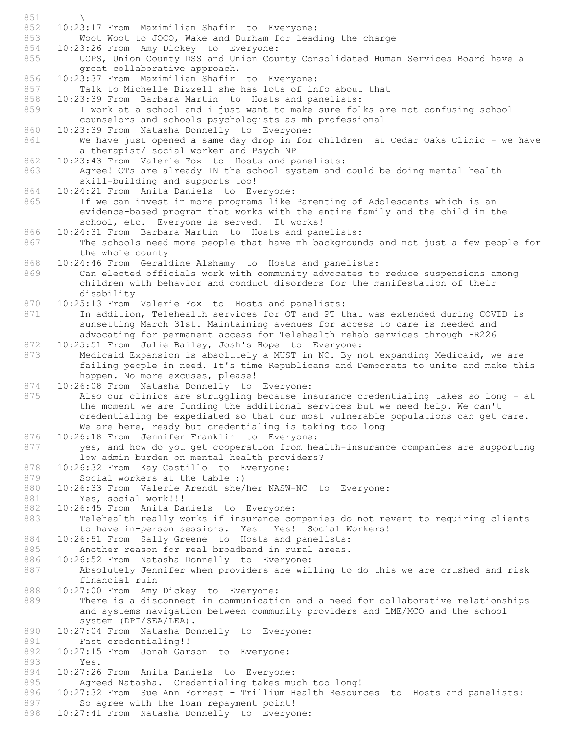```
851     \
852  10:23:17 From  Maximilian Shafir  to  Everyone:
853     Woot Woot to JOCO, Wake and Durham for leading the charge
854  10:23:26 From  Amy Dickey  to  Everyone:
855     UCPS, Union County DSS and Union County Consolidated Human Services Board have a
        great collaborative approach.
856  10:23:37 From  Maximilian Shafir  to  Everyone:
857     Talk to Michelle Bizzell she has lots of info about that
858  10:23:39 From  Barbara Martin  to  Hosts and panelists:
859     I work at a school and i just want to make sure folks are not confusing school
        counselors and schools psychologists as mh professional
860  10:23:39 From  Natasha Donnelly  to  Everyone:
861     We have just opened a same day drop in for children  at Cedar Oaks Clinic - we have
        a therapist/ social worker and Psych NP
862  10:23:43 From  Valerie Fox  to  Hosts and panelists:
863     Agree! OTs are already IN the school system and could be doing mental health
        skill-building and supports too!
864  10:24:21 From  Anita Daniels  to  Everyone:
865     If we can invest in more programs like Parenting of Adolescents which is an
        evidence-based program that works with the entire family and the child in the
        school, etc.  Everyone is served.  It works!
866  10:24:31 From  Barbara Martin  to  Hosts and panelists:
867     The schools need more people that have mh backgrounds and not just a few people for
        the whole county
868  10:24:46 From  Geraldine Alshamy  to  Hosts and panelists:
869     Can elected officials work with community advocates to reduce suspensions among
        children with behavior and conduct disorders for the manifestation of their
        disability
870  10:25:13 From  Valerie Fox  to  Hosts and panelists:
871     In addition, Telehealth services for OT and PT that was extended during COVID is
        sunsetting March 31st. Maintaining avenues for access to care is needed and
        advocating for permanent access for Telehealth rehab services through HR226
872  10:25:51 From  Julie Bailey, Josh's Hope  to  Everyone:
873     Medicaid Expansion is absolutely a MUST in NC. By not expanding Medicaid, we are
        failing people in need. It's time Republicans and Democrats to unite and make this
        happen. No more excuses, please!
874  10:26:08 From  Natasha Donnelly  to  Everyone:
875     Also our clinics are struggling because insurance credentialing takes so long - at
        the moment we are funding the additional services but we need help. We can't
        credentialing be expediated so that our most vulnerable populations can get care.
        We are here, ready but credentialing is taking too long
876  10:26:18 From  Jennifer Franklin  to  Everyone:
877     yes, and how do you get cooperation from health-insurance companies are supporting
        low admin burden on mental health providers?
878  10:26:32 From  Kay Castillo  to  Everyone:
879     Social workers at the table :)
880  10:26:33 From  Valerie Arendt she/her NASW-NC  to  Everyone:
881     Yes, social work!!!
882  10:26:45 From  Anita Daniels  to  Everyone:
883     Telehealth really works if insurance companies do not revert to requiring clients
        to have in-person sessions.  Yes!  Yes!  Social Workers!
884  10:26:51 From  Sally Greene  to  Hosts and panelists:
885     Another reason for real broadband in rural areas.
886  10:26:52 From  Natasha Donnelly  to  Everyone:
887     Absolutely Jennifer when providers are willing to do this we are crushed and risk
        financial ruin
888  10:27:00 From  Amy Dickey  to  Everyone:
889     There is a disconnect in communication and a need for collaborative relationships
        and systems navigation between community providers and LME/MCO and the school
        system (DPI/SEA/LEA).
890  10:27:04 From  Natasha Donnelly  to  Everyone:
891     Fast credentialing!!
892  10:27:15 From  Jonah Garson  to  Everyone:
893     Yes.
894  10:27:26 From  Anita Daniels  to  Everyone:
895     Agreed Natasha.  Credentialing takes much too long!
896  10:27:32 From  Sue Ann Forrest - Trillium Health Resources  to  Hosts and panelists:
897     So agree with the loan repayment point!
898  10:27:41 From  Natasha Donnelly  to  Everyone:
```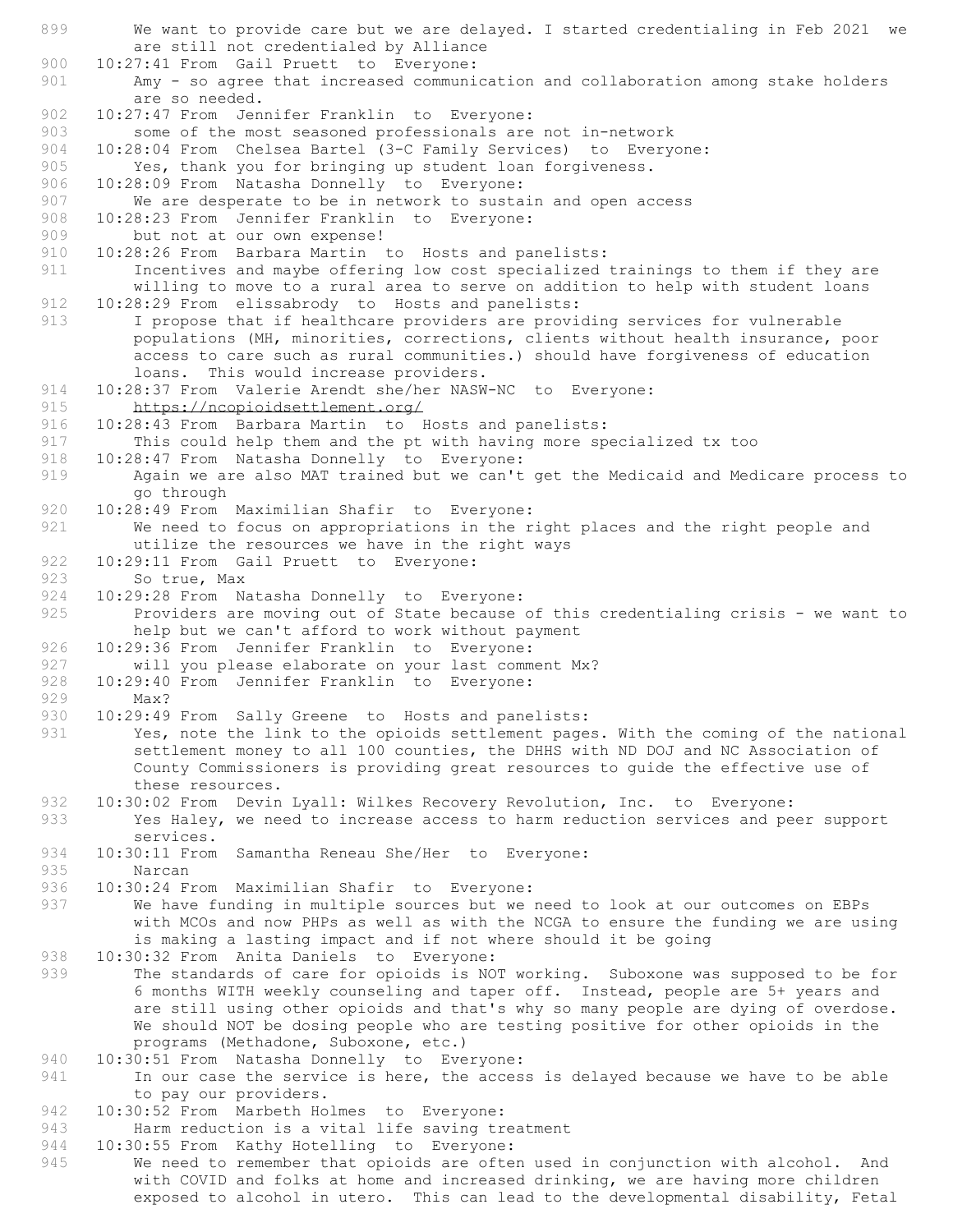899 We want to provide care but we are delayed. I started credentialing in Feb 2021 we are still not credentialed by Alliance
900 10:27:41 From Gail Pruett to Everyone:
901 Amy - so agree that increased communication and collaboration among stake holders are so needed.
902 10:27:47 From Jennifer Franklin to Everyone:
903 some of the most seasoned professionals are not in-network
904 10:28:04 From Chelsea Bartel (3-C Family Services) to Everyone:
905 Yes, thank you for bringing up student loan forgiveness.
906 10:28:09 From Natasha Donnelly to Everyone:
907 We are desperate to be in network to sustain and open access
908 10:28:23 From Jennifer Franklin to Everyone:
909 but not at our own expense!
910 10:28:26 From Barbara Martin to Hosts and panelists:
911 Incentives and maybe offering low cost specialized trainings to them if they are willing to move to a rural area to serve on addition to help with student loans
912 10:28:29 From elissabrody to Hosts and panelists:
913 I propose that if healthcare providers are providing services for vulnerable populations (MH, minorities, corrections, clients without health insurance, poor access to care such as rural communities.) should have forgiveness of education loans. This would increase providers.
914 10:28:37 From Valerie Arendt she/her NASW-NC to Everyone:
915 https://ncopioidsettlement.org/
916 10:28:43 From Barbara Martin to Hosts and panelists:
917 This could help them and the pt with having more specialized tx too
918 10:28:47 From Natasha Donnelly to Everyone:
919 Again we are also MAT trained but we can't get the Medicaid and Medicare process to go through
920 10:28:49 From Maximilian Shafir to Everyone:
921 We need to focus on appropriations in the right places and the right people and utilize the resources we have in the right ways
922 10:29:11 From Gail Pruett to Everyone:
923 So true, Max
924 10:29:28 From Natasha Donnelly to Everyone:
925 Providers are moving out of State because of this credentialing crisis - we want to help but we can't afford to work without payment
926 10:29:36 From Jennifer Franklin to Everyone:
927 will you please elaborate on your last comment Mx?
928 10:29:40 From Jennifer Franklin to Everyone:
929 Max?
930 10:29:49 From Sally Greene to Hosts and panelists:
931 Yes, note the link to the opioids settlement pages. With the coming of the national settlement money to all 100 counties, the DHHS with ND DOJ and NC Association of County Commissioners is providing great resources to guide the effective use of these resources.
932 10:30:02 From Devin Lyall: Wilkes Recovery Revolution, Inc. to Everyone:
933 Yes Haley, we need to increase access to harm reduction services and peer support services.
934 10:30:11 From Samantha Reneau She/Her to Everyone:
935 Narcan
936 10:30:24 From Maximilian Shafir to Everyone:
937 We have funding in multiple sources but we need to look at our outcomes on EBPs with MCOs and now PHPs as well as with the NCGA to ensure the funding we are using is making a lasting impact and if not where should it be going
938 10:30:32 From Anita Daniels to Everyone:
939 The standards of care for opioids is NOT working. Suboxone was supposed to be for 6 months WITH weekly counseling and taper off. Instead, people are 5+ years and are still using other opioids and that's why so many people are dying of overdose. We should NOT be dosing people who are testing positive for other opioids in the programs (Methadone, Suboxone, etc.)
940 10:30:51 From Natasha Donnelly to Everyone:
941 In our case the service is here, the access is delayed because we have to be able to pay our providers.
942 10:30:52 From Marbeth Holmes to Everyone:
943 Harm reduction is a vital life saving treatment
944 10:30:55 From Kathy Hotelling to Everyone:
945 We need to remember that opioids are often used in conjunction with alcohol. And with COVID and folks at home and increased drinking, we are having more children exposed to alcohol in utero. This can lead to the developmental disability, Fetal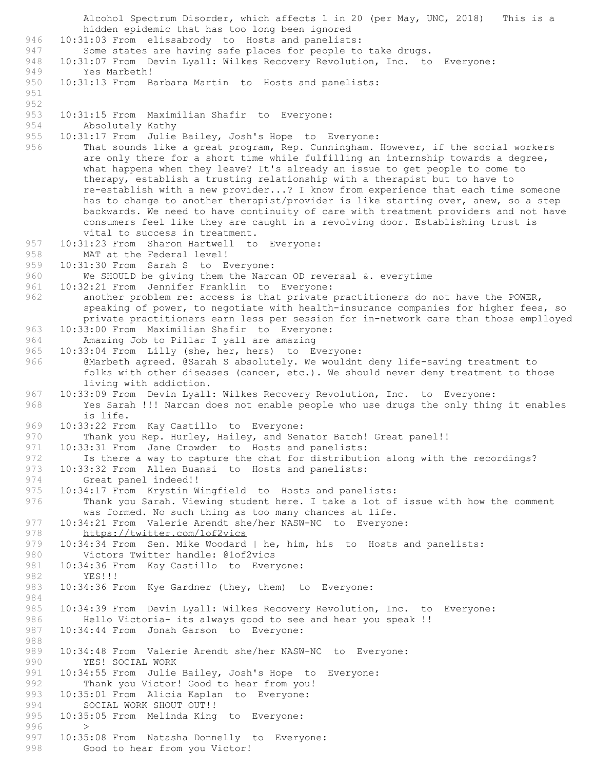```
        Alcohol Spectrum Disorder, which affects 1 in 20 (per May, UNC, 2018)   This is a
        hidden epidemic that has too long been ignored
946   10:31:03 From  elissabrody  to  Hosts and panelists:
947       Some states are having safe places for people to take drugs.
948   10:31:07 From  Devin Lyall: Wilkes Recovery Revolution, Inc.  to  Everyone:
949       Yes Marbeth!
950   10:31:13 From  Barbara Martin  to  Hosts and panelists:
951
952
953   10:31:15 From  Maximilian Shafir  to  Everyone:
954       Absolutely Kathy
955   10:31:17 From  Julie Bailey, Josh's Hope  to  Everyone:
956       That sounds like a great program, Rep. Cunningham. However, if the social workers
          are only there for a short time while fulfilling an internship towards a degree,
          what happens when they leave? It's already an issue to get people to come to
          therapy, establish a trusting relationship with a therapist but to have to
          re-establish with a new provider...? I know from experience that each time someone
          has to change to another therapist/provider is like starting over, anew, so a step
          backwards. We need to have continuity of care with treatment providers and not have
          consumers feel like they are caught in a revolving door. Establishing trust is
          vital to success in treatment.
957   10:31:23 From  Sharon Hartwell  to  Everyone:
958       MAT at the Federal level!
959   10:31:30 From  Sarah S  to  Everyone:
960       We SHOULD be giving them the Narcan OD reversal &. everytime
961   10:32:21 From  Jennifer Franklin  to  Everyone:
962       another problem re: access is that private practitioners do not have the POWER,
          speaking of power, to negotiate with health-insurance companies for higher fees, so
          private practitioners earn less per session for in-network care than those emplloyed
963   10:33:00 From  Maximilian Shafir  to  Everyone:
964       Amazing Job to Pillar I yall are amazing
965   10:33:04 From  Lilly (she, her, hers)  to  Everyone:
966       @Marbeth agreed. @Sarah S absolutely. We wouldnt deny life-saving treatment to
          folks with other diseases (cancer, etc.). We should never deny treatment to those
          living with addiction.
967   10:33:09 From  Devin Lyall: Wilkes Recovery Revolution, Inc.  to  Everyone:
968       Yes Sarah !!! Narcan does not enable people who use drugs the only thing it enables
          is life.
969   10:33:22 From  Kay Castillo  to  Everyone:
970       Thank you Rep. Hurley, Hailey, and Senator Batch! Great panel!!
971   10:33:31 From  Jane Crowder  to  Hosts and panelists:
972       Is there a way to capture the chat for distribution along with the recordings?
973   10:33:32 From  Allen Buansi  to  Hosts and panelists:
974       Great panel indeed!!
975   10:34:17 From  Krystin Wingfield  to  Hosts and panelists:
976       Thank you Sarah. Viewing student here. I take a lot of issue with how the comment
          was formed. No such thing as too many chances at life.
977   10:34:21 From  Valerie Arendt she/her NASW-NC  to  Everyone:
978       https://twitter.com/1of2vics
979   10:34:34 From  Sen. Mike Woodard | he, him, his  to  Hosts and panelists:
980       Victors Twitter handle: @1of2vics
981   10:34:36 From  Kay Castillo  to  Everyone:
982       YES!!!
983   10:34:36 From  Kye Gardner (they, them)  to  Everyone:
984
985   10:34:39 From  Devin Lyall: Wilkes Recovery Revolution, Inc.  to  Everyone:
986       Hello Victoria- its always good to see and hear you speak !!
987   10:34:44 From  Jonah Garson  to  Everyone:
988
989   10:34:48 From  Valerie Arendt she/her NASW-NC  to  Everyone:
990       YES! SOCIAL WORK
991   10:34:55 From  Julie Bailey, Josh's Hope  to  Everyone:
992       Thank you Victor! Good to hear from you!
993   10:35:01 From  Alicia Kaplan  to  Everyone:
994       SOCIAL WORK SHOUT OUT!!
995   10:35:05 From  Melinda King  to  Everyone:
996       >
997   10:35:08 From  Natasha Donnelly  to  Everyone:
998       Good to hear from you Victor!
```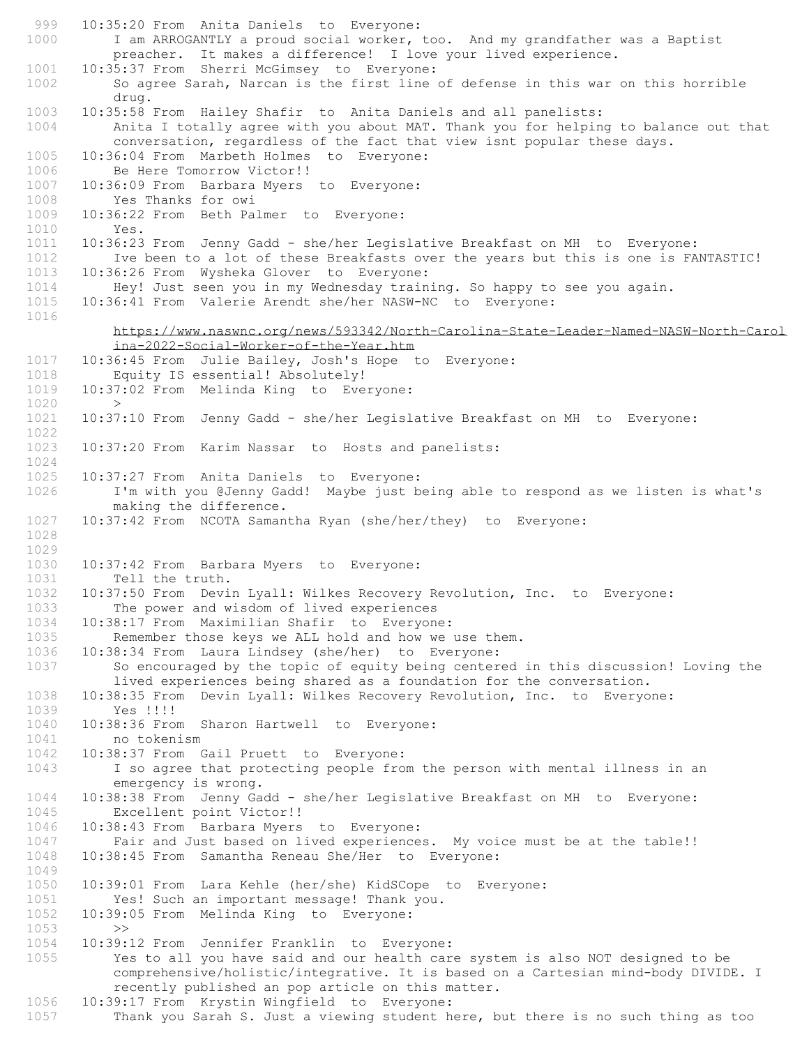999 10:35:20 From Anita Daniels to Everyone:
1000 I am ARROGANTLY a proud social worker, too. And my grandfather was a Baptist preacher. It makes a difference! I love your lived experience.
1001 10:35:37 From Sherri McGimsey to Everyone:
1002 So agree Sarah, Narcan is the first line of defense in this war on this horrible drug.
1003 10:35:58 From Hailey Shafir to Anita Daniels and all panelists:
1004 Anita I totally agree with you about MAT. Thank you for helping to balance out that conversation, regardless of the fact that view isnt popular these days.
1005 10:36:04 From Marbeth Holmes to Everyone:
1006 Be Here Tomorrow Victor!!
1007 10:36:09 From Barbara Myers to Everyone:
1008 Yes Thanks for owi
1009 10:36:22 From Beth Palmer to Everyone:
1010 Yes.
1011 10:36:23 From Jenny Gadd - she/her Legislative Breakfast on MH to Everyone:
1012 Ive been to a lot of these Breakfasts over the years but this is one is FANTASTIC!
1013 10:36:26 From Wysheka Glover to Everyone:
1014 Hey! Just seen you in my Wednesday training. So happy to see you again.
1015 10:36:41 From Valerie Arendt she/her NASW-NC to Everyone:
1016 https://www.naswnc.org/news/593342/North-Carolina-State-Leader-Named-NASW-North-Carolina-2022-Social-Worker-of-the-Year.htm
1017 10:36:45 From Julie Bailey, Josh's Hope to Everyone:
1018 Equity IS essential! Absolutely!
1019 10:37:02 From Melinda King to Everyone:
1020 >
1021 10:37:10 From Jenny Gadd - she/her Legislative Breakfast on MH to Everyone:
1022
1023 10:37:20 From Karim Nassar to Hosts and panelists:
1024
1025 10:37:27 From Anita Daniels to Everyone:
1026 I'm with you @Jenny Gadd! Maybe just being able to respond as we listen is what's making the difference.
1027 10:37:42 From NCOTA Samantha Ryan (she/her/they) to Everyone:
1028
1029
1030 10:37:42 From Barbara Myers to Everyone:
1031 Tell the truth.
1032 10:37:50 From Devin Lyall: Wilkes Recovery Revolution, Inc. to Everyone:
1033 The power and wisdom of lived experiences
1034 10:38:17 From Maximilian Shafir to Everyone:
1035 Remember those keys we ALL hold and how we use them.
1036 10:38:34 From Laura Lindsey (she/her) to Everyone:
1037 So encouraged by the topic of equity being centered in this discussion! Loving the lived experiences being shared as a foundation for the conversation.
1038 10:38:35 From Devin Lyall: Wilkes Recovery Revolution, Inc. to Everyone:
1039 Yes !!!!
1040 10:38:36 From Sharon Hartwell to Everyone:
1041 no tokenism
1042 10:38:37 From Gail Pruett to Everyone:
1043 I so agree that protecting people from the person with mental illness in an emergency is wrong.
1044 10:38:38 From Jenny Gadd - she/her Legislative Breakfast on MH to Everyone:
1045 Excellent point Victor!!
1046 10:38:43 From Barbara Myers to Everyone:
1047 Fair and Just based on lived experiences. My voice must be at the table!!
1048 10:38:45 From Samantha Reneau She/Her to Everyone:
1049
1050 10:39:01 From Lara Kehle (her/she) KidSCope to Everyone:
1051 Yes! Such an important message! Thank you.
1052 10:39:05 From Melinda King to Everyone:
1053 >>
1054 10:39:12 From Jennifer Franklin to Everyone:
1055 Yes to all you have said and our health care system is also NOT designed to be comprehensive/holistic/integrative. It is based on a Cartesian mind-body DIVIDE. I recently published an pop article on this matter.
1056 10:39:17 From Krystin Wingfield to Everyone:
1057 Thank you Sarah S. Just a viewing student here, but there is no such thing as too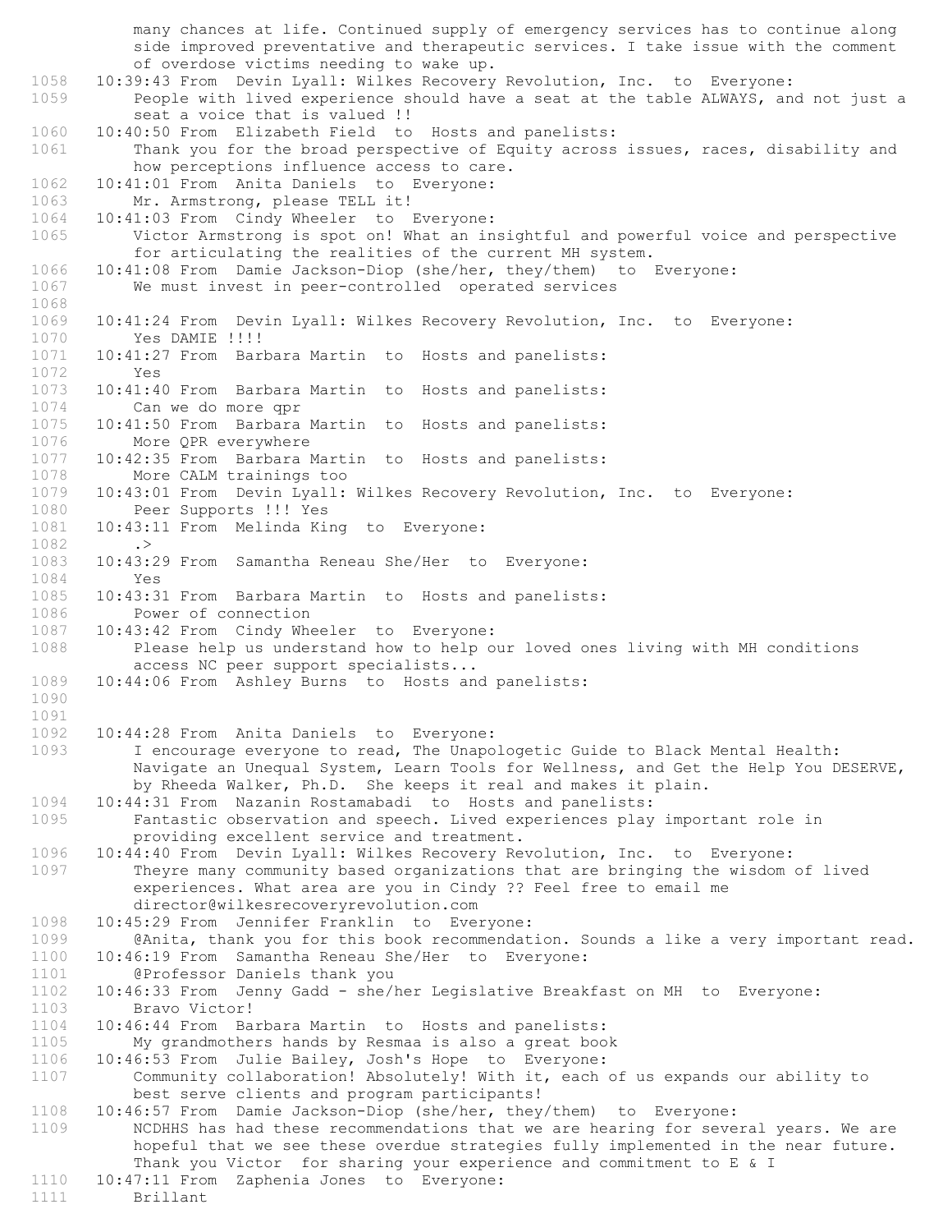```
        many chances at life. Continued supply of emergency services has to continue along
        side improved preventative and therapeutic services. I take issue with the comment
        of overdose victims needing to wake up.
1058    10:39:43 From  Devin Lyall: Wilkes Recovery Revolution, Inc.  to  Everyone:
1059        People with lived experience should have a seat at the table ALWAYS, and not just a
        seat a voice that is valued !!
1060    10:40:50 From  Elizabeth Field  to  Hosts and panelists:
1061        Thank you for the broad perspective of Equity across issues, races, disability and
        how perceptions influence access to care.
1062    10:41:01 From  Anita Daniels  to  Everyone:
1063        Mr. Armstrong, please TELL it!
1064    10:41:03 From  Cindy Wheeler  to  Everyone:
1065        Victor Armstrong is spot on! What an insightful and powerful voice and perspective
        for articulating the realities of the current MH system.
1066    10:41:08 From  Damie Jackson-Diop (she/her, they/them)  to  Everyone:
1067        We must invest in peer-controlled  operated services
1068
1069    10:41:24 From  Devin Lyall: Wilkes Recovery Revolution, Inc.  to  Everyone:
1070        Yes DAMIE !!!!
1071    10:41:27 From  Barbara Martin  to  Hosts and panelists:
1072        Yes
1073    10:41:40 From  Barbara Martin  to  Hosts and panelists:
1074        Can we do more qpr
1075    10:41:50 From  Barbara Martin  to  Hosts and panelists:
1076        More QPR everywhere
1077    10:42:35 From  Barbara Martin  to  Hosts and panelists:
1078        More CALM trainings too
1079    10:43:01 From  Devin Lyall: Wilkes Recovery Revolution, Inc.  to  Everyone:
1080        Peer Supports !!! Yes
1081    10:43:11 From  Melinda King  to  Everyone:
1082        .>
1083    10:43:29 From  Samantha Reneau She/Her  to  Everyone:
1084        Yes
1085    10:43:31 From  Barbara Martin  to  Hosts and panelists:
1086        Power of connection
1087    10:43:42 From  Cindy Wheeler  to  Everyone:
1088        Please help us understand how to help our loved ones living with MH conditions
        access NC peer support specialists...
1089    10:44:06 From  Ashley Burns  to  Hosts and panelists:
1090
1091
1092    10:44:28 From  Anita Daniels  to  Everyone:
1093        I encourage everyone to read, The Unapologetic Guide to Black Mental Health:
        Navigate an Unequal System, Learn Tools for Wellness, and Get the Help You DESERVE,
        by Rheeda Walker, Ph.D.  She keeps it real and makes it plain.
1094    10:44:31 From  Nazanin Rostamabadi  to  Hosts and panelists:
1095        Fantastic observation and speech. Lived experiences play important role in
        providing excellent service and treatment.
1096    10:44:40 From  Devin Lyall: Wilkes Recovery Revolution, Inc.  to  Everyone:
1097        Theyre many community based organizations that are bringing the wisdom of lived
        experiences. What area are you in Cindy ?? Feel free to email me
        director@wilkesrecoveryrevolution.com
1098    10:45:29 From  Jennifer Franklin  to  Everyone:
1099        @Anita, thank you for this book recommendation. Sounds a like a very important read.
1100    10:46:19 From  Samantha Reneau She/Her  to  Everyone:
1101        @Professor Daniels thank you
1102    10:46:33 From  Jenny Gadd - she/her Legislative Breakfast on MH  to  Everyone:
1103        Bravo Victor!
1104    10:46:44 From  Barbara Martin  to  Hosts and panelists:
1105        My grandmothers hands by Resmaa is also a great book
1106    10:46:53 From  Julie Bailey, Josh's Hope  to  Everyone:
1107        Community collaboration! Absolutely! With it, each of us expands our ability to
        best serve clients and program participants!
1108    10:46:57 From  Damie Jackson-Diop (she/her, they/them)  to  Everyone:
1109        NCDHHS has had these recommendations that we are hearing for several years. We are
        hopeful that we see these overdue strategies fully implemented in the near future.
        Thank you Victor  for sharing your experience and commitment to E & I
1110    10:47:11 From  Zaphenia Jones  to  Everyone:
1111        Brillant
```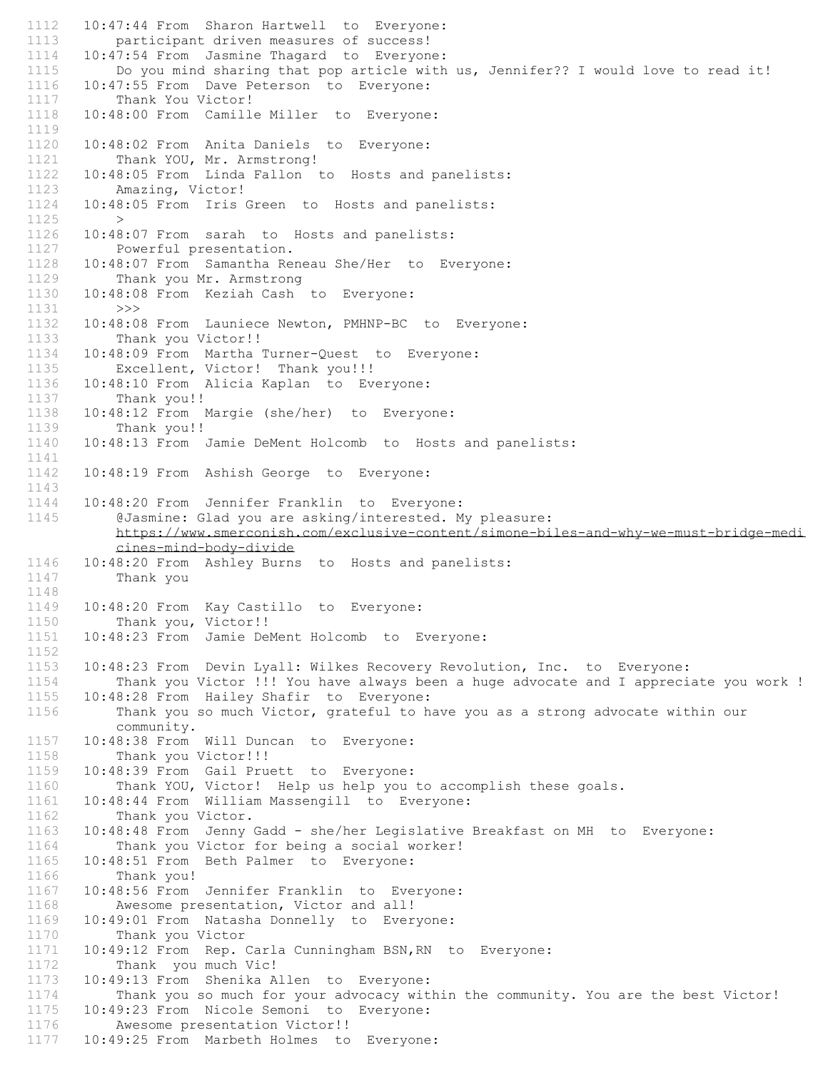```
1112   10:47:44 From  Sharon Hartwell  to  Everyone:
1113       participant driven measures of success!
1114   10:47:54 From  Jasmine Thagard  to  Everyone:
1115       Do you mind sharing that pop article with us, Jennifer?? I would love to read it!
1116   10:47:55 From  Dave Peterson  to  Everyone:
1117       Thank You Victor!
1118   10:48:00 From  Camille Miller  to  Everyone:
1119   
1120   10:48:02 From  Anita Daniels  to  Everyone:
1121       Thank YOU, Mr. Armstrong!
1122   10:48:05 From  Linda Fallon  to  Hosts and panelists:
1123       Amazing, Victor!
1124   10:48:05 From  Iris Green  to  Hosts and panelists:
1125       >
1126   10:48:07 From  sarah  to  Hosts and panelists:
1127       Powerful presentation.
1128   10:48:07 From  Samantha Reneau She/Her  to  Everyone:
1129       Thank you Mr. Armstrong
1130   10:48:08 From  Keziah Cash  to  Everyone:
1131       >>>
1132   10:48:08 From  Launiece Newton, PMHNP-BC  to  Everyone:
1133       Thank you Victor!!
1134   10:48:09 From  Martha Turner-Quest  to  Everyone:
1135       Excellent, Victor!  Thank you!!!
1136   10:48:10 From  Alicia Kaplan  to  Everyone:
1137       Thank you!!
1138   10:48:12 From  Margie (she/her)  to  Everyone:
1139       Thank you!!
1140   10:48:13 From  Jamie DeMent Holcomb  to  Hosts and panelists:
1141   
1142   10:48:19 From  Ashish George  to  Everyone:
1143   
1144   10:48:20 From  Jennifer Franklin  to  Everyone:
1145       @Jasmine: Glad you are asking/interested. My pleasure:
           https://www.smerconish.com/exclusive-content/simone-biles-and-why-we-must-bridge-medicines-mind-body-divide
1146   10:48:20 From  Ashley Burns  to  Hosts and panelists:
1147       Thank you
1148   
1149   10:48:20 From  Kay Castillo  to  Everyone:
1150       Thank you, Victor!!
1151   10:48:23 From  Jamie DeMent Holcomb  to  Everyone:
1152   
1153   10:48:23 From  Devin Lyall: Wilkes Recovery Revolution, Inc.  to  Everyone:
1154       Thank you Victor !!! You have always been a huge advocate and I appreciate you work !
1155   10:48:28 From  Hailey Shafir  to  Everyone:
1156       Thank you so much Victor, grateful to have you as a strong advocate within our
           community.
1157   10:48:38 From  Will Duncan  to  Everyone:
1158       Thank you Victor!!!
1159   10:48:39 From  Gail Pruett  to  Everyone:
1160       Thank YOU, Victor!  Help us help you to accomplish these goals.
1161   10:48:44 From  William Massengill  to  Everyone:
1162       Thank you Victor.
1163   10:48:48 From  Jenny Gadd - she/her Legislative Breakfast on MH  to  Everyone:
1164       Thank you Victor for being a social worker!
1165   10:48:51 From  Beth Palmer  to  Everyone:
1166       Thank you!
1167   10:48:56 From  Jennifer Franklin  to  Everyone:
1168       Awesome presentation, Victor and all!
1169   10:49:01 From  Natasha Donnelly  to  Everyone:
1170       Thank you Victor
1171   10:49:12 From  Rep. Carla Cunningham BSN,RN  to  Everyone:
1172       Thank  you much Vic!
1173   10:49:13 From  Shenika Allen  to  Everyone:
1174       Thank you so much for your advocacy within the community. You are the best Victor!
1175   10:49:23 From  Nicole Semoni  to  Everyone:
1176       Awesome presentation Victor!!
1177   10:49:25 From  Marbeth Holmes  to  Everyone:
```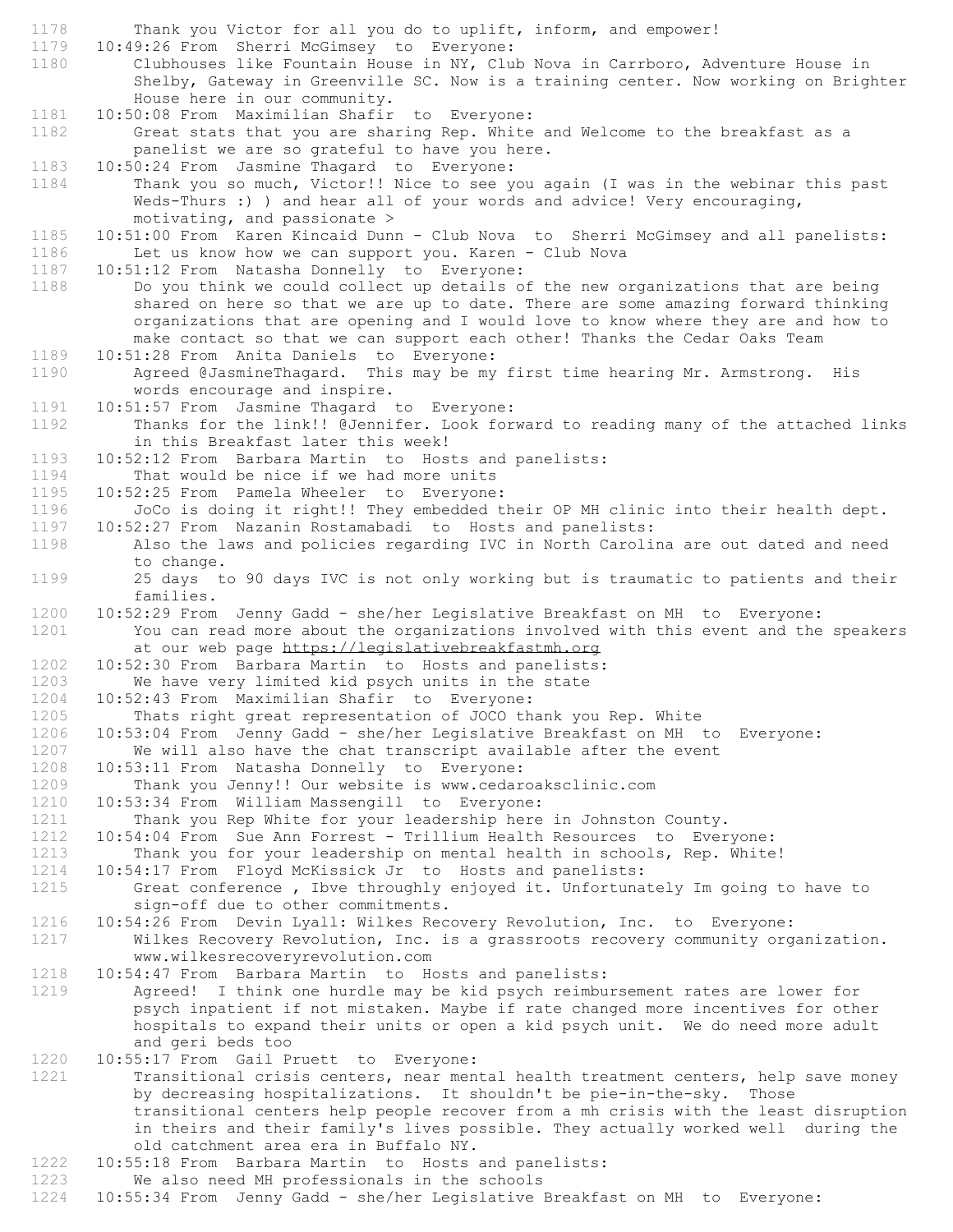```
1178        Thank you Victor for all you do to uplift, inform, and empower!
1179    10:49:26 From  Sherri McGimsey  to  Everyone:
1180        Clubhouses like Fountain House in NY, Club Nova in Carrboro, Adventure House in
            Shelby, Gateway in Greenville SC. Now is a training center. Now working on Brighter
            House here in our community.
1181    10:50:08 From  Maximilian Shafir  to  Everyone:
1182        Great stats that you are sharing Rep. White and Welcome to the breakfast as a
            panelist we are so grateful to have you here.
1183    10:50:24 From  Jasmine Thagard  to  Everyone:
1184        Thank you so much, Victor!! Nice to see you again (I was in the webinar this past
            Weds-Thurs :) ) and hear all of your words and advice! Very encouraging,
            motivating, and passionate >
1185    10:51:00 From  Karen Kincaid Dunn - Club Nova  to  Sherri McGimsey and all panelists:
1186        Let us know how we can support you. Karen - Club Nova
1187    10:51:12 From  Natasha Donnelly  to  Everyone:
1188        Do you think we could collect up details of the new organizations that are being
            shared on here so that we are up to date. There are some amazing forward thinking
            organizations that are opening and I would love to know where they are and how to
            make contact so that we can support each other! Thanks the Cedar Oaks Team
1189    10:51:28 From  Anita Daniels  to  Everyone:
1190        Agreed @JasmineThagard.  This may be my first time hearing Mr. Armstrong.  His
            words encourage and inspire.
1191    10:51:57 From  Jasmine Thagard  to  Everyone:
1192        Thanks for the link!! @Jennifer. Look forward to reading many of the attached links
            in this Breakfast later this week!
1193    10:52:12 From  Barbara Martin  to  Hosts and panelists:
1194        That would be nice if we had more units
1195    10:52:25 From  Pamela Wheeler  to  Everyone:
1196        JoCo is doing it right!! They embedded their OP MH clinic into their health dept.
1197    10:52:27 From  Nazanin Rostamabadi  to  Hosts and panelists:
1198        Also the laws and policies regarding IVC in North Carolina are out dated and need
            to change.
1199        25 days  to 90 days IVC is not only working but is traumatic to patients and their
            families.
1200    10:52:29 From  Jenny Gadd - she/her Legislative Breakfast on MH  to  Everyone:
1201        You can read more about the organizations involved with this event and the speakers
            at our web page https://legislativebreakfastmh.org
1202    10:52:30 From  Barbara Martin  to  Hosts and panelists:
1203        We have very limited kid psych units in the state
1204    10:52:43 From  Maximilian Shafir  to  Everyone:
1205        Thats right great representation of JOCO thank you Rep. White
1206    10:53:04 From  Jenny Gadd - she/her Legislative Breakfast on MH  to  Everyone:
1207        We will also have the chat transcript available after the event
1208    10:53:11 From  Natasha Donnelly  to  Everyone:
1209        Thank you Jenny!! Our website is www.cedaroaksclinic.com
1210    10:53:34 From  William Massengill  to  Everyone:
1211        Thank you Rep White for your leadership here in Johnston County.
1212    10:54:04 From  Sue Ann Forrest - Trillium Health Resources  to  Everyone:
1213        Thank you for your leadership on mental health in schools, Rep. White!
1214    10:54:17 From  Floyd McKissick Jr  to  Hosts and panelists:
1215        Great conference , Ibve throughly enjoyed it. Unfortunately Im going to have to
            sign-off due to other commitments.
1216    10:54:26 From  Devin Lyall: Wilkes Recovery Revolution, Inc.  to  Everyone:
1217        Wilkes Recovery Revolution, Inc. is a grassroots recovery community organization.
            www.wilkesrecoveryrevolution.com
1218    10:54:47 From  Barbara Martin  to  Hosts and panelists:
1219        Agreed!  I think one hurdle may be kid psych reimbursement rates are lower for
            psych inpatient if not mistaken. Maybe if rate changed more incentives for other
            hospitals to expand their units or open a kid psych unit.  We do need more adult
            and geri beds too
1220    10:55:17 From  Gail Pruett  to  Everyone:
1221        Transitional crisis centers, near mental health treatment centers, help save money
            by decreasing hospitalizations.  It shouldn't be pie-in-the-sky.  Those
            transitional centers help people recover from a mh crisis with the least disruption
            in theirs and their family's lives possible. They actually worked well  during the
            old catchment area era in Buffalo NY.
1222    10:55:18 From  Barbara Martin  to  Hosts and panelists:
1223        We also need MH professionals in the schools
1224    10:55:34 From  Jenny Gadd - she/her Legislative Breakfast on MH  to  Everyone:
```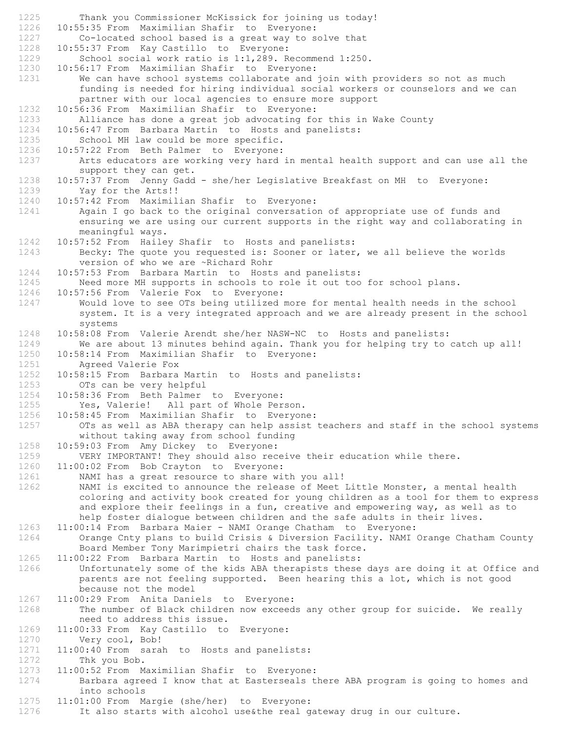1225 Thank you Commissioner McKissick for joining us today!
1226 10:55:35 From Maximilian Shafir to Everyone:
1227 Co-located school based is a great way to solve that
1228 10:55:37 From Kay Castillo to Everyone:
1229 School social work ratio is 1:1,289. Recommend 1:250.
1230 10:56:17 From Maximilian Shafir to Everyone:
1231 We can have school systems collaborate and join with providers so not as much funding is needed for hiring individual social workers or counselors and we can partner with our local agencies to ensure more support
1232 10:56:36 From Maximilian Shafir to Everyone:
1233 Alliance has done a great job advocating for this in Wake County
1234 10:56:47 From Barbara Martin to Hosts and panelists:
1235 School MH law could be more specific.
1236 10:57:22 From Beth Palmer to Everyone:
1237 Arts educators are working very hard in mental health support and can use all the support they can get.
1238 10:57:37 From Jenny Gadd - she/her Legislative Breakfast on MH to Everyone:
1239 Yay for the Arts!!
1240 10:57:42 From Maximilian Shafir to Everyone:
1241 Again I go back to the original conversation of appropriate use of funds and ensuring we are using our current supports in the right way and collaborating in meaningful ways.
1242 10:57:52 From Hailey Shafir to Hosts and panelists:
1243 Becky: The quote you requested is: Sooner or later, we all believe the worlds version of who we are ~Richard Rohr
1244 10:57:53 From Barbara Martin to Hosts and panelists:
1245 Need more MH supports in schools to role it out too for school plans.
1246 10:57:56 From Valerie Fox to Everyone:
1247 Would love to see OTs being utilized more for mental health needs in the school system. It is a very integrated approach and we are already present in the school systems
1248 10:58:08 From Valerie Arendt she/her NASW-NC to Hosts and panelists:
1249 We are about 13 minutes behind again. Thank you for helping try to catch up all!
1250 10:58:14 From Maximilian Shafir to Everyone:
1251 Agreed Valerie Fox
1252 10:58:15 From Barbara Martin to Hosts and panelists:
1253 OTs can be very helpful
1254 10:58:36 From Beth Palmer to Everyone:
1255 Yes, Valerie! All part of Whole Person.
1256 10:58:45 From Maximilian Shafir to Everyone:
1257 OTs as well as ABA therapy can help assist teachers and staff in the school systems without taking away from school funding
1258 10:59:03 From Amy Dickey to Everyone:
1259 VERY IMPORTANT! They should also receive their education while there.
1260 11:00:02 From Bob Crayton to Everyone:
1261 NAMI has a great resource to share with you all!
1262 NAMI is excited to announce the release of Meet Little Monster, a mental health coloring and activity book created for young children as a tool for them to express and explore their feelings in a fun, creative and empowering way, as well as to help foster dialogue between children and the safe adults in their lives.
1263 11:00:14 From Barbara Maier - NAMI Orange Chatham to Everyone:
1264 Orange Cnty plans to build Crisis & Diversion Facility. NAMI Orange Chatham County Board Member Tony Marimpietri chairs the task force.
1265 11:00:22 From Barbara Martin to Hosts and panelists:
1266 Unfortunately some of the kids ABA therapists these days are doing it at Office and parents are not feeling supported. Been hearing this a lot, which is not good because not the model
1267 11:00:29 From Anita Daniels to Everyone:
1268 The number of Black children now exceeds any other group for suicide. We really need to address this issue.
1269 11:00:33 From Kay Castillo to Everyone:
1270 Very cool, Bob!
1271 11:00:40 From sarah to Hosts and panelists:
1272 Thk you Bob.
1273 11:00:52 From Maximilian Shafir to Everyone:
1274 Barbara agreed I know that at Easterseals there ABA program is going to homes and into schools
1275 11:01:00 From Margie (she/her) to Everyone:
1276 It also starts with alcohol use&the real gateway drug in our culture.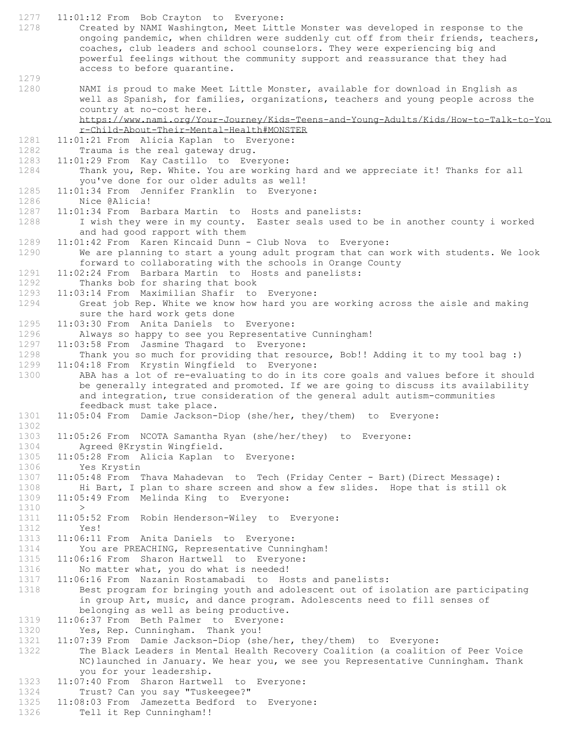1277 11:01:12 From Bob Crayton to Everyone:
1278 Created by NAMI Washington, Meet Little Monster was developed in response to the ongoing pandemic, when children were suddenly cut off from their friends, teachers, coaches, club leaders and school counselors. They were experiencing big and powerful feelings without the community support and reassurance that they had access to before quarantine.
1279
1280 NAMI is proud to make Meet Little Monster, available for download in English as well as Spanish, for families, organizations, teachers and young people across the country at no-cost here. https://www.nami.org/Your-Journey/Kids-Teens-and-Young-Adults/Kids/How-to-Talk-to-Your-Child-About-Their-Mental-Health#MONSTER
1281 11:01:21 From Alicia Kaplan to Everyone:
1282 Trauma is the real gateway drug.
1283 11:01:29 From Kay Castillo to Everyone:
1284 Thank you, Rep. White. You are working hard and we appreciate it! Thanks for all you've done for our older adults as well!
1285 11:01:34 From Jennifer Franklin to Everyone:
1286 Nice @Alicia!
1287 11:01:34 From Barbara Martin to Hosts and panelists:
1288 I wish they were in my county. Easter seals used to be in another county i worked and had good rapport with them
1289 11:01:42 From Karen Kincaid Dunn - Club Nova to Everyone:
1290 We are planning to start a young adult program that can work with students. We look forward to collaborating with the schools in Orange County
1291 11:02:24 From Barbara Martin to Hosts and panelists:
1292 Thanks bob for sharing that book
1293 11:03:14 From Maximilian Shafir to Everyone:
1294 Great job Rep. White we know how hard you are working across the aisle and making sure the hard work gets done
1295 11:03:30 From Anita Daniels to Everyone:
1296 Always so happy to see you Representative Cunningham!
1297 11:03:58 From Jasmine Thagard to Everyone:
1298 Thank you so much for providing that resource, Bob!! Adding it to my tool bag :)
1299 11:04:18 From Krystin Wingfield to Everyone:
1300 ABA has a lot of re-evaluating to do in its core goals and values before it should be generally integrated and promoted. If we are going to discuss its availability and integration, true consideration of the general adult autism-communities feedback must take place.
1301 11:05:04 From Damie Jackson-Diop (she/her, they/them) to Everyone:
1302
1303 11:05:26 From NCOTA Samantha Ryan (she/her/they) to Everyone:
1304 Agreed @Krystin Wingfield.
1305 11:05:28 From Alicia Kaplan to Everyone:
1306 Yes Krystin
1307 11:05:48 From Thava Mahadevan to Tech (Friday Center - Bart)(Direct Message):
1308 Hi Bart, I plan to share screen and show a few slides. Hope that is still ok
1309 11:05:49 From Melinda King to Everyone:
1310 >
1311 11:05:52 From Robin Henderson-Wiley to Everyone:
1312 Yes!
1313 11:06:11 From Anita Daniels to Everyone:
1314 You are PREACHING, Representative Cunningham!
1315 11:06:16 From Sharon Hartwell to Everyone:
1316 No matter what, you do what is needed!
1317 11:06:16 From Nazanin Rostamabadi to Hosts and panelists:
1318 Best program for bringing youth and adolescent out of isolation are participating in group Art, music, and dance program. Adolescents need to fill senses of belonging as well as being productive.
1319 11:06:37 From Beth Palmer to Everyone:
1320 Yes, Rep. Cunningham. Thank you!
1321 11:07:39 From Damie Jackson-Diop (she/her, they/them) to Everyone:
1322 The Black Leaders in Mental Health Recovery Coalition (a coalition of Peer Voice NC)launched in January. We hear you, we see you Representative Cunningham. Thank you for your leadership.
1323 11:07:40 From Sharon Hartwell to Everyone:
1324 Trust? Can you say "Tuskeegee?"
1325 11:08:03 From Jamezetta Bedford to Everyone:
1326 Tell it Rep Cunningham!!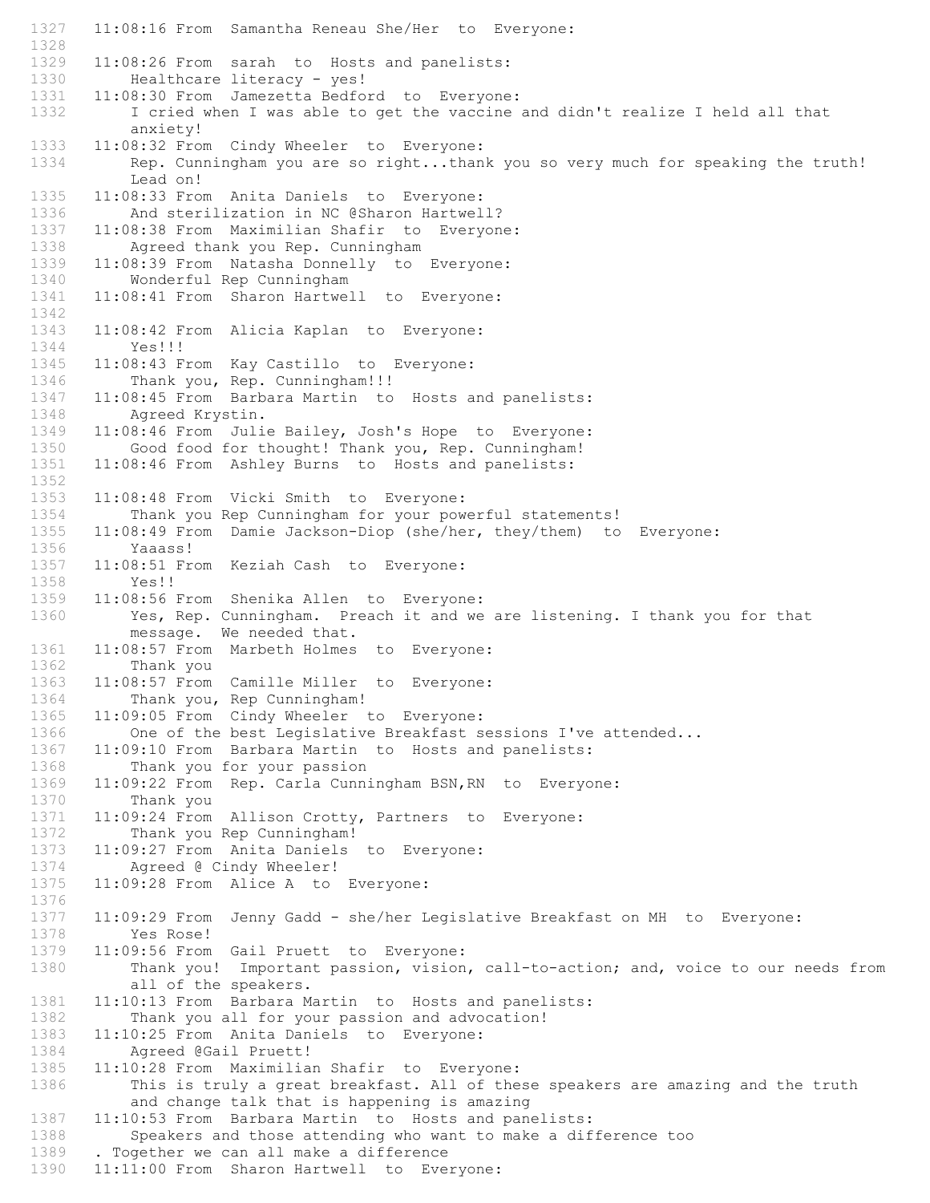```
1327   11:08:16 From  Samantha Reneau She/Her  to  Everyone:
1328
1329   11:08:26 From  sarah  to  Hosts and panelists:
1330       Healthcare literacy - yes!
1331   11:08:30 From  Jamezetta Bedford  to  Everyone:
1332       I cried when I was able to get the vaccine and didn't realize I held all that
           anxiety!
1333   11:08:32 From  Cindy Wheeler  to  Everyone:
1334       Rep. Cunningham you are so right...thank you so very much for speaking the truth!
           Lead on!
1335   11:08:33 From  Anita Daniels  to  Everyone:
1336       And sterilization in NC @Sharon Hartwell?
1337   11:08:38 From  Maximilian Shafir  to  Everyone:
1338       Agreed thank you Rep. Cunningham
1339   11:08:39 From  Natasha Donnelly  to  Everyone:
1340       Wonderful Rep Cunningham
1341   11:08:41 From  Sharon Hartwell  to  Everyone:
1342
1343   11:08:42 From  Alicia Kaplan  to  Everyone:
1344       Yes!!!
1345   11:08:43 From  Kay Castillo  to  Everyone:
1346       Thank you, Rep. Cunningham!!!
1347   11:08:45 From  Barbara Martin  to  Hosts and panelists:
1348       Agreed Krystin.
1349   11:08:46 From  Julie Bailey, Josh's Hope  to  Everyone:
1350       Good food for thought! Thank you, Rep. Cunningham!
1351   11:08:46 From  Ashley Burns  to  Hosts and panelists:
1352
1353   11:08:48 From  Vicki Smith  to  Everyone:
1354       Thank you Rep Cunningham for your powerful statements!
1355   11:08:49 From  Damie Jackson-Diop (she/her, they/them)  to  Everyone:
1356       Yaaass!
1357   11:08:51 From  Keziah Cash  to  Everyone:
1358       Yes!!
1359   11:08:56 From  Shenika Allen  to  Everyone:
1360       Yes, Rep. Cunningham.  Preach it and we are listening. I thank you for that
           message.  We needed that.
1361   11:08:57 From  Marbeth Holmes  to  Everyone:
1362       Thank you
1363   11:08:57 From  Camille Miller  to  Everyone:
1364       Thank you, Rep Cunningham!
1365   11:09:05 From  Cindy Wheeler  to  Everyone:
1366       One of the best Legislative Breakfast sessions I've attended...
1367   11:09:10 From  Barbara Martin  to  Hosts and panelists:
1368       Thank you for your passion
1369   11:09:22 From  Rep. Carla Cunningham BSN,RN  to  Everyone:
1370       Thank you
1371   11:09:24 From  Allison Crotty, Partners  to  Everyone:
1372       Thank you Rep Cunningham!
1373   11:09:27 From  Anita Daniels  to  Everyone:
1374       Agreed @ Cindy Wheeler!
1375   11:09:28 From  Alice A  to  Everyone:
1376
1377   11:09:29 From  Jenny Gadd - she/her Legislative Breakfast on MH  to  Everyone:
1378       Yes Rose!
1379   11:09:56 From  Gail Pruett  to  Everyone:
1380       Thank you!  Important passion, vision, call-to-action; and, voice to our needs from
           all of the speakers.
1381   11:10:13 From  Barbara Martin  to  Hosts and panelists:
1382       Thank you all for your passion and advocation!
1383   11:10:25 From  Anita Daniels  to  Everyone:
1384       Agreed @Gail Pruett!
1385   11:10:28 From  Maximilian Shafir  to  Everyone:
1386       This is truly a great breakfast. All of these speakers are amazing and the truth
           and change talk that is happening is amazing
1387   11:10:53 From  Barbara Martin  to  Hosts and panelists:
1388       Speakers and those attending who want to make a difference too
1389   . Together we can all make a difference
1390   11:11:00 From  Sharon Hartwell  to  Everyone:
```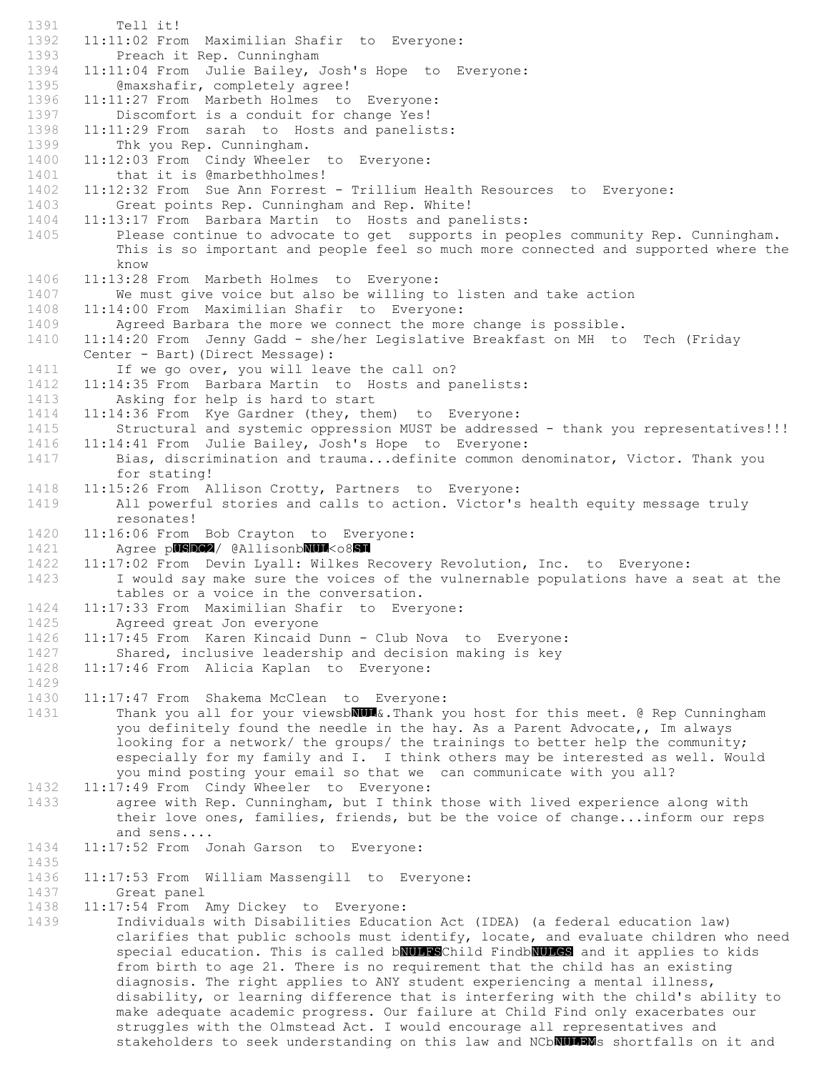1391 Tell it!
1392 11:11:02 From Maximilian Shafir to Everyone:
1393 Preach it Rep. Cunningham
1394 11:11:04 From Julie Bailey, Josh's Hope to Everyone:
1395 @maxshafir, completely agree!
1396 11:11:27 From Marbeth Holmes to Everyone:
1397 Discomfort is a conduit for change Yes!
1398 11:11:29 From sarah to Hosts and panelists:
1399 Thk you Rep. Cunningham.
1400 11:12:03 From Cindy Wheeler to Everyone:
1401 that it is @marbethholmes!
1402 11:12:32 From Sue Ann Forrest - Trillium Health Resources to Everyone:
1403 Great points Rep. Cunningham and Rep. White!
1404 11:13:17 From Barbara Martin to Hosts and panelists:
1405 Please continue to advocate to get supports in peoples community Rep. Cunningham. This is so important and people feel so much more connected and supported where the know
1406 11:13:28 From Marbeth Holmes to Everyone:
1407 We must give voice but also be willing to listen and take action
1408 11:14:00 From Maximilian Shafir to Everyone:
1409 Agreed Barbara the more we connect the more change is possible.
1410 11:14:20 From Jenny Gadd - she/her Legislative Breakfast on MH to Tech (Friday Center - Bart)(Direct Message):
1411 If we go over, you will leave the call on?
1412 11:14:35 From Barbara Martin to Hosts and panelists:
1413 Asking for help is hard to start
1414 11:14:36 From Kye Gardner (they, them) to Everyone:
1415 Structural and systemic oppression MUST be addressed - thank you representatives!!!
1416 11:14:41 From Julie Bailey, Josh's Hope to Everyone:
1417 Bias, discrimination and trauma...definite common denominator, Victor. Thank you for stating!
1418 11:15:26 From Allison Crotty, Partners to Everyone:
1419 All powerful stories and calls to action. Victor's health equity message truly resonates!
1420 11:16:06 From Bob Crayton to Everyone:
1421 Agree pUSDC2/ @AllisonbNUL<o8SI
1422 11:17:02 From Devin Lyall: Wilkes Recovery Revolution, Inc. to Everyone:
1423 I would say make sure the voices of the vulnernable populations have a seat at the tables or a voice in the conversation.
1424 11:17:33 From Maximilian Shafir to Everyone:
1425 Agreed great Jon everyone
1426 11:17:45 From Karen Kincaid Dunn - Club Nova to Everyone:
1427 Shared, inclusive leadership and decision making is key
1428 11:17:46 From Alicia Kaplan to Everyone:
1429
1430 11:17:47 From Shakema McClean to Everyone:
1431 Thank you all for your viewsbNUL&.Thank you host for this meet. @ Rep Cunningham you definitely found the needle in the hay. As a Parent Advocate,, Im always looking for a network/ the groups/ the trainings to better help the community; especially for my family and I. I think others may be interested as well. Would you mind posting your email so that we can communicate with you all?
1432 11:17:49 From Cindy Wheeler to Everyone:
1433 agree with Rep. Cunningham, but I think those with lived experience along with their love ones, families, friends, but be the voice of change...inform our reps and sens....
1434 11:17:52 From Jonah Garson to Everyone:
1435
1436 11:17:53 From William Massengill to Everyone:
1437 Great panel
1438 11:17:54 From Amy Dickey to Everyone:
1439 Individuals with Disabilities Education Act (IDEA) (a federal education law) clarifies that public schools must identify, locate, and evaluate children who need special education. This is called bNULFSChild FindbNULGS and it applies to kids from birth to age 21. There is no requirement that the child has an existing diagnosis. The right applies to ANY student experiencing a mental illness, disability, or learning difference that is interfering with the child's ability to make adequate academic progress. Our failure at Child Find only exacerbates our struggles with the Olmstead Act. I would encourage all representatives and stakeholders to seek understanding on this law and NCbNULEMs shortfalls on it and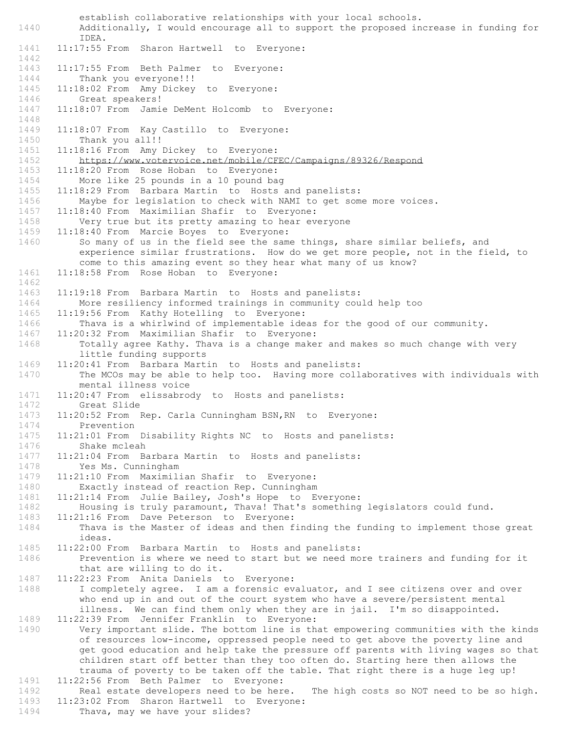```
        establish collaborative relationships with your local schools.
1440        Additionally, I would encourage all to support the proposed increase in funding for
        IDEA.
1441    11:17:55 From  Sharon Hartwell  to  Everyone:
1442
1443    11:17:55 From  Beth Palmer  to  Everyone:
1444        Thank you everyone!!!
1445    11:18:02 From  Amy Dickey  to  Everyone:
1446        Great speakers!
1447    11:18:07 From  Jamie DeMent Holcomb  to  Everyone:
1448
1449    11:18:07 From  Kay Castillo  to  Everyone:
1450        Thank you all!!
1451    11:18:16 From  Amy Dickey  to  Everyone:
1452        https://www.votervoice.net/mobile/CFEC/Campaigns/89326/Respond
1453    11:18:20 From  Rose Hoban  to  Everyone:
1454        More like 25 pounds in a 10 pound bag
1455    11:18:29 From  Barbara Martin  to  Hosts and panelists:
1456        Maybe for legislation to check with NAMI to get some more voices.
1457    11:18:40 From  Maximilian Shafir  to  Everyone:
1458        Very true but its pretty amazing to hear everyone
1459    11:18:40 From  Marcie Boyes  to  Everyone:
1460        So many of us in the field see the same things, share similar beliefs, and
        experience similar frustrations.  How do we get more people, not in the field, to
        come to this amazing event so they hear what many of us know?
1461    11:18:58 From  Rose Hoban  to  Everyone:
1462
1463    11:19:18 From  Barbara Martin  to  Hosts and panelists:
1464        More resiliency informed trainings in community could help too
1465    11:19:56 From  Kathy Hotelling  to  Everyone:
1466        Thava is a whirlwind of implementable ideas for the good of our community.
1467    11:20:32 From  Maximilian Shafir  to  Everyone:
1468        Totally agree Kathy. Thava is a change maker and makes so much change with very
        little funding supports
1469    11:20:41 From  Barbara Martin  to  Hosts and panelists:
1470        The MCOs may be able to help too.  Having more collaboratives with individuals with
        mental illness voice
1471    11:20:47 From  elissabrody  to  Hosts and panelists:
1472        Great Slide
1473    11:20:52 From  Rep. Carla Cunningham BSN,RN  to  Everyone:
1474        Prevention
1475    11:21:01 From  Disability Rights NC  to  Hosts and panelists:
1476        Shake mcleah
1477    11:21:04 From  Barbara Martin  to  Hosts and panelists:
1478        Yes Ms. Cunningham
1479    11:21:10 From  Maximilian Shafir  to  Everyone:
1480        Exactly instead of reaction Rep. Cunningham
1481    11:21:14 From  Julie Bailey, Josh's Hope  to  Everyone:
1482        Housing is truly paramount, Thava! That's something legislators could fund.
1483    11:21:16 From  Dave Peterson  to  Everyone:
1484        Thava is the Master of ideas and then finding the funding to implement those great
        ideas.
1485    11:22:00 From  Barbara Martin  to  Hosts and panelists:
1486        Prevention is where we need to start but we need more trainers and funding for it
        that are willing to do it.
1487    11:22:23 From  Anita Daniels  to  Everyone:
1488        I completely agree.  I am a forensic evaluator, and I see citizens over and over
        who end up in and out of the court system who have a severe/persistent mental
        illness.  We can find them only when they are in jail.  I'm so disappointed.
1489    11:22:39 From  Jennifer Franklin  to  Everyone:
1490        Very important slide. The bottom line is that empowering communities with the kinds
        of resources low-income, oppressed people need to get above the poverty line and
        get good education and help take the pressure off parents with living wages so that
        children start off better than they too often do. Starting here then allows the
        trauma of poverty to be taken off the table. That right there is a huge leg up!
1491    11:22:56 From  Beth Palmer  to  Everyone:
1492        Real estate developers need to be here.   The high costs so NOT need to be so high.
1493    11:23:02 From  Sharon Hartwell  to  Everyone:
1494        Thava, may we have your slides?
```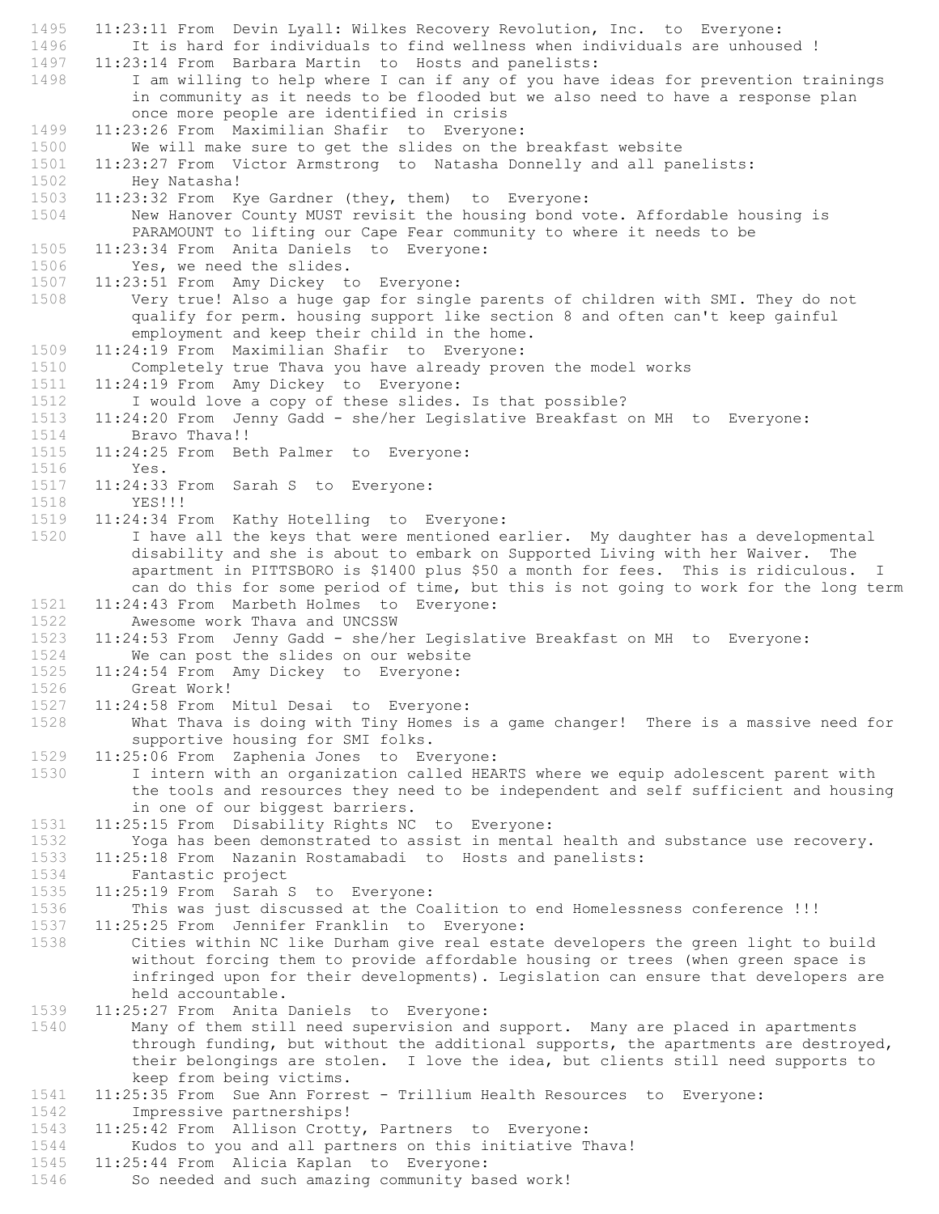1495 11:23:11 From Devin Lyall: Wilkes Recovery Revolution, Inc. to Everyone:
1496 It is hard for individuals to find wellness when individuals are unhoused !
1497 11:23:14 From Barbara Martin to Hosts and panelists:
1498 I am willing to help where I can if any of you have ideas for prevention trainings in community as it needs to be flooded but we also need to have a response plan once more people are identified in crisis
1499 11:23:26 From Maximilian Shafir to Everyone:
1500 We will make sure to get the slides on the breakfast website
1501 11:23:27 From Victor Armstrong to Natasha Donnelly and all panelists:
1502 Hey Natasha!
1503 11:23:32 From Kye Gardner (they, them) to Everyone:
1504 New Hanover County MUST revisit the housing bond vote. Affordable housing is PARAMOUNT to lifting our Cape Fear community to where it needs to be
1505 11:23:34 From Anita Daniels to Everyone:
1506 Yes, we need the slides.
1507 11:23:51 From Amy Dickey to Everyone:
1508 Very true! Also a huge gap for single parents of children with SMI. They do not qualify for perm. housing support like section 8 and often can't keep gainful employment and keep their child in the home.
1509 11:24:19 From Maximilian Shafir to Everyone:
1510 Completely true Thava you have already proven the model works
1511 11:24:19 From Amy Dickey to Everyone:
1512 I would love a copy of these slides. Is that possible?
1513 11:24:20 From Jenny Gadd - she/her Legislative Breakfast on MH to Everyone:
1514 Bravo Thava!!
1515 11:24:25 From Beth Palmer to Everyone:
1516 Yes.
1517 11:24:33 From Sarah S to Everyone:
1518 YES!!!
1519 11:24:34 From Kathy Hotelling to Everyone:
1520 I have all the keys that were mentioned earlier. My daughter has a developmental disability and she is about to embark on Supported Living with her Waiver. The apartment in PITTSBORO is $1400 plus $50 a month for fees. This is ridiculous. I can do this for some period of time, but this is not going to work for the long term
1521 11:24:43 From Marbeth Holmes to Everyone:
1522 Awesome work Thava and UNCSSW
1523 11:24:53 From Jenny Gadd - she/her Legislative Breakfast on MH to Everyone:
1524 We can post the slides on our website
1525 11:24:54 From Amy Dickey to Everyone:
1526 Great Work!
1527 11:24:58 From Mitul Desai to Everyone:
1528 What Thava is doing with Tiny Homes is a game changer! There is a massive need for supportive housing for SMI folks.
1529 11:25:06 From Zaphenia Jones to Everyone:
1530 I intern with an organization called HEARTS where we equip adolescent parent with the tools and resources they need to be independent and self sufficient and housing in one of our biggest barriers.
1531 11:25:15 From Disability Rights NC to Everyone:
1532 Yoga has been demonstrated to assist in mental health and substance use recovery.
1533 11:25:18 From Nazanin Rostamabadi to Hosts and panelists:
1534 Fantastic project
1535 11:25:19 From Sarah S to Everyone:
1536 This was just discussed at the Coalition to end Homelessness conference !!!
1537 11:25:25 From Jennifer Franklin to Everyone:
1538 Cities within NC like Durham give real estate developers the green light to build without forcing them to provide affordable housing or trees (when green space is infringed upon for their developments). Legislation can ensure that developers are held accountable.
1539 11:25:27 From Anita Daniels to Everyone:
1540 Many of them still need supervision and support. Many are placed in apartments through funding, but without the additional supports, the apartments are destroyed, their belongings are stolen. I love the idea, but clients still need supports to keep from being victims.
1541 11:25:35 From Sue Ann Forrest - Trillium Health Resources to Everyone:
1542 Impressive partnerships!
1543 11:25:42 From Allison Crotty, Partners to Everyone:
1544 Kudos to you and all partners on this initiative Thava!
1545 11:25:44 From Alicia Kaplan to Everyone:
1546 So needed and such amazing community based work!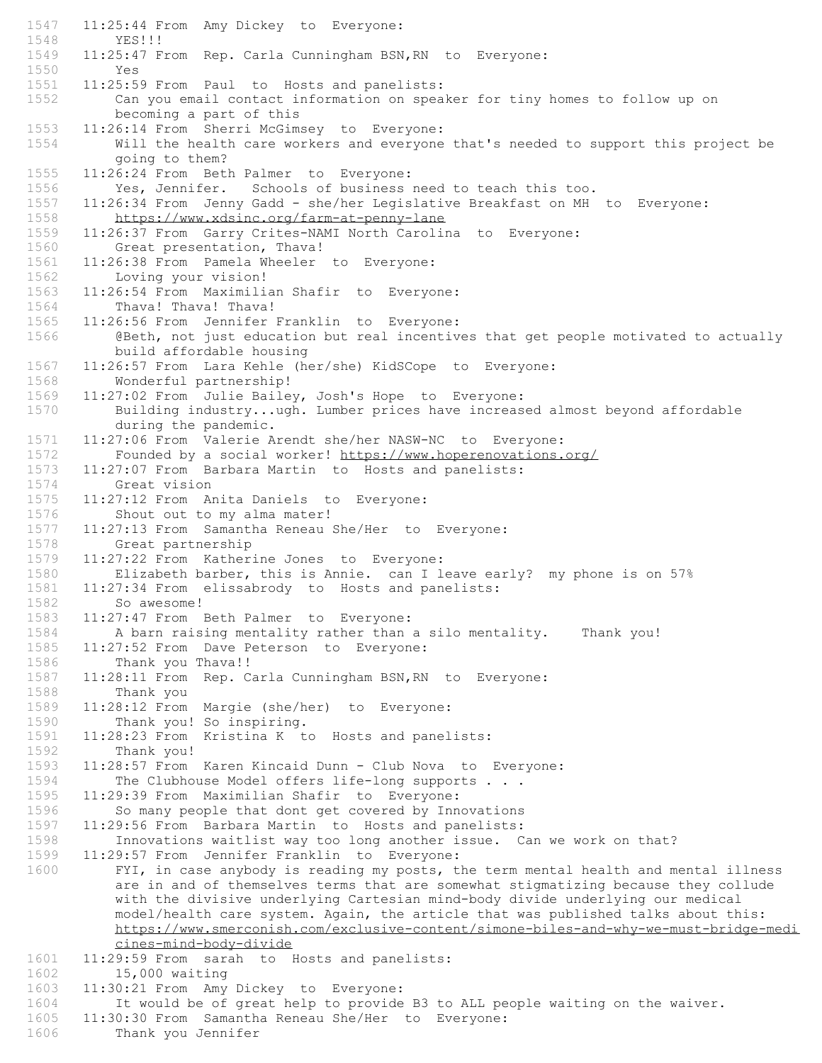```
1547   11:25:44 From  Amy Dickey  to  Everyone:
1548       YES!!!
1549   11:25:47 From  Rep. Carla Cunningham BSN,RN  to  Everyone:
1550       Yes
1551   11:25:59 From  Paul  to  Hosts and panelists:
1552       Can you email contact information on speaker for tiny homes to follow up on
           becoming a part of this
1553   11:26:14 From  Sherri McGimsey  to  Everyone:
1554       Will the health care workers and everyone that's needed to support this project be
           going to them?
1555   11:26:24 From  Beth Palmer  to  Everyone:
1556       Yes, Jennifer.   Schools of business need to teach this too.
1557   11:26:34 From  Jenny Gadd - she/her Legislative Breakfast on MH  to  Everyone:
1558       https://www.xdsinc.org/farm-at-penny-lane
1559   11:26:37 From  Garry Crites-NAMI North Carolina  to  Everyone:
1560       Great presentation, Thava!
1561   11:26:38 From  Pamela Wheeler  to  Everyone:
1562       Loving your vision!
1563   11:26:54 From  Maximilian Shafir  to  Everyone:
1564       Thava! Thava! Thava!
1565   11:26:56 From  Jennifer Franklin  to  Everyone:
1566       @Beth, not just education but real incentives that get people motivated to actually
           build affordable housing
1567   11:26:57 From  Lara Kehle (her/she) KidSCope  to  Everyone:
1568       Wonderful partnership!
1569   11:27:02 From  Julie Bailey, Josh's Hope  to  Everyone:
1570       Building industry...ugh. Lumber prices have increased almost beyond affordable
           during the pandemic.
1571   11:27:06 From  Valerie Arendt she/her NASW-NC  to  Everyone:
1572       Founded by a social worker! https://www.hoperenovations.org/
1573   11:27:07 From  Barbara Martin  to  Hosts and panelists:
1574       Great vision
1575   11:27:12 From  Anita Daniels  to  Everyone:
1576       Shout out to my alma mater!
1577   11:27:13 From  Samantha Reneau She/Her  to  Everyone:
1578       Great partnership
1579   11:27:22 From  Katherine Jones  to  Everyone:
1580       Elizabeth barber, this is Annie.  can I leave early?  my phone is on 57%
1581   11:27:34 From  elissabrody  to  Hosts and panelists:
1582       So awesome!
1583   11:27:47 From  Beth Palmer  to  Everyone:
1584       A barn raising mentality rather than a silo mentality.    Thank you!
1585   11:27:52 From  Dave Peterson  to  Everyone:
1586       Thank you Thava!!
1587   11:28:11 From  Rep. Carla Cunningham BSN,RN  to  Everyone:
1588       Thank you
1589   11:28:12 From  Margie (she/her)  to  Everyone:
1590       Thank you! So inspiring.
1591   11:28:23 From  Kristina K  to  Hosts and panelists:
1592       Thank you!
1593   11:28:57 From  Karen Kincaid Dunn - Club Nova  to  Everyone:
1594       The Clubhouse Model offers life-long supports . . .
1595   11:29:39 From  Maximilian Shafir  to  Everyone:
1596       So many people that dont get covered by Innovations
1597   11:29:56 From  Barbara Martin  to  Hosts and panelists:
1598       Innovations waitlist way too long another issue.  Can we work on that?
1599   11:29:57 From  Jennifer Franklin  to  Everyone:
1600       FYI, in case anybody is reading my posts, the term mental health and mental illness
           are in and of themselves terms that are somewhat stigmatizing because they collude
           with the divisive underlying Cartesian mind-body divide underlying our medical
           model/health care system. Again, the article that was published talks about this:
           https://www.smerconish.com/exclusive-content/simone-biles-and-why-we-must-bridge-medi
           cines-mind-body-divide
1601   11:29:59 From  sarah  to  Hosts and panelists:
1602       15,000 waiting
1603   11:30:21 From  Amy Dickey  to  Everyone:
1604       It would be of great help to provide B3 to ALL people waiting on the waiver.
1605   11:30:30 From  Samantha Reneau She/Her  to  Everyone:
1606       Thank you Jennifer
```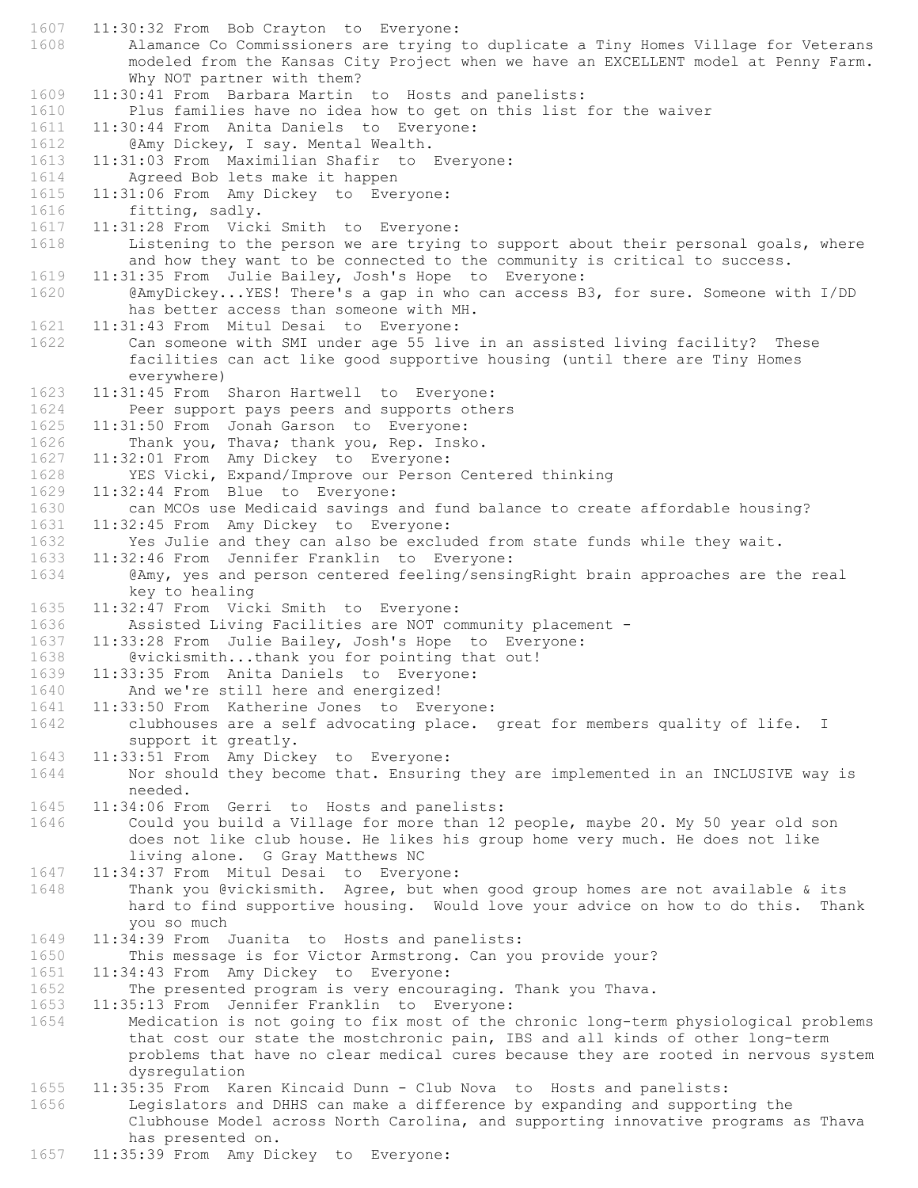1607 11:30:32 From Bob Crayton to Everyone:
1608 Alamance Co Commissioners are trying to duplicate a Tiny Homes Village for Veterans modeled from the Kansas City Project when we have an EXCELLENT model at Penny Farm. Why NOT partner with them?
1609 11:30:41 From Barbara Martin to Hosts and panelists:
1610 Plus families have no idea how to get on this list for the waiver
1611 11:30:44 From Anita Daniels to Everyone:
1612 @Amy Dickey, I say. Mental Wealth.
1613 11:31:03 From Maximilian Shafir to Everyone:
1614 Agreed Bob lets make it happen
1615 11:31:06 From Amy Dickey to Everyone:
1616 fitting, sadly.
1617 11:31:28 From Vicki Smith to Everyone:
1618 Listening to the person we are trying to support about their personal goals, where and how they want to be connected to the community is critical to success.
1619 11:31:35 From Julie Bailey, Josh's Hope to Everyone:
1620 @AmyDickey...YES! There's a gap in who can access B3, for sure. Someone with I/DD has better access than someone with MH.
1621 11:31:43 From Mitul Desai to Everyone:
1622 Can someone with SMI under age 55 live in an assisted living facility? These facilities can act like good supportive housing (until there are Tiny Homes everywhere)
1623 11:31:45 From Sharon Hartwell to Everyone:
1624 Peer support pays peers and supports others
1625 11:31:50 From Jonah Garson to Everyone:
1626 Thank you, Thava; thank you, Rep. Insko.
1627 11:32:01 From Amy Dickey to Everyone:
1628 YES Vicki, Expand/Improve our Person Centered thinking
1629 11:32:44 From Blue to Everyone:
1630 can MCOs use Medicaid savings and fund balance to create affordable housing?
1631 11:32:45 From Amy Dickey to Everyone:
1632 Yes Julie and they can also be excluded from state funds while they wait.
1633 11:32:46 From Jennifer Franklin to Everyone:
1634 @Amy, yes and person centered feeling/sensingRight brain approaches are the real key to healing
1635 11:32:47 From Vicki Smith to Everyone:
1636 Assisted Living Facilities are NOT community placement -
1637 11:33:28 From Julie Bailey, Josh's Hope to Everyone:
1638 @vickismith...thank you for pointing that out!
1639 11:33:35 From Anita Daniels to Everyone:
1640 And we're still here and energized!
1641 11:33:50 From Katherine Jones to Everyone:
1642 clubhouses are a self advocating place. great for members quality of life. I support it greatly.
1643 11:33:51 From Amy Dickey to Everyone:
1644 Nor should they become that. Ensuring they are implemented in an INCLUSIVE way is needed.
1645 11:34:06 From Gerri to Hosts and panelists:
1646 Could you build a Village for more than 12 people, maybe 20. My 50 year old son does not like club house. He likes his group home very much. He does not like living alone. G Gray Matthews NC
1647 11:34:37 From Mitul Desai to Everyone:
1648 Thank you @vickismith. Agree, but when good group homes are not available & its hard to find supportive housing. Would love your advice on how to do this. Thank you so much
1649 11:34:39 From Juanita to Hosts and panelists:
1650 This message is for Victor Armstrong. Can you provide your?
1651 11:34:43 From Amy Dickey to Everyone:
1652 The presented program is very encouraging. Thank you Thava.
1653 11:35:13 From Jennifer Franklin to Everyone:
1654 Medication is not going to fix most of the chronic long-term physiological problems that cost our state the mostchronic pain, IBS and all kinds of other long-term problems that have no clear medical cures because they are rooted in nervous system dysregulation
1655 11:35:35 From Karen Kincaid Dunn - Club Nova to Hosts and panelists:
1656 Legislators and DHHS can make a difference by expanding and supporting the Clubhouse Model across North Carolina, and supporting innovative programs as Thava has presented on.
1657 11:35:39 From Amy Dickey to Everyone: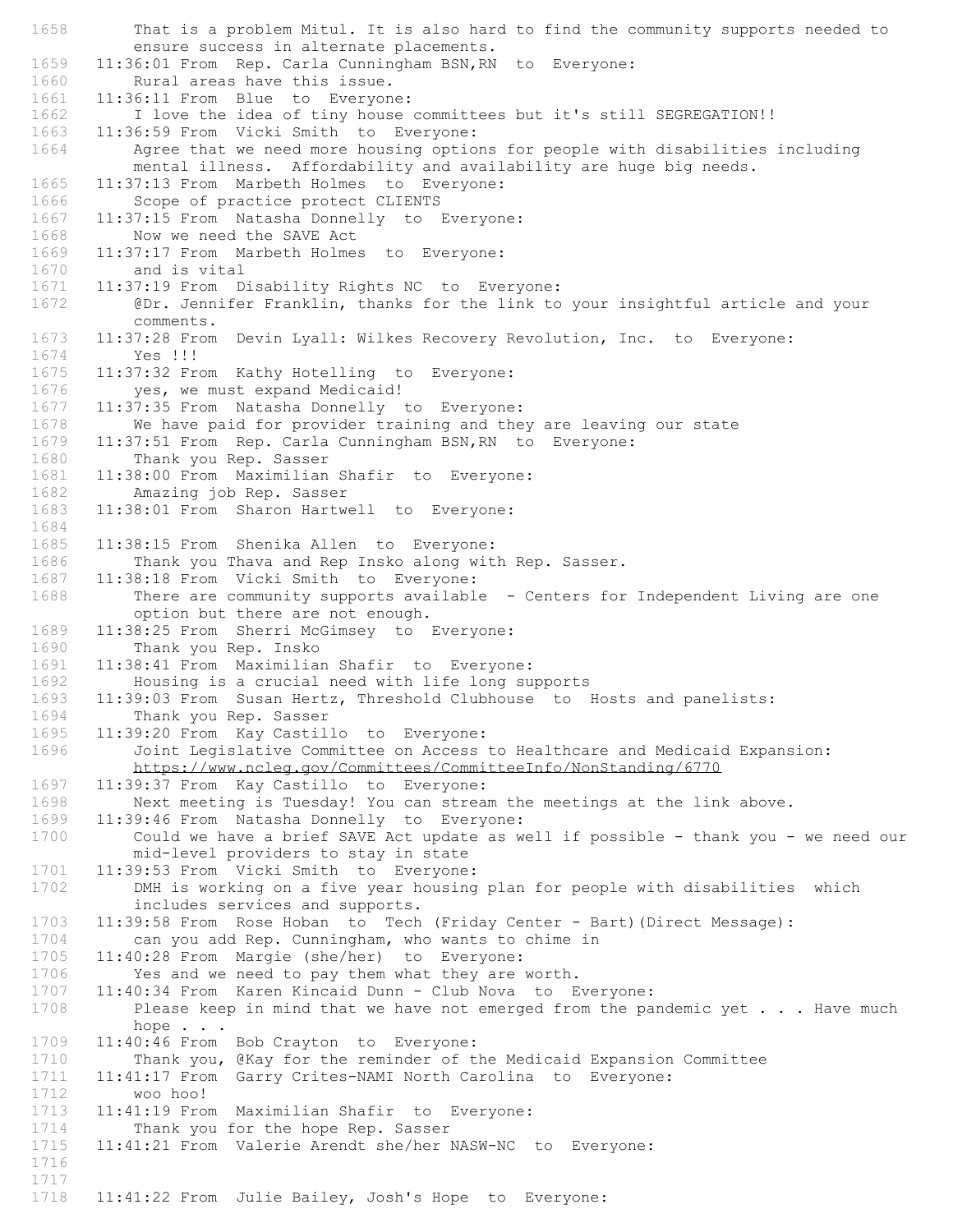```
1658        That is a problem Mitul. It is also hard to find the community supports needed to
            ensure success in alternate placements.
1659    11:36:01 From  Rep. Carla Cunningham BSN,RN  to  Everyone:
1660        Rural areas have this issue.
1661    11:36:11 From  Blue  to  Everyone:
1662        I love the idea of tiny house committees but it's still SEGREGATION!!
1663    11:36:59 From  Vicki Smith  to  Everyone:
1664        Agree that we need more housing options for people with disabilities including
            mental illness.  Affordability and availability are huge big needs.
1665    11:37:13 From  Marbeth Holmes  to  Everyone:
1666        Scope of practice protect CLIENTS
1667    11:37:15 From  Natasha Donnelly  to  Everyone:
1668        Now we need the SAVE Act
1669    11:37:17 From  Marbeth Holmes  to  Everyone:
1670        and is vital
1671    11:37:19 From  Disability Rights NC  to  Everyone:
1672        @Dr. Jennifer Franklin, thanks for the link to your insightful article and your
            comments.
1673    11:37:28 From  Devin Lyall: Wilkes Recovery Revolution, Inc.  to  Everyone:
1674        Yes !!!
1675    11:37:32 From  Kathy Hotelling  to  Everyone:
1676        yes, we must expand Medicaid!
1677    11:37:35 From  Natasha Donnelly  to  Everyone:
1678        We have paid for provider training and they are leaving our state
1679    11:37:51 From  Rep. Carla Cunningham BSN,RN  to  Everyone:
1680        Thank you Rep. Sasser
1681    11:38:00 From  Maximilian Shafir  to  Everyone:
1682        Amazing job Rep. Sasser
1683    11:38:01 From  Sharon Hartwell  to  Everyone:
1684
1685    11:38:15 From  Shenika Allen  to  Everyone:
1686        Thank you Thava and Rep Insko along with Rep. Sasser.
1687    11:38:18 From  Vicki Smith  to  Everyone:
1688        There are community supports available  - Centers for Independent Living are one
            option but there are not enough.
1689    11:38:25 From  Sherri McGimsey  to  Everyone:
1690        Thank you Rep. Insko
1691    11:38:41 From  Maximilian Shafir  to  Everyone:
1692        Housing is a crucial need with life long supports
1693    11:39:03 From  Susan Hertz, Threshold Clubhouse  to  Hosts and panelists:
1694        Thank you Rep. Sasser
1695    11:39:20 From  Kay Castillo  to  Everyone:
1696        Joint Legislative Committee on Access to Healthcare and Medicaid Expansion:
            https://www.ncleg.gov/Committees/CommitteeInfo/NonStanding/6770
1697    11:39:37 From  Kay Castillo  to  Everyone:
1698        Next meeting is Tuesday! You can stream the meetings at the link above.
1699    11:39:46 From  Natasha Donnelly  to  Everyone:
1700        Could we have a brief SAVE Act update as well if possible - thank you - we need our
            mid-level providers to stay in state
1701    11:39:53 From  Vicki Smith  to  Everyone:
1702        DMH is working on a five year housing plan for people with disabilities  which
            includes services and supports.
1703    11:39:58 From  Rose Hoban  to  Tech (Friday Center - Bart)(Direct Message):
1704        can you add Rep. Cunningham, who wants to chime in
1705    11:40:28 From  Margie (she/her)  to  Everyone:
1706        Yes and we need to pay them what they are worth.
1707    11:40:34 From  Karen Kincaid Dunn - Club Nova  to  Everyone:
1708        Please keep in mind that we have not emerged from the pandemic yet . . . Have much
            hope . . .
1709    11:40:46 From  Bob Crayton  to  Everyone:
1710        Thank you, @Kay for the reminder of the Medicaid Expansion Committee
1711    11:41:17 From  Garry Crites-NAMI North Carolina  to  Everyone:
1712        woo hoo!
1713    11:41:19 From  Maximilian Shafir  to  Everyone:
1714        Thank you for the hope Rep. Sasser
1715    11:41:21 From  Valerie Arendt she/her NASW-NC  to  Everyone:
1716
1717
1718    11:41:22 From  Julie Bailey, Josh's Hope  to  Everyone:
```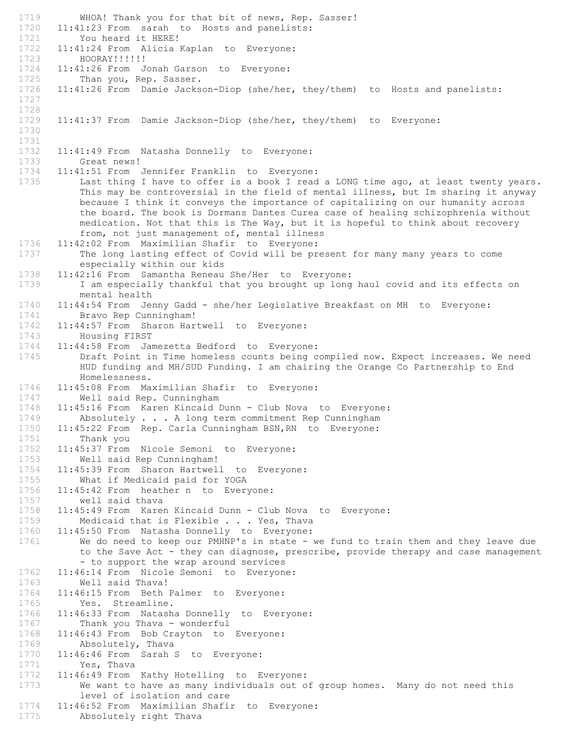```
1719        WHOA! Thank you for that bit of news, Rep. Sasser!
1720    11:41:23 From  sarah  to  Hosts and panelists:
1721        You heard it HERE!
1722    11:41:24 From  Alicia Kaplan  to  Everyone:
1723        HOORAY!!!!!!
1724    11:41:26 From  Jonah Garson  to  Everyone:
1725        Than you, Rep. Sasser.
1726    11:41:26 From  Damie Jackson-Diop (she/her, they/them)  to  Hosts and panelists:
1727
1728
1729    11:41:37 From  Damie Jackson-Diop (she/her, they/them)  to  Everyone:
1730
1731
1732    11:41:49 From  Natasha Donnelly  to  Everyone:
1733        Great news!
1734    11:41:51 From  Jennifer Franklin  to  Everyone:
1735        Last thing I have to offer is a book I read a LONG time ago, at least twenty years.
            This may be controversial in the field of mental illness, but Im sharing it anyway
            because I think it conveys the importance of capitalizing on our humanity across
            the board. The book is Dormans Dantes Curea case of healing schizophrenia without
            medication. Not that this is The Way, but it is hopeful to think about recovery
            from, not just management of, mental illness
1736    11:42:02 From  Maximilian Shafir  to  Everyone:
1737        The long lasting effect of Covid will be present for many many years to come
            especially within our kids
1738    11:42:16 From  Samantha Reneau She/Her  to  Everyone:
1739        I am especially thankful that you brought up long haul covid and its effects on
            mental health
1740    11:44:54 From  Jenny Gadd - she/her Legislative Breakfast on MH  to  Everyone:
1741        Bravo Rep Cunningham!
1742    11:44:57 From  Sharon Hartwell  to  Everyone:
1743        Housing FIRST
1744    11:44:58 From  Jamezetta Bedford  to  Everyone:
1745        Draft Point in Time homeless counts being compiled now. Expect increases. We need
            HUD funding and MH/SUD Funding. I am chairing the Orange Co Partnership to End
            Homelessness.
1746    11:45:08 From  Maximilian Shafir  to  Everyone:
1747        Well said Rep. Cunningham
1748    11:45:16 From  Karen Kincaid Dunn - Club Nova  to  Everyone:
1749        Absolutely . . . A long term commitment Rep Cunningham
1750    11:45:22 From  Rep. Carla Cunningham BSN,RN  to  Everyone:
1751        Thank you
1752    11:45:37 From  Nicole Semoni  to  Everyone:
1753        Well said Rep Cunningham!
1754    11:45:39 From  Sharon Hartwell  to  Everyone:
1755        What if Medicaid paid for YOGA
1756    11:45:42 From  heather n  to  Everyone:
1757        well said thava
1758    11:45:49 From  Karen Kincaid Dunn - Club Nova  to  Everyone:
1759        Medicaid that is Flexible . . . Yes, Thava
1760    11:45:50 From  Natasha Donnelly  to  Everyone:
1761        We do need to keep our PMHNP's in state - we fund to train them and they leave due
            to the Save Act - they can diagnose, prescribe, provide therapy and case management
            - to support the wrap around services
1762    11:46:14 From  Nicole Semoni  to  Everyone:
1763        Well said Thava!
1764    11:46:15 From  Beth Palmer  to  Everyone:
1765        Yes.  Streamline.
1766    11:46:33 From  Natasha Donnelly  to  Everyone:
1767        Thank you Thava - wonderful
1768    11:46:43 From  Bob Crayton  to  Everyone:
1769        Absolutely, Thava
1770    11:46:46 From  Sarah S  to  Everyone:
1771        Yes, Thava
1772    11:46:49 From  Kathy Hotelling  to  Everyone:
1773        We want to have as many individuals out of group homes.  Many do not need this
            level of isolation and care
1774    11:46:52 From  Maximilian Shafir  to  Everyone:
1775        Absolutely right Thava
```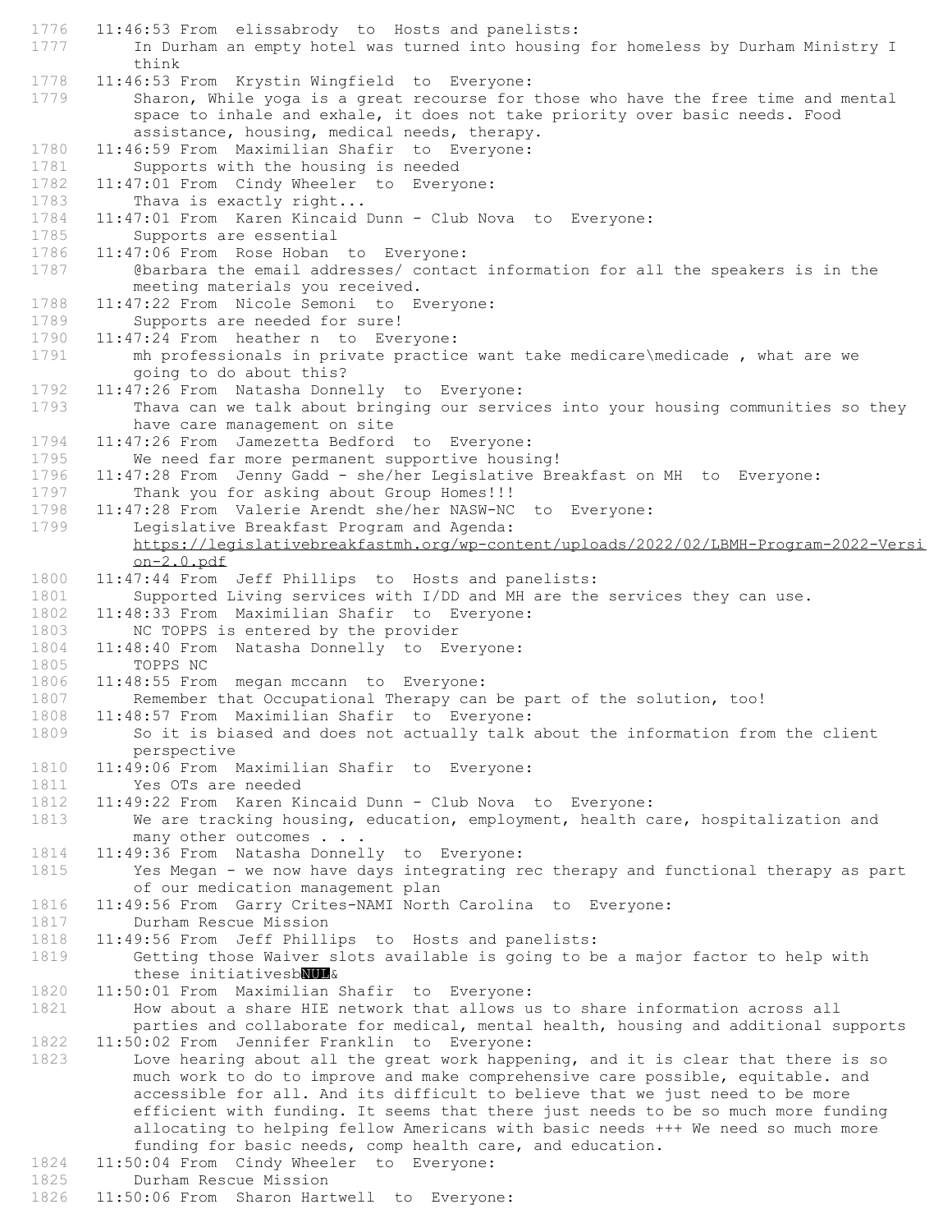```
1776  11:46:53 From  elissabrody  to  Hosts and panelists:
1777      In Durham an empty hotel was turned into housing for homeless by Durham Ministry I
          think
1778  11:46:53 From  Krystin Wingfield  to  Everyone:
1779      Sharon, While yoga is a great recourse for those who have the free time and mental
          space to inhale and exhale, it does not take priority over basic needs. Food
          assistance, housing, medical needs, therapy.
1780  11:46:59 From  Maximilian Shafir  to  Everyone:
1781      Supports with the housing is needed
1782  11:47:01 From  Cindy Wheeler  to  Everyone:
1783      Thava is exactly right...
1784  11:47:01 From  Karen Kincaid Dunn - Club Nova  to  Everyone:
1785      Supports are essential
1786  11:47:06 From  Rose Hoban  to  Everyone:
1787      @barbara the email addresses/ contact information for all the speakers is in the
          meeting materials you received.
1788  11:47:22 From  Nicole Semoni  to  Everyone:
1789      Supports are needed for sure!
1790  11:47:24 From  heather n  to  Everyone:
1791      mh professionals in private practice want take medicare\medicade , what are we
          going to do about this?
1792  11:47:26 From  Natasha Donnelly  to  Everyone:
1793      Thava can we talk about bringing our services into your housing communities so they
          have care management on site
1794  11:47:26 From  Jamezetta Bedford  to  Everyone:
1795      We need far more permanent supportive housing!
1796  11:47:28 From  Jenny Gadd - she/her Legislative Breakfast on MH  to  Everyone:
1797      Thank you for asking about Group Homes!!!
1798  11:47:28 From  Valerie Arendt she/her NASW-NC  to  Everyone:
1799      Legislative Breakfast Program and Agenda:
          https://legislativebreakfastmh.org/wp-content/uploads/2022/02/LBMH-Program-2022-Versi
          on-2.0.pdf
1800  11:47:44 From  Jeff Phillips  to  Hosts and panelists:
1801      Supported Living services with I/DD and MH are the services they can use.
1802  11:48:33 From  Maximilian Shafir  to  Everyone:
1803      NC TOPPS is entered by the provider
1804  11:48:40 From  Natasha Donnelly  to  Everyone:
1805      TOPPS NC
1806  11:48:55 From  megan mccann  to  Everyone:
1807      Remember that Occupational Therapy can be part of the solution, too!
1808  11:48:57 From  Maximilian Shafir  to  Everyone:
1809      So it is biased and does not actually talk about the information from the client
          perspective
1810  11:49:06 From  Maximilian Shafir  to  Everyone:
1811      Yes OTs are needed
1812  11:49:22 From  Karen Kincaid Dunn - Club Nova  to  Everyone:
1813      We are tracking housing, education, employment, health care, hospitalization and
          many other outcomes . . .
1814  11:49:36 From  Natasha Donnelly  to  Everyone:
1815      Yes Megan - we now have days integrating rec therapy and functional therapy as part
          of our medication management plan
1816  11:49:56 From  Garry Crites-NAMI North Carolina  to  Everyone:
1817      Durham Rescue Mission
1818  11:49:56 From  Jeff Phillips  to  Hosts and panelists:
1819      Getting those Waiver slots available is going to be a major factor to help with
          these initiativesbNUL&
1820  11:50:01 From  Maximilian Shafir  to  Everyone:
1821      How about a share HIE network that allows us to share information across all
          parties and collaborate for medical, mental health, housing and additional supports
1822  11:50:02 From  Jennifer Franklin  to  Everyone:
1823      Love hearing about all the great work happening, and it is clear that there is so
          much work to do to improve and make comprehensive care possible, equitable. and
          accessible for all. And its difficult to believe that we just need to be more
          efficient with funding. It seems that there just needs to be so much more funding
          allocating to helping fellow Americans with basic needs +++ We need so much more
          funding for basic needs, comp health care, and education.
1824  11:50:04 From  Cindy Wheeler  to  Everyone:
1825      Durham Rescue Mission
1826  11:50:06 From  Sharon Hartwell  to  Everyone:
```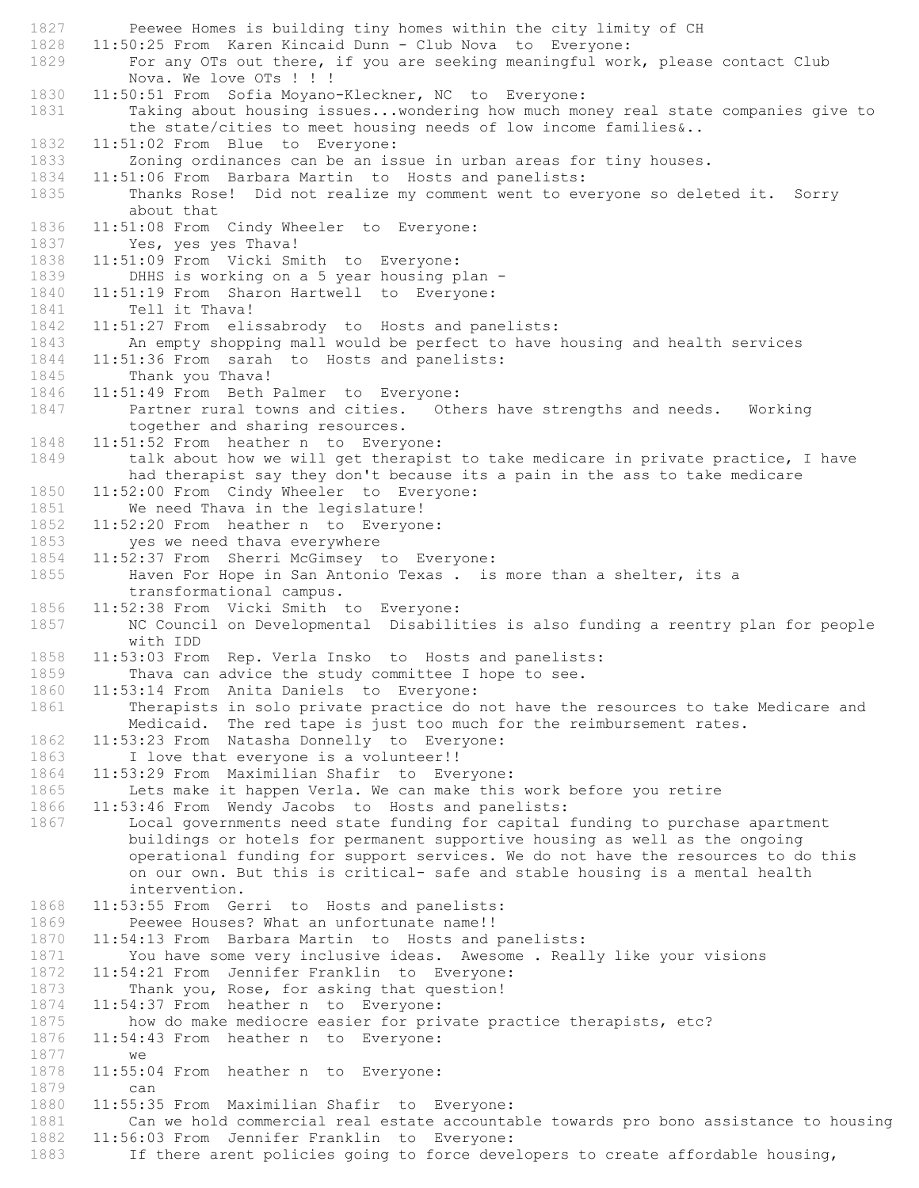```
1827        Peewee Homes is building tiny homes within the city limity of CH
1828    11:50:25 From  Karen Kincaid Dunn - Club Nova  to  Everyone:
1829        For any OTs out there, if you are seeking meaningful work, please contact Club
            Nova. We love OTs ! ! !
1830    11:50:51 From  Sofia Moyano-Kleckner, NC  to  Everyone:
1831        Taking about housing issues...wondering how much money real state companies give to
            the state/cities to meet housing needs of low income families&..
1832    11:51:02 From  Blue  to  Everyone:
1833        Zoning ordinances can be an issue in urban areas for tiny houses.
1834    11:51:06 From  Barbara Martin  to  Hosts and panelists:
1835        Thanks Rose!  Did not realize my comment went to everyone so deleted it.  Sorry
            about that
1836    11:51:08 From  Cindy Wheeler  to  Everyone:
1837        Yes, yes yes Thava!
1838    11:51:09 From  Vicki Smith  to  Everyone:
1839        DHHS is working on a 5 year housing plan -
1840    11:51:19 From  Sharon Hartwell  to  Everyone:
1841        Tell it Thava!
1842    11:51:27 From  elissabrody  to  Hosts and panelists:
1843        An empty shopping mall would be perfect to have housing and health services
1844    11:51:36 From  sarah  to  Hosts and panelists:
1845        Thank you Thava!
1846    11:51:49 From  Beth Palmer  to  Everyone:
1847        Partner rural towns and cities.   Others have strengths and needs.   Working
            together and sharing resources.
1848    11:51:52 From  heather n  to  Everyone:
1849        talk about how we will get therapist to take medicare in private practice, I have
            had therapist say they don't because its a pain in the ass to take medicare
1850    11:52:00 From  Cindy Wheeler  to  Everyone:
1851        We need Thava in the legislature!
1852    11:52:20 From  heather n  to  Everyone:
1853        yes we need thava everywhere
1854    11:52:37 From  Sherri McGimsey  to  Everyone:
1855        Haven For Hope in San Antonio Texas .  is more than a shelter, its a
            transformational campus.
1856    11:52:38 From  Vicki Smith  to  Everyone:
1857        NC Council on Developmental  Disabilities is also funding a reentry plan for people
            with IDD
1858    11:53:03 From  Rep. Verla Insko  to  Hosts and panelists:
1859        Thava can advice the study committee I hope to see.
1860    11:53:14 From  Anita Daniels  to  Everyone:
1861        Therapists in solo private practice do not have the resources to take Medicare and
            Medicaid.  The red tape is just too much for the reimbursement rates.
1862    11:53:23 From  Natasha Donnelly  to  Everyone:
1863        I love that everyone is a volunteer!!
1864    11:53:29 From  Maximilian Shafir  to  Everyone:
1865        Lets make it happen Verla. We can make this work before you retire
1866    11:53:46 From  Wendy Jacobs  to  Hosts and panelists:
1867        Local governments need state funding for capital funding to purchase apartment
            buildings or hotels for permanent supportive housing as well as the ongoing
            operational funding for support services. We do not have the resources to do this
            on our own. But this is critical- safe and stable housing is a mental health
            intervention.
1868    11:53:55 From  Gerri  to  Hosts and panelists:
1869        Peewee Houses? What an unfortunate name!!
1870    11:54:13 From  Barbara Martin  to  Hosts and panelists:
1871        You have some very inclusive ideas.  Awesome . Really like your visions
1872    11:54:21 From  Jennifer Franklin  to  Everyone:
1873        Thank you, Rose, for asking that question!
1874    11:54:37 From  heather n  to  Everyone:
1875        how do make mediocre easier for private practice therapists, etc?
1876    11:54:43 From  heather n  to  Everyone:
1877        we
1878    11:55:04 From  heather n  to  Everyone:
1879        can
1880    11:55:35 From  Maximilian Shafir  to  Everyone:
1881        Can we hold commercial real estate accountable towards pro bono assistance to housing
1882    11:56:03 From  Jennifer Franklin  to  Everyone:
1883        If there arent policies going to force developers to create affordable housing,
```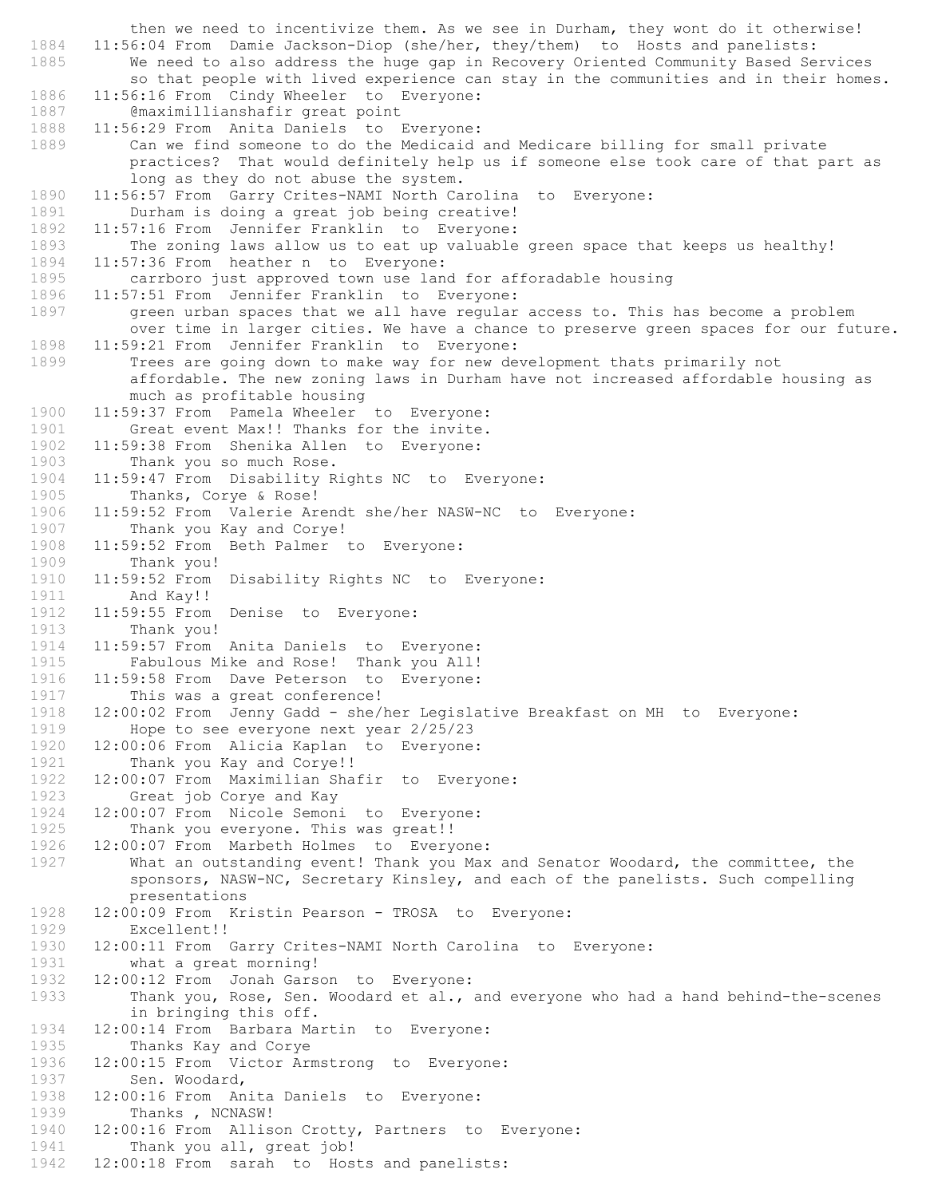```
        then we need to incentivize them. As we see in Durham, they wont do it otherwise!
1884    11:56:04 From  Damie Jackson-Diop (she/her, they/them)  to  Hosts and panelists:
1885        We need to also address the huge gap in Recovery Oriented Community Based Services
            so that people with lived experience can stay in the communities and in their homes.
1886    11:56:16 From  Cindy Wheeler  to  Everyone:
1887        @maximillianshafir great point
1888    11:56:29 From  Anita Daniels  to  Everyone:
1889        Can we find someone to do the Medicaid and Medicare billing for small private
            practices?  That would definitely help us if someone else took care of that part as
            long as they do not abuse the system.
1890    11:56:57 From  Garry Crites-NAMI North Carolina  to  Everyone:
1891        Durham is doing a great job being creative!
1892    11:57:16 From  Jennifer Franklin  to  Everyone:
1893        The zoning laws allow us to eat up valuable green space that keeps us healthy!
1894    11:57:36 From  heather n  to  Everyone:
1895        carrboro just approved town use land for afforadable housing
1896    11:57:51 From  Jennifer Franklin  to  Everyone:
1897        green urban spaces that we all have regular access to. This has become a problem
            over time in larger cities. We have a chance to preserve green spaces for our future.
1898    11:59:21 From  Jennifer Franklin  to  Everyone:
1899        Trees are going down to make way for new development thats primarily not
            affordable. The new zoning laws in Durham have not increased affordable housing as
            much as profitable housing
1900    11:59:37 From  Pamela Wheeler  to  Everyone:
1901        Great event Max!! Thanks for the invite.
1902    11:59:38 From  Shenika Allen  to  Everyone:
1903        Thank you so much Rose.
1904    11:59:47 From  Disability Rights NC  to  Everyone:
1905        Thanks, Corye & Rose!
1906    11:59:52 From  Valerie Arendt she/her NASW-NC  to  Everyone:
1907        Thank you Kay and Corye!
1908    11:59:52 From  Beth Palmer  to  Everyone:
1909        Thank you!
1910    11:59:52 From  Disability Rights NC  to  Everyone:
1911        And Kay!!
1912    11:59:55 From  Denise  to  Everyone:
1913        Thank you!
1914    11:59:57 From  Anita Daniels  to  Everyone:
1915        Fabulous Mike and Rose!  Thank you All!
1916    11:59:58 From  Dave Peterson  to  Everyone:
1917        This was a great conference!
1918    12:00:02 From  Jenny Gadd - she/her Legislative Breakfast on MH  to  Everyone:
1919        Hope to see everyone next year 2/25/23
1920    12:00:06 From  Alicia Kaplan  to  Everyone:
1921        Thank you Kay and Corye!!
1922    12:00:07 From  Maximilian Shafir  to  Everyone:
1923        Great job Corye and Kay
1924    12:00:07 From  Nicole Semoni  to  Everyone:
1925        Thank you everyone. This was great!!
1926    12:00:07 From  Marbeth Holmes  to  Everyone:
1927        What an outstanding event! Thank you Max and Senator Woodard, the committee, the
            sponsors, NASW-NC, Secretary Kinsley, and each of the panelists. Such compelling
            presentations
1928    12:00:09 From  Kristin Pearson - TROSA  to  Everyone:
1929        Excellent!!
1930    12:00:11 From  Garry Crites-NAMI North Carolina  to  Everyone:
1931        what a great morning!
1932    12:00:12 From  Jonah Garson  to  Everyone:
1933        Thank you, Rose, Sen. Woodard et al., and everyone who had a hand behind-the-scenes
            in bringing this off.
1934    12:00:14 From  Barbara Martin  to  Everyone:
1935        Thanks Kay and Corye
1936    12:00:15 From  Victor Armstrong  to  Everyone:
1937        Sen. Woodard,
1938    12:00:16 From  Anita Daniels  to  Everyone:
1939        Thanks , NCNASW!
1940    12:00:16 From  Allison Crotty, Partners  to  Everyone:
1941        Thank you all, great job!
1942    12:00:18 From  sarah  to  Hosts and panelists:
```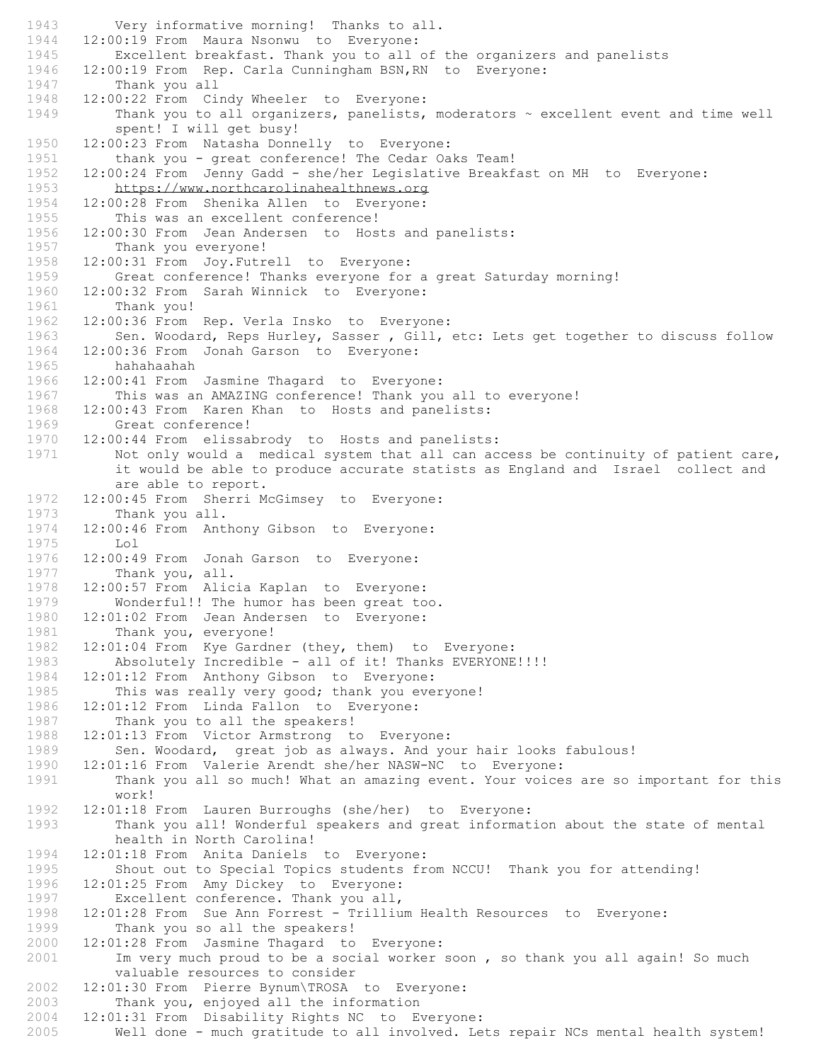```
1943        Very informative morning!  Thanks to all.
1944    12:00:19 From  Maura Nsonwu  to  Everyone:
1945        Excellent breakfast. Thank you to all of the organizers and panelists
1946    12:00:19 From  Rep. Carla Cunningham BSN,RN  to  Everyone:
1947        Thank you all
1948    12:00:22 From  Cindy Wheeler  to  Everyone:
1949        Thank you to all organizers, panelists, moderators ~ excellent event and time well
            spent! I will get busy!
1950    12:00:23 From  Natasha Donnelly  to  Everyone:
1951        thank you - great conference! The Cedar Oaks Team!
1952    12:00:24 From  Jenny Gadd - she/her Legislative Breakfast on MH  to  Everyone:
1953        https://www.northcarolinahealthnews.org
1954    12:00:28 From  Shenika Allen  to  Everyone:
1955        This was an excellent conference!
1956    12:00:30 From  Jean Andersen  to  Hosts and panelists:
1957        Thank you everyone!
1958    12:00:31 From  Joy.Futrell  to  Everyone:
1959        Great conference! Thanks everyone for a great Saturday morning!
1960    12:00:32 From  Sarah Winnick  to  Everyone:
1961        Thank you!
1962    12:00:36 From  Rep. Verla Insko  to  Everyone:
1963        Sen. Woodard, Reps Hurley, Sasser , Gill, etc: Lets get together to discuss follow
1964    12:00:36 From  Jonah Garson  to  Everyone:
1965        hahahaahah
1966    12:00:41 From  Jasmine Thagard  to  Everyone:
1967        This was an AMAZING conference! Thank you all to everyone!
1968    12:00:43 From  Karen Khan  to  Hosts and panelists:
1969        Great conference!
1970    12:00:44 From  elissabrody  to  Hosts and panelists:
1971        Not only would a  medical system that all can access be continuity of patient care,
            it would be able to produce accurate statists as England and  Israel  collect and
            are able to report.
1972    12:00:45 From  Sherri McGimsey  to  Everyone:
1973        Thank you all.
1974    12:00:46 From  Anthony Gibson  to  Everyone:
1975        Lol
1976    12:00:49 From  Jonah Garson  to  Everyone:
1977        Thank you, all.
1978    12:00:57 From  Alicia Kaplan  to  Everyone:
1979        Wonderful!! The humor has been great too.
1980    12:01:02 From  Jean Andersen  to  Everyone:
1981        Thank you, everyone!
1982    12:01:04 From  Kye Gardner (they, them)  to  Everyone:
1983        Absolutely Incredible - all of it! Thanks EVERYONE!!!!
1984    12:01:12 From  Anthony Gibson  to  Everyone:
1985        This was really very good; thank you everyone!
1986    12:01:12 From  Linda Fallon  to  Everyone:
1987        Thank you to all the speakers!
1988    12:01:13 From  Victor Armstrong  to  Everyone:
1989        Sen. Woodard,  great job as always. And your hair looks fabulous!
1990    12:01:16 From  Valerie Arendt she/her NASW-NC  to  Everyone:
1991        Thank you all so much! What an amazing event. Your voices are so important for this
            work!
1992    12:01:18 From  Lauren Burroughs (she/her)  to  Everyone:
1993        Thank you all! Wonderful speakers and great information about the state of mental
            health in North Carolina!
1994    12:01:18 From  Anita Daniels  to  Everyone:
1995        Shout out to Special Topics students from NCCU!  Thank you for attending!
1996    12:01:25 From  Amy Dickey  to  Everyone:
1997        Excellent conference. Thank you all,
1998    12:01:28 From  Sue Ann Forrest - Trillium Health Resources  to  Everyone:
1999        Thank you so all the speakers!
2000    12:01:28 From  Jasmine Thagard  to  Everyone:
2001        Im very much proud to be a social worker soon , so thank you all again! So much
            valuable resources to consider
2002    12:01:30 From  Pierre Bynum\TROSA  to  Everyone:
2003        Thank you, enjoyed all the information
2004    12:01:31 From  Disability Rights NC  to  Everyone:
2005        Well done - much gratitude to all involved. Lets repair NCs mental health system!
```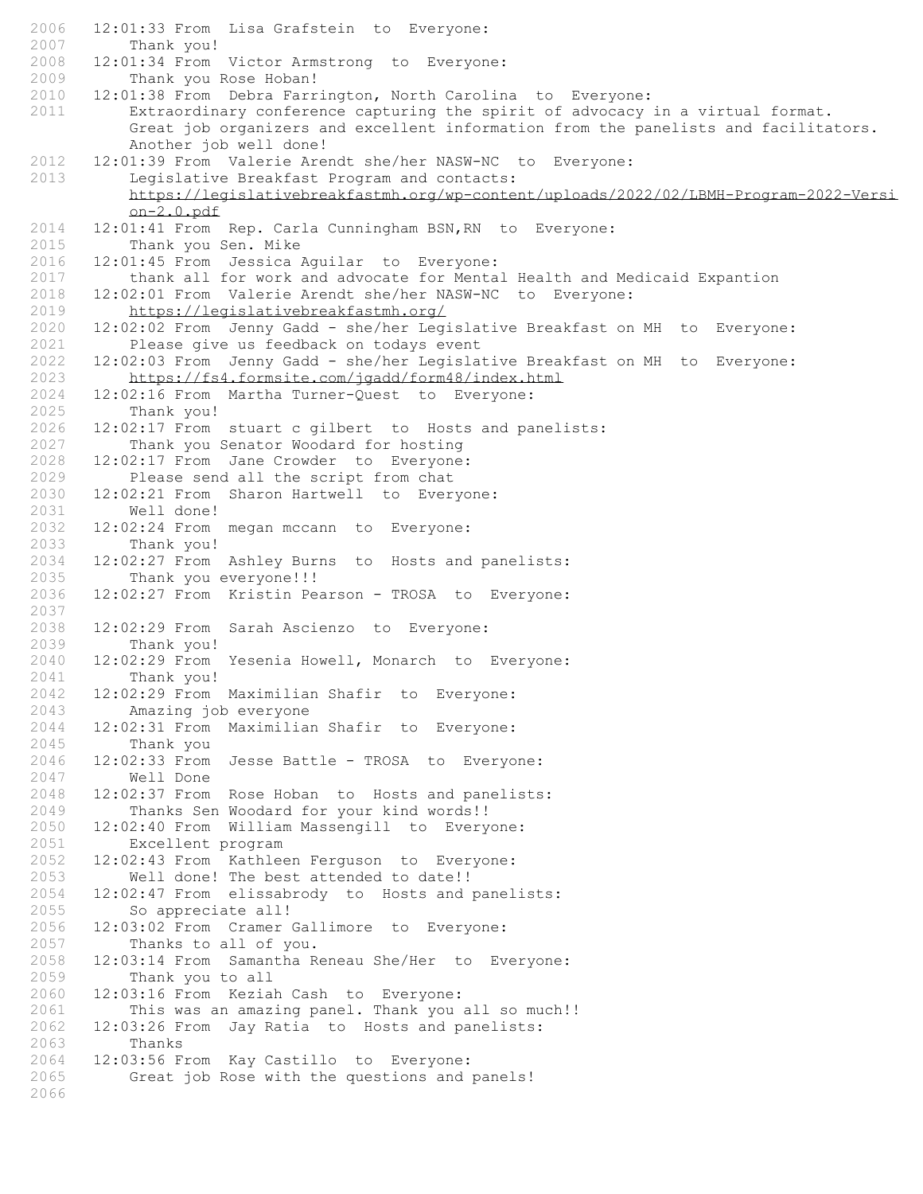2006 12:01:33 From Lisa Grafstein to Everyone:
2007 Thank you!
2008 12:01:34 From Victor Armstrong to Everyone:
2009 Thank you Rose Hoban!
2010 12:01:38 From Debra Farrington, North Carolina to Everyone:
2011 Extraordinary conference capturing the spirit of advocacy in a virtual format. Great job organizers and excellent information from the panelists and facilitators. Another job well done!
2012 12:01:39 From Valerie Arendt she/her NASW-NC to Everyone:
2013 Legislative Breakfast Program and contacts: https://legislativebreakfastmh.org/wp-content/uploads/2022/02/LBMH-Program-2022-Version-2.0.pdf
2014 12:01:41 From Rep. Carla Cunningham BSN,RN to Everyone:
2015 Thank you Sen. Mike
2016 12:01:45 From Jessica Aguilar to Everyone:
2017 thank all for work and advocate for Mental Health and Medicaid Expantion
2018 12:02:01 From Valerie Arendt she/her NASW-NC to Everyone:
2019 https://legislativebreakfastmh.org/
2020 12:02:02 From Jenny Gadd - she/her Legislative Breakfast on MH to Everyone:
2021 Please give us feedback on todays event
2022 12:02:03 From Jenny Gadd - she/her Legislative Breakfast on MH to Everyone:
2023 https://fs4.formsite.com/jgadd/form48/index.html
2024 12:02:16 From Martha Turner-Quest to Everyone:
2025 Thank you!
2026 12:02:17 From stuart c gilbert to Hosts and panelists:
2027 Thank you Senator Woodard for hosting
2028 12:02:17 From Jane Crowder to Everyone:
2029 Please send all the script from chat
2030 12:02:21 From Sharon Hartwell to Everyone:
2031 Well done!
2032 12:02:24 From megan mccann to Everyone:
2033 Thank you!
2034 12:02:27 From Ashley Burns to Hosts and panelists:
2035 Thank you everyone!!!
2036 12:02:27 From Kristin Pearson - TROSA to Everyone:
2037
2038 12:02:29 From Sarah Ascienzo to Everyone:
2039 Thank you!
2040 12:02:29 From Yesenia Howell, Monarch to Everyone:
2041 Thank you!
2042 12:02:29 From Maximilian Shafir to Everyone:
2043 Amazing job everyone
2044 12:02:31 From Maximilian Shafir to Everyone:
2045 Thank you
2046 12:02:33 From Jesse Battle - TROSA to Everyone:
2047 Well Done
2048 12:02:37 From Rose Hoban to Hosts and panelists:
2049 Thanks Sen Woodard for your kind words!!
2050 12:02:40 From William Massengill to Everyone:
2051 Excellent program
2052 12:02:43 From Kathleen Ferguson to Everyone:
2053 Well done! The best attended to date!!
2054 12:02:47 From elissabrody to Hosts and panelists:
2055 So appreciate all!
2056 12:03:02 From Cramer Gallimore to Everyone:
2057 Thanks to all of you.
2058 12:03:14 From Samantha Reneau She/Her to Everyone:
2059 Thank you to all
2060 12:03:16 From Keziah Cash to Everyone:
2061 This was an amazing panel. Thank you all so much!!
2062 12:03:26 From Jay Ratia to Hosts and panelists:
2063 Thanks
2064 12:03:56 From Kay Castillo to Everyone:
2065 Great job Rose with the questions and panels!
2066